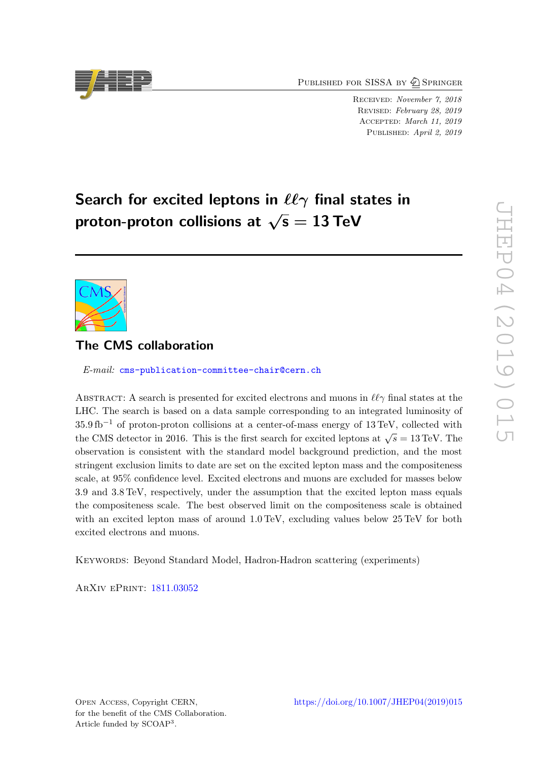Published for SISSA by Springer

Received: *November 7, 2018*
Revised: *February 28, 2019*
Accepted: *March 11, 2019*
Published: *April 2, 2019*

# Search for excited leptons in $\ell\ell\gamma$ final states in proton-proton collisions at $\sqrt{s} = 13$ TeV

## The CMS collaboration

*E-mail:* cms-publication-committee-chair@cern.ch

Abstract: A search is presented for excited electrons and muons in $\ell\ell\gamma$ final states at the LHC. The search is based on a data sample corresponding to an integrated luminosity of $35.9\,\text{fb}^{-1}$ of proton-proton collisions at a center-of-mass energy of 13 TeV, collected with the CMS detector in 2016. This is the first search for excited leptons at $\sqrt{s} = 13$ TeV. The observation is consistent with the standard model background prediction, and the most stringent exclusion limits to date are set on the excited lepton mass and the compositeness scale, at 95% confidence level. Excited electrons and muons are excluded for masses below 3.9 and 3.8 TeV, respectively, under the assumption that the excited lepton mass equals the compositeness scale. The best observed limit on the compositeness scale is obtained with an excited lepton mass of around 1.0 TeV, excluding values below 25 TeV for both excited electrons and muons.

Keywords: Beyond Standard Model, Hadron-Hadron scattering (experiments)

ArXiv ePrint: 1811.03052

Open Access, Copyright CERN, for the benefit of the CMS Collaboration. Article funded by SCOAP[3].

https://doi.org/10.1007/JHEP04(2019)015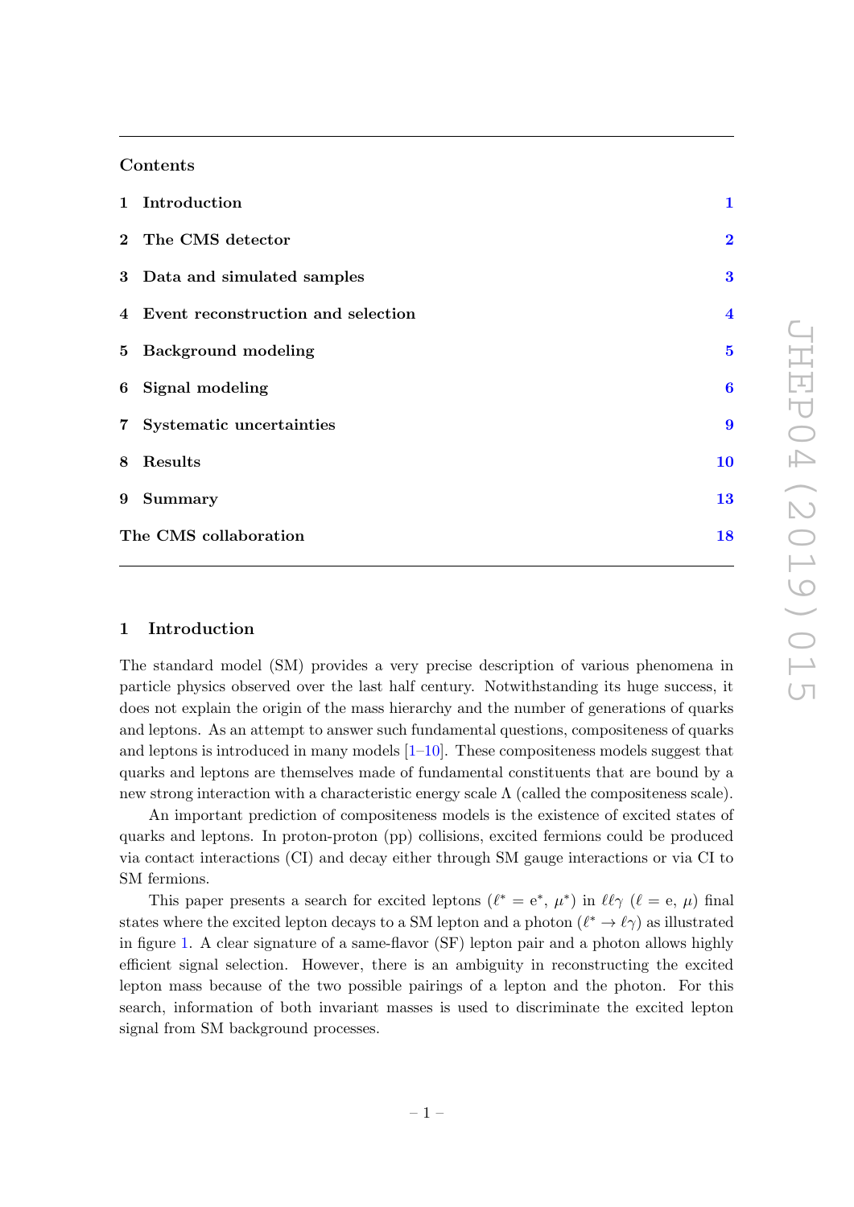## Contents

| | | |
|---|---|---|
| 1 | Introduction | 1 |
| 2 | The CMS detector | 2 |
| 3 | Data and simulated samples | 3 |
| 4 | Event reconstruction and selection | 4 |
| 5 | Background modeling | 5 |
| 6 | Signal modeling | 6 |
| 7 | Systematic uncertainties | 9 |
| 8 | Results | 10 |
| 9 | Summary | 13 |
| | The CMS collaboration | 18 |

# 1 Introduction

The standard model (SM) provides a very precise description of various phenomena in particle physics observed over the last half century. Notwithstanding its huge success, it does not explain the origin of the mass hierarchy and the number of generations of quarks and leptons. As an attempt to answer such fundamental questions, compositeness of quarks and leptons is introduced in many models [1–10]. These compositeness models suggest that quarks and leptons are themselves made of fundamental constituents that are bound by a new strong interaction with a characteristic energy scale $\Lambda$ (called the compositeness scale).

An important prediction of compositeness models is the existence of excited states of quarks and leptons. In proton-proton (pp) collisions, excited fermions could be produced via contact interactions (CI) and decay either through SM gauge interactions or via CI to SM fermions.

This paper presents a search for excited leptons ($\ell^* = \mathrm{e}^*$, $\mu^*$) in $\ell\ell\gamma$ ($\ell = \mathrm{e}$, $\mu$) final states where the excited lepton decays to a SM lepton and a photon ($\ell^* \to \ell\gamma$) as illustrated in figure 1. A clear signature of a same-flavor (SF) lepton pair and a photon allows highly efficient signal selection. However, there is an ambiguity in reconstructing the excited lepton mass because of the two possible pairings of a lepton and the photon. For this search, information of both invariant masses is used to discriminate the excited lepton signal from SM background processes.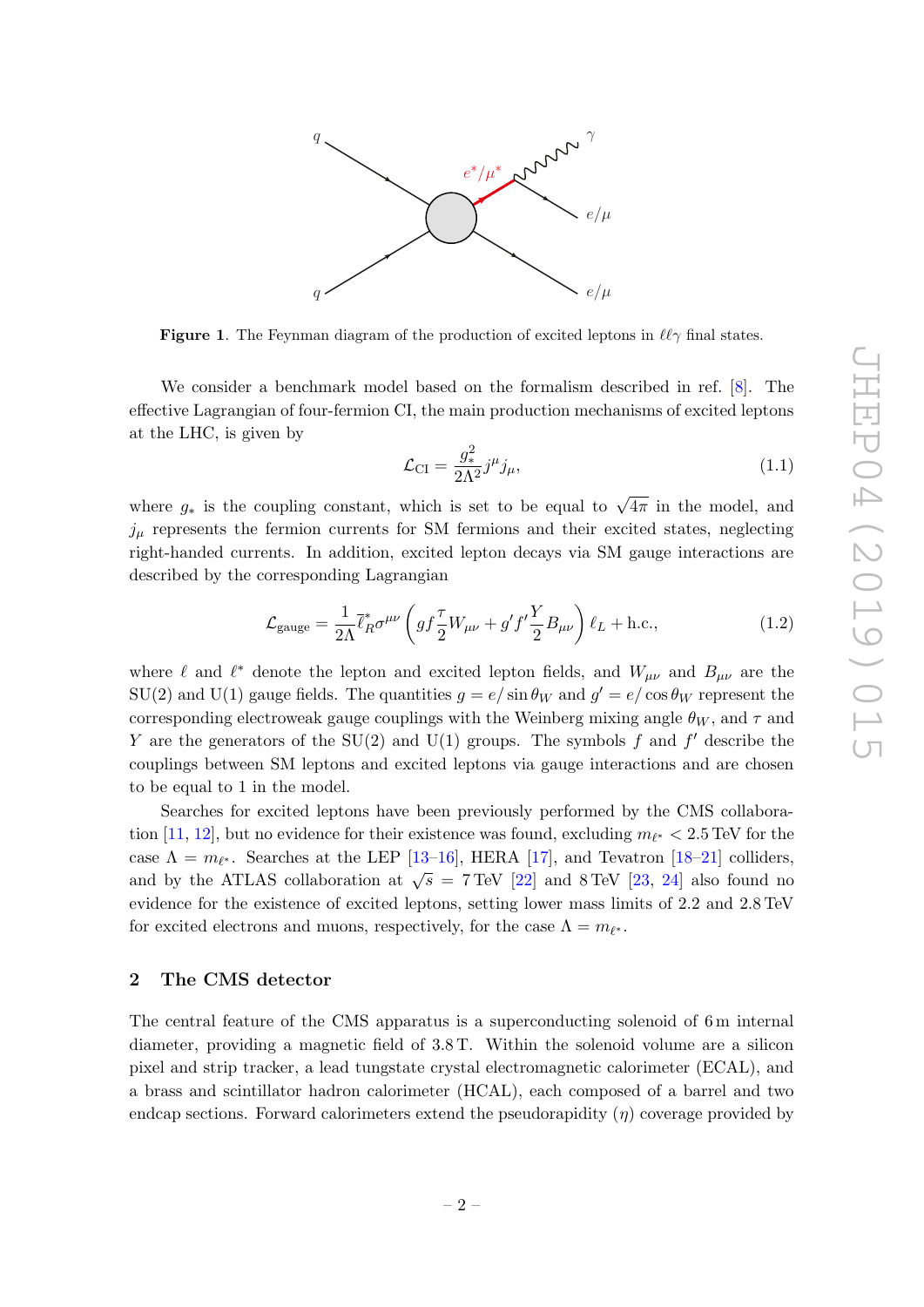Figure 1. The Feynman diagram of the production of excited leptons in $\ell\ell\gamma$ final states.

We consider a benchmark model based on the formalism described in ref. [8]. The effective Lagrangian of four-fermion CI, the main production mechanisms of excited leptons at the LHC, is given by

$$\mathcal{L}_{\mathrm{CI}} = \frac{g_*^2}{2\Lambda^2} j^\mu j_\mu, \tag{1.1}$$

where $g_*$ is the coupling constant, which is set to be equal to $\sqrt{4\pi}$ in the model, and $j_\mu$ represents the fermion currents for SM fermions and their excited states, neglecting right-handed currents. In addition, excited lepton decays via SM gauge interactions are described by the corresponding Lagrangian

$$\mathcal{L}_{\mathrm{gauge}} = \frac{1}{2\Lambda} \bar{\ell}_R^* \sigma^{\mu\nu} \left( g f \frac{\tau}{2} W_{\mu\nu} + g' f' \frac{Y}{2} B_{\mu\nu} \right) \ell_L + \mathrm{h.c.}, \tag{1.2}$$

where $\ell$ and $\ell^*$ denote the lepton and excited lepton fields, and $W_{\mu\nu}$ and $B_{\mu\nu}$ are the SU(2) and U(1) gauge fields. The quantities $g = e/\sin\theta_W$ and $g' = e/\cos\theta_W$ represent the corresponding electroweak gauge couplings with the Weinberg mixing angle $\theta_W$, and $\tau$ and $Y$ are the generators of the SU(2) and U(1) groups. The symbols $f$ and $f'$ describe the couplings between SM leptons and excited leptons via gauge interactions and are chosen to be equal to 1 in the model.

Searches for excited leptons have been previously performed by the CMS collaboration [11, 12], but no evidence for their existence was found, excluding $m_{\ell^*} < 2.5\,\mathrm{TeV}$ for the case $\Lambda = m_{\ell^*}$. Searches at the LEP [13–16], HERA [17], and Tevatron [18–21] colliders, and by the ATLAS collaboration at $\sqrt{s} = 7\,\mathrm{TeV}$ [22] and $8\,\mathrm{TeV}$ [23, 24] also found no evidence for the existence of excited leptons, setting lower mass limits of 2.2 and 2.8 TeV for excited electrons and muons, respectively, for the case $\Lambda = m_{\ell^*}$.

## 2 The CMS detector

The central feature of the CMS apparatus is a superconducting solenoid of 6 m internal diameter, providing a magnetic field of 3.8 T. Within the solenoid volume are a silicon pixel and strip tracker, a lead tungstate crystal electromagnetic calorimeter (ECAL), and a brass and scintillator hadron calorimeter (HCAL), each composed of a barrel and two endcap sections. Forward calorimeters extend the pseudorapidity ($\eta$) coverage provided by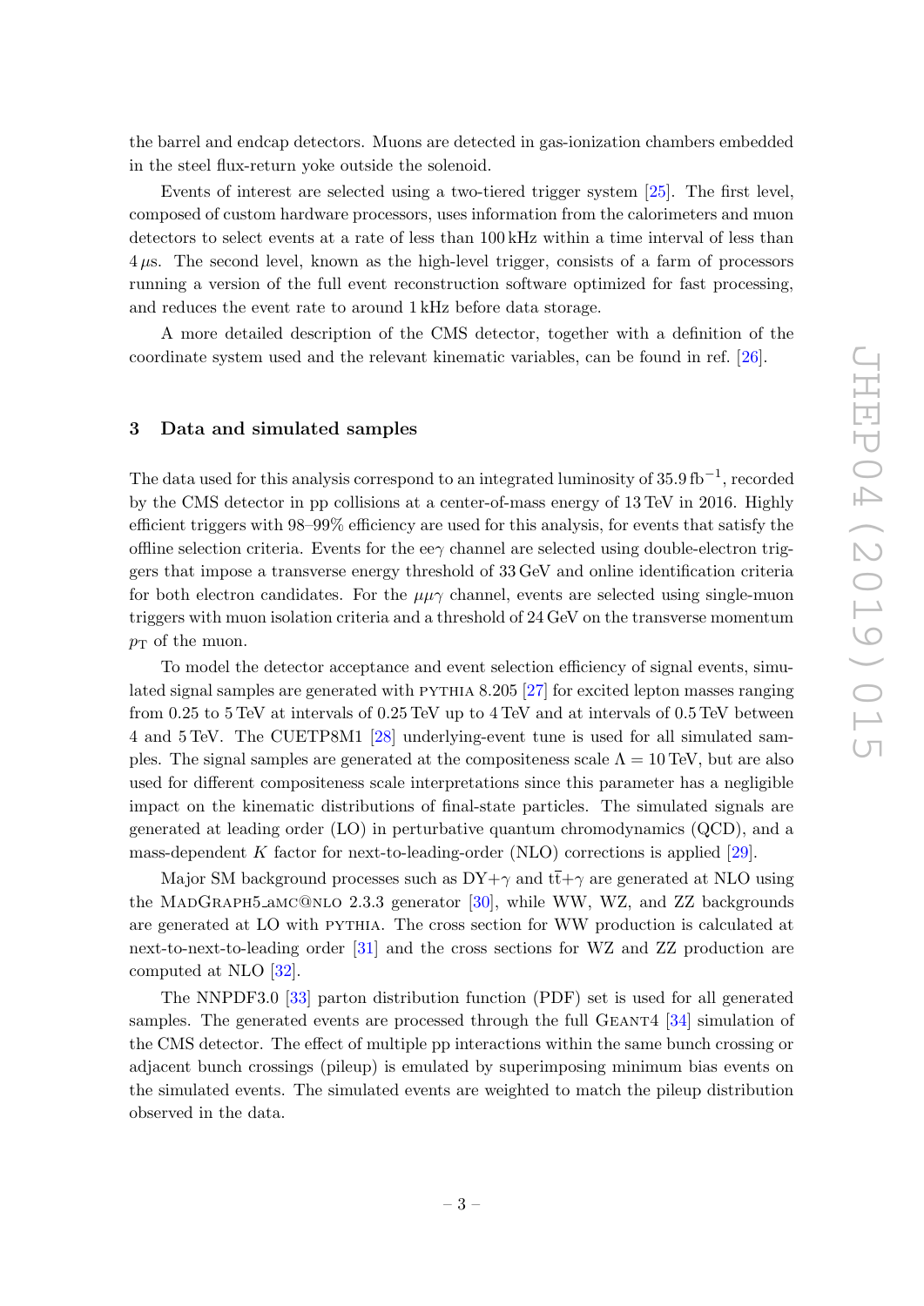the barrel and endcap detectors. Muons are detected in gas-ionization chambers embedded in the steel flux-return yoke outside the solenoid.

Events of interest are selected using a two-tiered trigger system [25]. The first level, composed of custom hardware processors, uses information from the calorimeters and muon detectors to select events at a rate of less than 100 kHz within a time interval of less than 4 $\mu$s. The second level, known as the high-level trigger, consists of a farm of processors running a version of the full event reconstruction software optimized for fast processing, and reduces the event rate to around 1 kHz before data storage.

A more detailed description of the CMS detector, together with a definition of the coordinate system used and the relevant kinematic variables, can be found in ref. [26].

## 3 Data and simulated samples

The data used for this analysis correspond to an integrated luminosity of 35.9 $\mathrm{fb}^{-1}$, recorded by the CMS detector in pp collisions at a center-of-mass energy of 13 TeV in 2016. Highly efficient triggers with 98–99% efficiency are used for this analysis, for events that satisfy the offline selection criteria. Events for the ee$\gamma$ channel are selected using double-electron triggers that impose a transverse energy threshold of 33 GeV and online identification criteria for both electron candidates. For the $\mu\mu\gamma$ channel, events are selected using single-muon triggers with muon isolation criteria and a threshold of 24 GeV on the transverse momentum $p_{\mathrm{T}}$ of the muon.

To model the detector acceptance and event selection efficiency of signal events, simulated signal samples are generated with PYTHIA 8.205 [27] for excited lepton masses ranging from 0.25 to 5 TeV at intervals of 0.25 TeV up to 4 TeV and at intervals of 0.5 TeV between 4 and 5 TeV. The CUETP8M1 [28] underlying-event tune is used for all simulated samples. The signal samples are generated at the compositeness scale $\Lambda = 10$ TeV, but are also used for different compositeness scale interpretations since this parameter has a negligible impact on the kinematic distributions of final-state particles. The simulated signals are generated at leading order (LO) in perturbative quantum chromodynamics (QCD), and a mass-dependent $K$ factor for next-to-leading-order (NLO) corrections is applied [29].

Major SM background processes such as DY+$\gamma$ and $\mathrm{t\bar{t}}$+$\gamma$ are generated at NLO using the MADGRAPH5_aMC@NLO 2.3.3 generator [30], while WW, WZ, and ZZ backgrounds are generated at LO with PYTHIA. The cross section for WW production is calculated at next-to-next-to-leading order [31] and the cross sections for WZ and ZZ production are computed at NLO [32].

The NNPDF3.0 [33] parton distribution function (PDF) set is used for all generated samples. The generated events are processed through the full GEANT4 [34] simulation of the CMS detector. The effect of multiple pp interactions within the same bunch crossing or adjacent bunch crossings (pileup) is emulated by superimposing minimum bias events on the simulated events. The simulated events are weighted to match the pileup distribution observed in the data.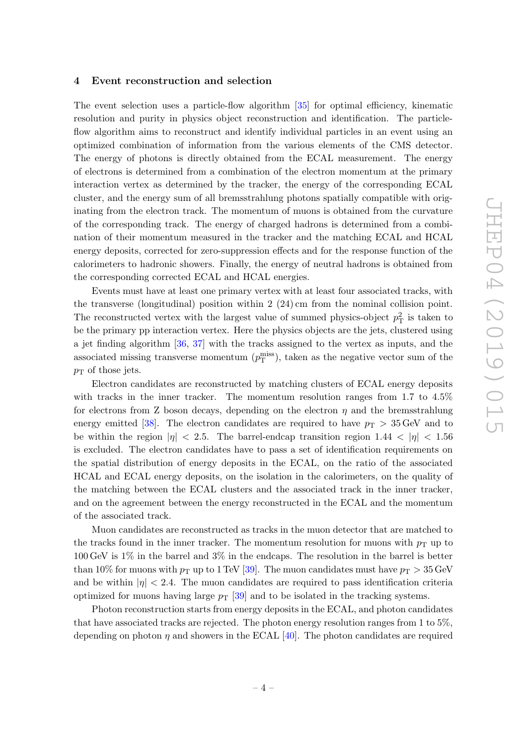## 4 Event reconstruction and selection

The event selection uses a particle-flow algorithm [35] for optimal efficiency, kinematic resolution and purity in physics object reconstruction and identification. The particle-flow algorithm aims to reconstruct and identify individual particles in an event using an optimized combination of information from the various elements of the CMS detector. The energy of photons is directly obtained from the ECAL measurement. The energy of electrons is determined from a combination of the electron momentum at the primary interaction vertex as determined by the tracker, the energy of the corresponding ECAL cluster, and the energy sum of all bremsstrahlung photons spatially compatible with originating from the electron track. The momentum of muons is obtained from the curvature of the corresponding track. The energy of charged hadrons is determined from a combination of their momentum measured in the tracker and the matching ECAL and HCAL energy deposits, corrected for zero-suppression effects and for the response function of the calorimeters to hadronic showers. Finally, the energy of neutral hadrons is obtained from the corresponding corrected ECAL and HCAL energies.

Events must have at least one primary vertex with at least four associated tracks, with the transverse (longitudinal) position within 2 (24) cm from the nominal collision point. The reconstructed vertex with the largest value of summed physics-object $p_{\mathrm{T}}^2$ is taken to be the primary pp interaction vertex. Here the physics objects are the jets, clustered using a jet finding algorithm [36, 37] with the tracks assigned to the vertex as inputs, and the associated missing transverse momentum ($p_{\mathrm{T}}^{\mathrm{miss}}$), taken as the negative vector sum of the $p_{\mathrm{T}}$ of those jets.

Electron candidates are reconstructed by matching clusters of ECAL energy deposits with tracks in the inner tracker. The momentum resolution ranges from 1.7 to 4.5% for electrons from Z boson decays, depending on the electron $\eta$ and the bremsstrahlung energy emitted [38]. The electron candidates are required to have $p_{\mathrm{T}} > 35\,\mathrm{GeV}$ and to be within the region $|\eta| < 2.5$. The barrel-endcap transition region $1.44 < |\eta| < 1.56$ is excluded. The electron candidates have to pass a set of identification requirements on the spatial distribution of energy deposits in the ECAL, on the ratio of the associated HCAL and ECAL energy deposits, on the isolation in the calorimeters, on the quality of the matching between the ECAL clusters and the associated track in the inner tracker, and on the agreement between the energy reconstructed in the ECAL and the momentum of the associated track.

Muon candidates are reconstructed as tracks in the muon detector that are matched to the tracks found in the inner tracker. The momentum resolution for muons with $p_{\mathrm{T}}$ up to 100 GeV is 1% in the barrel and 3% in the endcaps. The resolution in the barrel is better than 10% for muons with $p_{\mathrm{T}}$ up to 1 TeV [39]. The muon candidates must have $p_{\mathrm{T}} > 35\,\mathrm{GeV}$ and be within $|\eta| < 2.4$. The muon candidates are required to pass identification criteria optimized for muons having large $p_{\mathrm{T}}$ [39] and to be isolated in the tracking systems.

Photon reconstruction starts from energy deposits in the ECAL, and photon candidates that have associated tracks are rejected. The photon energy resolution ranges from 1 to 5%, depending on photon $\eta$ and showers in the ECAL [40]. The photon candidates are required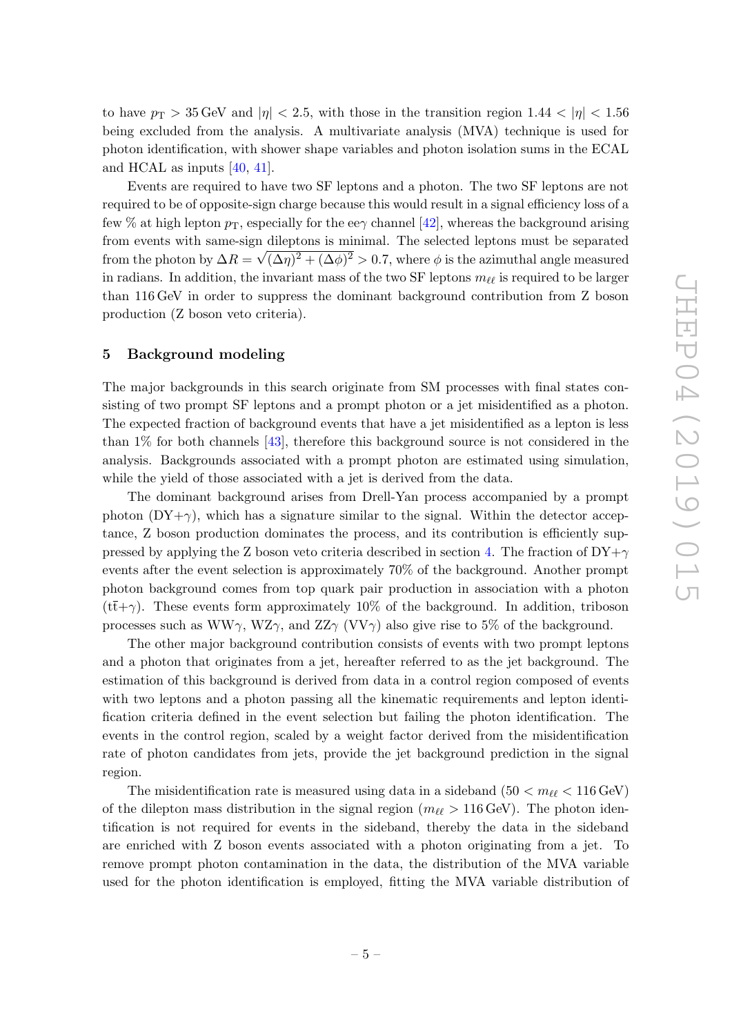to have $p_{\mathrm{T}} > 35\,\mathrm{GeV}$ and $|\eta| < 2.5$, with those in the transition region $1.44 < |\eta| < 1.56$ being excluded from the analysis. A multivariate analysis (MVA) technique is used for photon identification, with shower shape variables and photon isolation sums in the ECAL and HCAL as inputs [40, 41].

Events are required to have two SF leptons and a photon. The two SF leptons are not required to be of opposite-sign charge because this would result in a signal efficiency loss of a few % at high lepton $p_{\mathrm{T}}$, especially for the ee$\gamma$ channel [42], whereas the background arising from events with same-sign dileptons is minimal. The selected leptons must be separated from the photon by $\Delta R = \sqrt{(\Delta\eta)^2 + (\Delta\phi)^2} > 0.7$, where $\phi$ is the azimuthal angle measured in radians. In addition, the invariant mass of the two SF leptons $m_{\ell\ell}$ is required to be larger than 116 GeV in order to suppress the dominant background contribution from Z boson production (Z boson veto criteria).

## 5 Background modeling

The major backgrounds in this search originate from SM processes with final states consisting of two prompt SF leptons and a prompt photon or a jet misidentified as a photon. The expected fraction of background events that have a jet misidentified as a lepton is less than 1% for both channels [43], therefore this background source is not considered in the analysis. Backgrounds associated with a prompt photon are estimated using simulation, while the yield of those associated with a jet is derived from the data.

The dominant background arises from Drell-Yan process accompanied by a prompt photon (DY+$\gamma$), which has a signature similar to the signal. Within the detector acceptance, Z boson production dominates the process, and its contribution is efficiently suppressed by applying the Z boson veto criteria described in section 4. The fraction of DY+$\gamma$ events after the event selection is approximately 70% of the background. Another prompt photon background comes from top quark pair production in association with a photon ($\mathrm{t\bar{t}}$+$\gamma$). These events form approximately 10% of the background. In addition, triboson processes such as WW$\gamma$, WZ$\gamma$, and ZZ$\gamma$ (VV$\gamma$) also give rise to 5% of the background.

The other major background contribution consists of events with two prompt leptons and a photon that originates from a jet, hereafter referred to as the jet background. The estimation of this background is derived from data in a control region composed of events with two leptons and a photon passing all the kinematic requirements and lepton identification criteria defined in the event selection but failing the photon identification. The events in the control region, scaled by a weight factor derived from the misidentification rate of photon candidates from jets, provide the jet background prediction in the signal region.

The misidentification rate is measured using data in a sideband ($50 < m_{\ell\ell} < 116\,\mathrm{GeV}$) of the dilepton mass distribution in the signal region ($m_{\ell\ell} > 116\,\mathrm{GeV}$). The photon identification is not required for events in the sideband, thereby the data in the sideband are enriched with Z boson events associated with a photon originating from a jet. To remove prompt photon contamination in the data, the distribution of the MVA variable used for the photon identification is employed, fitting the MVA variable distribution of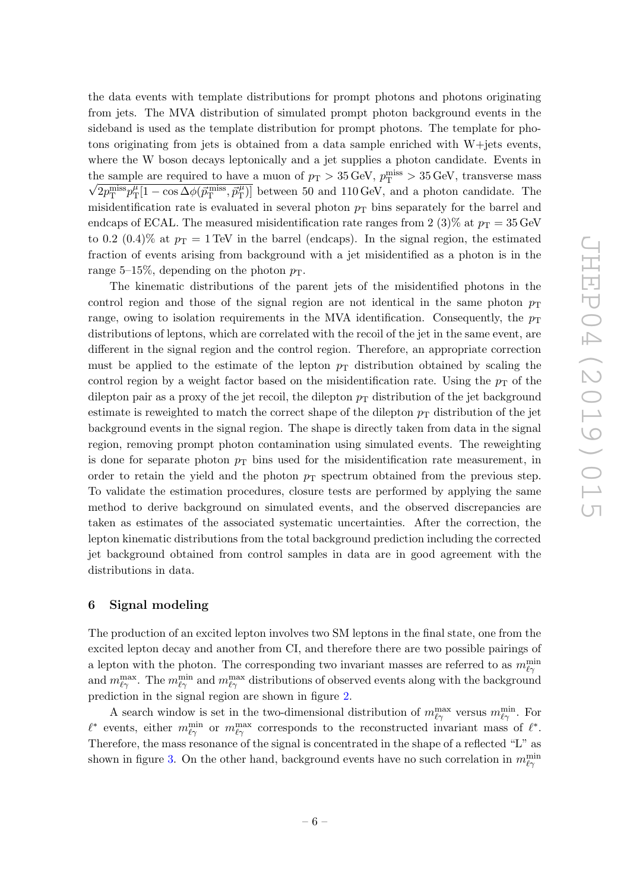the data events with template distributions for prompt photons and photons originating from jets. The MVA distribution of simulated prompt photon background events in the sideband is used as the template distribution for prompt photons. The template for photons originating from jets is obtained from a data sample enriched with W+jets events, where the W boson decays leptonically and a jet supplies a photon candidate. Events in the sample are required to have a muon of $p_{\mathrm{T}} > 35\,\mathrm{GeV}$, $p_{\mathrm{T}}^{\mathrm{miss}} > 35\,\mathrm{GeV}$, transverse mass $\sqrt{2p_{\mathrm{T}}^{\mathrm{miss}} p_{\mathrm{T}}^{\mu}[1 - \cos\Delta\phi(\vec{p}_{\mathrm{T}}^{\mathrm{miss}}, \vec{p}_{\mathrm{T}}^{\mu})]}$ between 50 and 110 GeV, and a photon candidate. The misidentification rate is evaluated in several photon $p_{\mathrm{T}}$ bins separately for the barrel and endcaps of ECAL. The measured misidentification rate ranges from 2 (3)% at $p_{\mathrm{T}} = 35\,\mathrm{GeV}$ to 0.2 (0.4)% at $p_{\mathrm{T}} = 1\,\mathrm{TeV}$ in the barrel (endcaps). In the signal region, the estimated fraction of events arising from background with a jet misidentified as a photon is in the range 5–15%, depending on the photon $p_{\mathrm{T}}$.

The kinematic distributions of the parent jets of the misidentified photons in the control region and those of the signal region are not identical in the same photon $p_{\mathrm{T}}$ range, owing to isolation requirements in the MVA identification. Consequently, the $p_{\mathrm{T}}$ distributions of leptons, which are correlated with the recoil of the jet in the same event, are different in the signal region and the control region. Therefore, an appropriate correction must be applied to the estimate of the lepton $p_{\mathrm{T}}$ distribution obtained by scaling the control region by a weight factor based on the misidentification rate. Using the $p_{\mathrm{T}}$ of the dilepton pair as a proxy of the jet recoil, the dilepton $p_{\mathrm{T}}$ distribution of the jet background estimate is reweighted to match the correct shape of the dilepton $p_{\mathrm{T}}$ distribution of the jet background events in the signal region. The shape is directly taken from data in the signal region, removing prompt photon contamination using simulated events. The reweighting is done for separate photon $p_{\mathrm{T}}$ bins used for the misidentification rate measurement, in order to retain the yield and the photon $p_{\mathrm{T}}$ spectrum obtained from the previous step. To validate the estimation procedures, closure tests are performed by applying the same method to derive background on simulated events, and the observed discrepancies are taken as estimates of the associated systematic uncertainties. After the correction, the lepton kinematic distributions from the total background prediction including the corrected jet background obtained from control samples in data are in good agreement with the distributions in data.

## 6 Signal modeling

The production of an excited lepton involves two SM leptons in the final state, one from the excited lepton decay and another from CI, and therefore there are two possible pairings of a lepton with the photon. The corresponding two invariant masses are referred to as $m_{\ell\gamma}^{\mathrm{min}}$ and $m_{\ell\gamma}^{\mathrm{max}}$. The $m_{\ell\gamma}^{\mathrm{min}}$ and $m_{\ell\gamma}^{\mathrm{max}}$ distributions of observed events along with the background prediction in the signal region are shown in figure 2.

A search window is set in the two-dimensional distribution of $m_{\ell\gamma}^{\mathrm{max}}$ versus $m_{\ell\gamma}^{\mathrm{min}}$. For $\ell^*$ events, either $m_{\ell\gamma}^{\mathrm{min}}$ or $m_{\ell\gamma}^{\mathrm{max}}$ corresponds to the reconstructed invariant mass of $\ell^*$. Therefore, the mass resonance of the signal is concentrated in the shape of a reflected "L" as shown in figure 3. On the other hand, background events have no such correlation in $m_{\ell\gamma}^{\mathrm{min}}$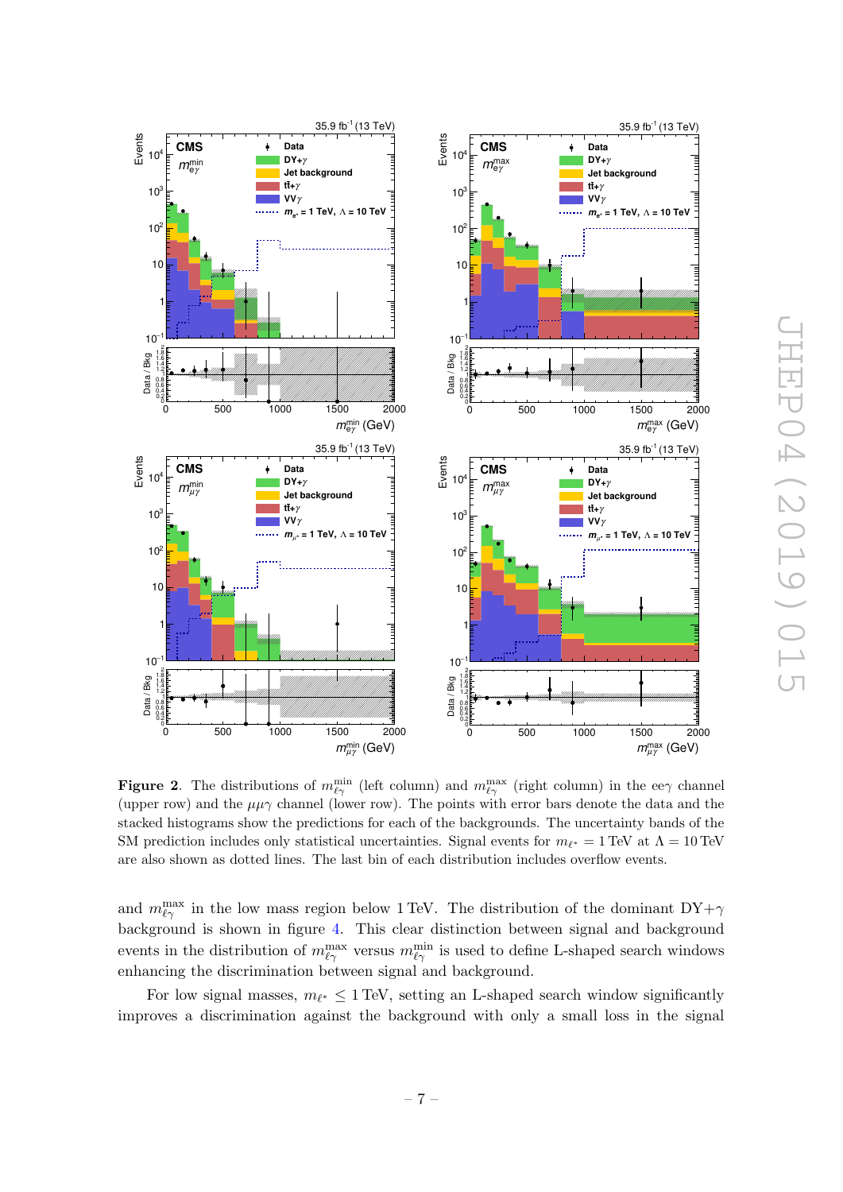**Figure 2**. The distributions of $m_{\ell\gamma}^{\min}$ (left column) and $m_{\ell\gamma}^{\max}$ (right column) in the ee$\gamma$ channel (upper row) and the $\mu\mu\gamma$ channel (lower row). The points with error bars denote the data and the stacked histograms show the predictions for each of the backgrounds. The uncertainty bands of the SM prediction includes only statistical uncertainties. Signal events for $m_{\ell^*} = 1\,\text{TeV}$ at $\Lambda = 10\,\text{TeV}$ are also shown as dotted lines. The last bin of each distribution includes overflow events.

and $m_{\ell\gamma}^{\max}$ in the low mass region below 1 TeV. The distribution of the dominant DY+$\gamma$ background is shown in figure 4. This clear distinction between signal and background events in the distribution of $m_{\ell\gamma}^{\max}$ versus $m_{\ell\gamma}^{\min}$ is used to define L-shaped search windows enhancing the discrimination between signal and background.

For low signal masses, $m_{\ell^*} \leq 1\,\text{TeV}$, setting an L-shaped search window significantly improves a discrimination against the background with only a small loss in the signal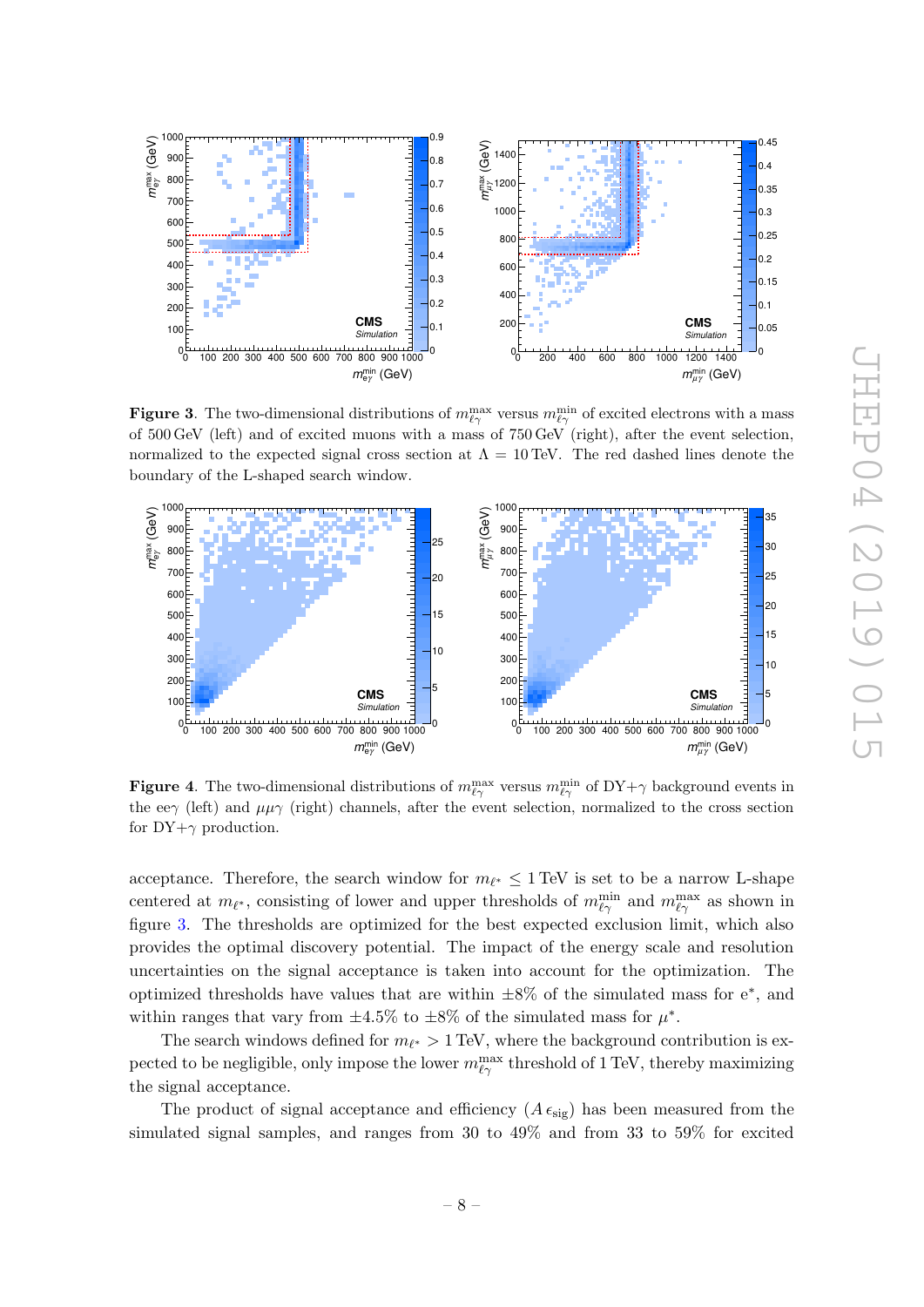**Figure 3**. The two-dimensional distributions of $m_{\ell\gamma}^{\max}$ versus $m_{\ell\gamma}^{\min}$ of excited electrons with a mass of 500 GeV (left) and of excited muons with a mass of 750 GeV (right), after the event selection, normalized to the expected signal cross section at $\Lambda = 10\,\text{TeV}$. The red dashed lines denote the boundary of the L-shaped search window.

**Figure 4**. The two-dimensional distributions of $m_{\ell\gamma}^{\max}$ versus $m_{\ell\gamma}^{\min}$ of DY+$\gamma$ background events in the ee$\gamma$ (left) and $\mu\mu\gamma$ (right) channels, after the event selection, normalized to the cross section for DY+$\gamma$ production.

acceptance. Therefore, the search window for $m_{\ell^*} \leq 1\,\text{TeV}$ is set to be a narrow L-shape centered at $m_{\ell^*}$, consisting of lower and upper thresholds of $m_{\ell\gamma}^{\min}$ and $m_{\ell\gamma}^{\max}$ as shown in figure 3. The thresholds are optimized for the best expected exclusion limit, which also provides the optimal discovery potential. The impact of the energy scale and resolution uncertainties on the signal acceptance is taken into account for the optimization. The optimized thresholds have values that are within $\pm 8\%$ of the simulated mass for $\mathrm{e}^*$, and within ranges that vary from $\pm 4.5\%$ to $\pm 8\%$ of the simulated mass for $\mu^*$.

The search windows defined for $m_{\ell^*} > 1\,\text{TeV}$, where the background contribution is expected to be negligible, only impose the lower $m_{\ell\gamma}^{\max}$ threshold of 1 TeV, thereby maximizing the signal acceptance.

The product of signal acceptance and efficiency ($A\,\epsilon_{\text{sig}}$) has been measured from the simulated signal samples, and ranges from 30 to 49% and from 33 to 59% for excited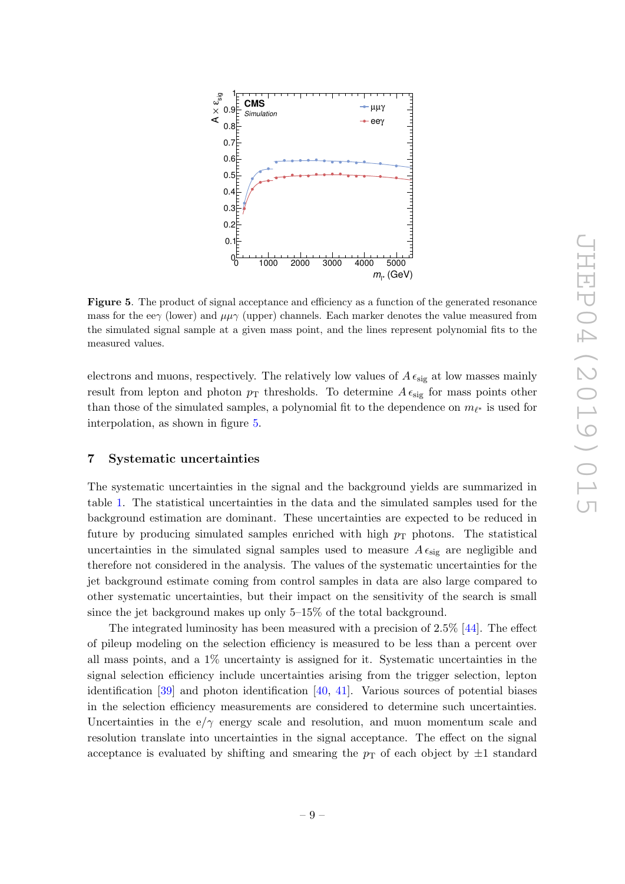**Figure 5**. The product of signal acceptance and efficiency as a function of the generated resonance mass for the e$e\gamma$ (lower) and $\mu\mu\gamma$ (upper) channels. Each marker denotes the value measured from the simulated signal sample at a given mass point, and the lines represent polynomial fits to the measured values.

electrons and muons, respectively. The relatively low values of $A\,\epsilon_{\text{sig}}$ at low masses mainly result from lepton and photon $p_{\text{T}}$ thresholds. To determine $A\,\epsilon_{\text{sig}}$ for mass points other than those of the simulated samples, a polynomial fit to the dependence on $m_{\ell^*}$ is used for interpolation, as shown in figure 5.

## 7 Systematic uncertainties

The systematic uncertainties in the signal and the background yields are summarized in table 1. The statistical uncertainties in the data and the simulated samples used for the background estimation are dominant. These uncertainties are expected to be reduced in future by producing simulated samples enriched with high $p_{\text{T}}$ photons. The statistical uncertainties in the simulated signal samples used to measure $A\,\epsilon_{\text{sig}}$ are negligible and therefore not considered in the analysis. The values of the systematic uncertainties for the jet background estimate coming from control samples in data are also large compared to other systematic uncertainties, but their impact on the sensitivity of the search is small since the jet background makes up only 5–15% of the total background.

The integrated luminosity has been measured with a precision of 2.5% [44]. The effect of pileup modeling on the selection efficiency is measured to be less than a percent over all mass points, and a 1% uncertainty is assigned for it. Systematic uncertainties in the signal selection efficiency include uncertainties arising from the trigger selection, lepton identification [39] and photon identification [40, 41]. Various sources of potential biases in the selection efficiency measurements are considered to determine such uncertainties. Uncertainties in the e/$\gamma$ energy scale and resolution, and muon momentum scale and resolution translate into uncertainties in the signal acceptance. The effect on the signal acceptance is evaluated by shifting and smearing the $p_{\text{T}}$ of each object by $\pm 1$ standard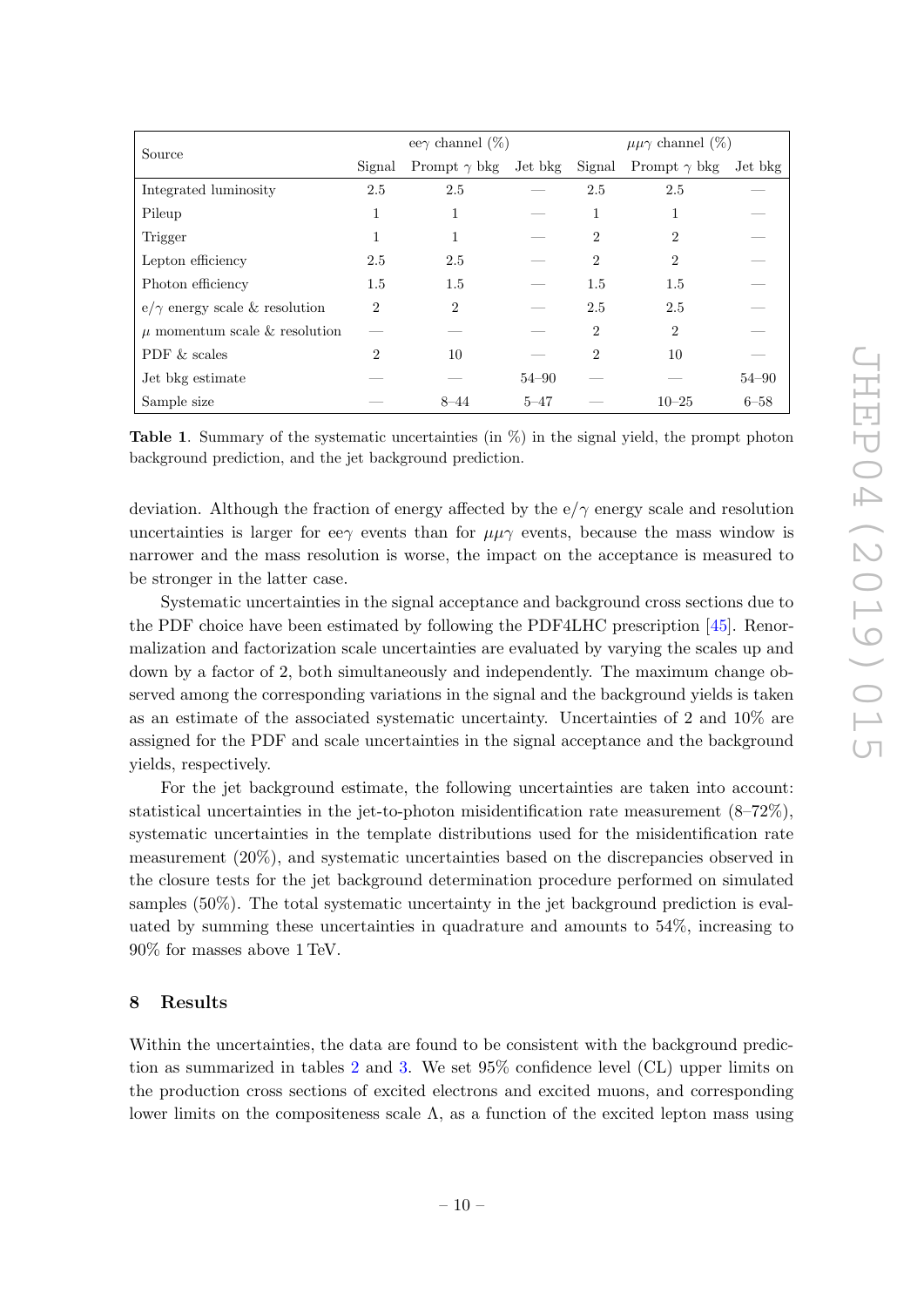| Source | $ee\gamma$ channel (%) | | | $\mu\mu\gamma$ channel (%) | | |
|---|---|---|---|---|---|---|
| | Signal | Prompt $\gamma$ bkg | Jet bkg | Signal | Prompt $\gamma$ bkg | Jet bkg |
| Integrated luminosity | 2.5 | 2.5 | — | 2.5 | 2.5 | — |
| Pileup | 1 | 1 | — | 1 | 1 | — |
| Trigger | 1 | 1 | — | 2 | 2 | — |
| Lepton efficiency | 2.5 | 2.5 | — | 2 | 2 | — |
| Photon efficiency | 1.5 | 1.5 | — | 1.5 | 1.5 | — |
| $e/\gamma$ energy scale & resolution | 2 | 2 | — | 2.5 | 2.5 | — |
| $\mu$ momentum scale & resolution | — | — | — | 2 | 2 | — |
| PDF & scales | 2 | 10 | — | 2 | 10 | — |
| Jet bkg estimate | — | — | 54–90 | — | — | 54–90 |
| Sample size | — | 8–44 | 5–47 | — | 10–25 | 6–58 |

**Table 1**. Summary of the systematic uncertainties (in %) in the signal yield, the prompt photon background prediction, and the jet background prediction.

deviation. Although the fraction of energy affected by the $e/\gamma$ energy scale and resolution uncertainties is larger for $ee\gamma$ events than for $\mu\mu\gamma$ events, because the mass window is narrower and the mass resolution is worse, the impact on the acceptance is measured to be stronger in the latter case.

Systematic uncertainties in the signal acceptance and background cross sections due to the PDF choice have been estimated by following the PDF4LHC prescription [45]. Renormalization and factorization scale uncertainties are evaluated by varying the scales up and down by a factor of 2, both simultaneously and independently. The maximum change observed among the corresponding variations in the signal and the background yields is taken as an estimate of the associated systematic uncertainty. Uncertainties of 2 and 10% are assigned for the PDF and scale uncertainties in the signal acceptance and the background yields, respectively.

For the jet background estimate, the following uncertainties are taken into account: statistical uncertainties in the jet-to-photon misidentification rate measurement (8–72%), systematic uncertainties in the template distributions used for the misidentification rate measurement (20%), and systematic uncertainties based on the discrepancies observed in the closure tests for the jet background determination procedure performed on simulated samples (50%). The total systematic uncertainty in the jet background prediction is evaluated by summing these uncertainties in quadrature and amounts to 54%, increasing to 90% for masses above 1 TeV.

## 8 Results

Within the uncertainties, the data are found to be consistent with the background prediction as summarized in tables 2 and 3. We set 95% confidence level (CL) upper limits on the production cross sections of excited electrons and excited muons, and corresponding lower limits on the compositeness scale $\Lambda$, as a function of the excited lepton mass using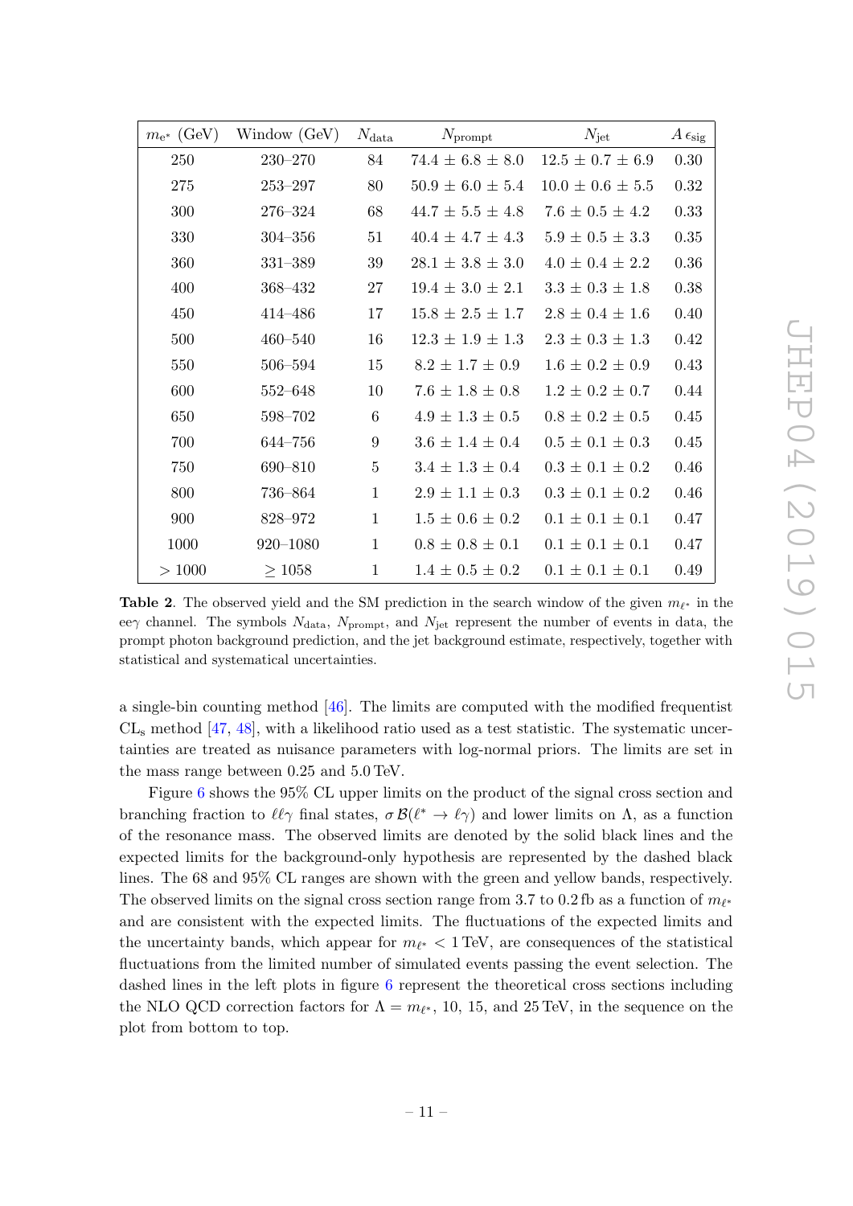| $m_{e^*}$ (GeV) | Window (GeV) | $N_{\text{data}}$ | $N_{\text{prompt}}$ | $N_{\text{jet}}$ | $A\,\epsilon_{\text{sig}}$ |
|---|---|---|---|---|---|
| 250 | 230–270 | 84 | $74.4 \pm 6.8 \pm 8.0$ | $12.5 \pm 0.7 \pm 6.9$ | 0.30 |
| 275 | 253–297 | 80 | $50.9 \pm 6.0 \pm 5.4$ | $10.0 \pm 0.6 \pm 5.5$ | 0.32 |
| 300 | 276–324 | 68 | $44.7 \pm 5.5 \pm 4.8$ | $7.6 \pm 0.5 \pm 4.2$ | 0.33 |
| 330 | 304–356 | 51 | $40.4 \pm 4.7 \pm 4.3$ | $5.9 \pm 0.5 \pm 3.3$ | 0.35 |
| 360 | 331–389 | 39 | $28.1 \pm 3.8 \pm 3.0$ | $4.0 \pm 0.4 \pm 2.2$ | 0.36 |
| 400 | 368–432 | 27 | $19.4 \pm 3.0 \pm 2.1$ | $3.3 \pm 0.3 \pm 1.8$ | 0.38 |
| 450 | 414–486 | 17 | $15.8 \pm 2.5 \pm 1.7$ | $2.8 \pm 0.4 \pm 1.6$ | 0.40 |
| 500 | 460–540 | 16 | $12.3 \pm 1.9 \pm 1.3$ | $2.3 \pm 0.3 \pm 1.3$ | 0.42 |
| 550 | 506–594 | 15 | $8.2 \pm 1.7 \pm 0.9$ | $1.6 \pm 0.2 \pm 0.9$ | 0.43 |
| 600 | 552–648 | 10 | $7.6 \pm 1.8 \pm 0.8$ | $1.2 \pm 0.2 \pm 0.7$ | 0.44 |
| 650 | 598–702 | 6 | $4.9 \pm 1.3 \pm 0.5$ | $0.8 \pm 0.2 \pm 0.5$ | 0.45 |
| 700 | 644–756 | 9 | $3.6 \pm 1.4 \pm 0.4$ | $0.5 \pm 0.1 \pm 0.3$ | 0.45 |
| 750 | 690–810 | 5 | $3.4 \pm 1.3 \pm 0.4$ | $0.3 \pm 0.1 \pm 0.2$ | 0.46 |
| 800 | 736–864 | 1 | $2.9 \pm 1.1 \pm 0.3$ | $0.3 \pm 0.1 \pm 0.2$ | 0.46 |
| 900 | 828–972 | 1 | $1.5 \pm 0.6 \pm 0.2$ | $0.1 \pm 0.1 \pm 0.1$ | 0.47 |
| 1000 | 920–1080 | 1 | $0.8 \pm 0.8 \pm 0.1$ | $0.1 \pm 0.1 \pm 0.1$ | 0.47 |
| $> 1000$ | $\geq 1058$ | 1 | $1.4 \pm 0.5 \pm 0.2$ | $0.1 \pm 0.1 \pm 0.1$ | 0.49 |

**Table 2**. The observed yield and the SM prediction in the search window of the given $m_{\ell^*}$ in the $ee\gamma$ channel. The symbols $N_{\text{data}}$, $N_{\text{prompt}}$, and $N_{\text{jet}}$ represent the number of events in data, the prompt photon background prediction, and the jet background estimate, respectively, together with statistical and systematical uncertainties.

a single-bin counting method [46]. The limits are computed with the modified frequentist $\text{CL}_\text{s}$ method [47, 48], with a likelihood ratio used as a test statistic. The systematic uncertainties are treated as nuisance parameters with log-normal priors. The limits are set in the mass range between 0.25 and 5.0 TeV.

Figure 6 shows the 95% CL upper limits on the product of the signal cross section and branching fraction to $\ell\ell\gamma$ final states, $\sigma\,\mathcal{B}(\ell^* \to \ell\gamma)$ and lower limits on $\Lambda$, as a function of the resonance mass. The observed limits are denoted by the solid black lines and the expected limits for the background-only hypothesis are represented by the dashed black lines. The 68 and 95% CL ranges are shown with the green and yellow bands, respectively. The observed limits on the signal cross section range from 3.7 to 0.2 fb as a function of $m_{\ell^*}$ and are consistent with the expected limits. The fluctuations of the expected limits and the uncertainty bands, which appear for $m_{\ell^*} < 1$ TeV, are consequences of the statistical fluctuations from the limited number of simulated events passing the event selection. The dashed lines in the left plots in figure 6 represent the theoretical cross sections including the NLO QCD correction factors for $\Lambda = m_{\ell^*}$, 10, 15, and 25 TeV, in the sequence on the plot from bottom to top.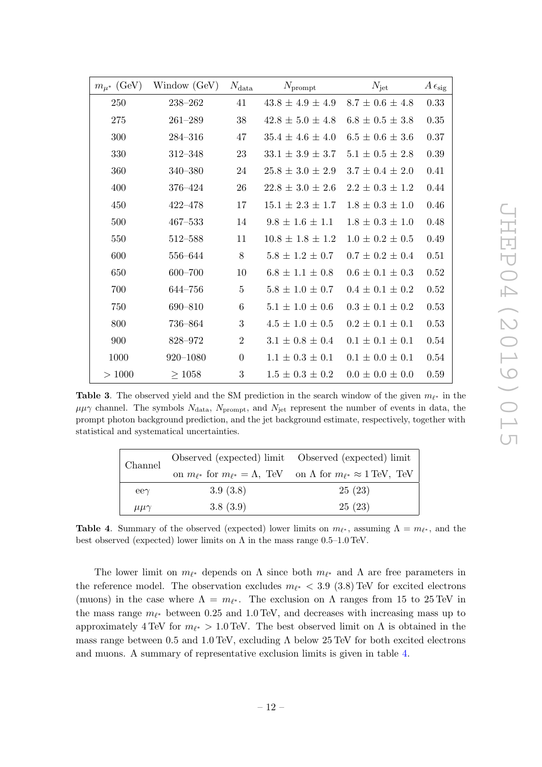| $m_{\mu^*}$ (GeV) | Window (GeV) | $N_{\mathrm{data}}$ | $N_{\mathrm{prompt}}$ | $N_{\mathrm{jet}}$ | $A\,\epsilon_{\mathrm{sig}}$ |
|---|---|---|---|---|---|
| 250 | 238–262 | 41 | $43.8 \pm 4.9 \pm 4.9$ | $8.7 \pm 0.6 \pm 4.8$ | 0.33 |
| 275 | 261–289 | 38 | $42.8 \pm 5.0 \pm 4.8$ | $6.8 \pm 0.5 \pm 3.8$ | 0.35 |
| 300 | 284–316 | 47 | $35.4 \pm 4.6 \pm 4.0$ | $6.5 \pm 0.6 \pm 3.6$ | 0.37 |
| 330 | 312–348 | 23 | $33.1 \pm 3.9 \pm 3.7$ | $5.1 \pm 0.5 \pm 2.8$ | 0.39 |
| 360 | 340–380 | 24 | $25.8 \pm 3.0 \pm 2.9$ | $3.7 \pm 0.4 \pm 2.0$ | 0.41 |
| 400 | 376–424 | 26 | $22.8 \pm 3.0 \pm 2.6$ | $2.2 \pm 0.3 \pm 1.2$ | 0.44 |
| 450 | 422–478 | 17 | $15.1 \pm 2.3 \pm 1.7$ | $1.8 \pm 0.3 \pm 1.0$ | 0.46 |
| 500 | 467–533 | 14 | $9.8 \pm 1.6 \pm 1.1$ | $1.8 \pm 0.3 \pm 1.0$ | 0.48 |
| 550 | 512–588 | 11 | $10.8 \pm 1.8 \pm 1.2$ | $1.0 \pm 0.2 \pm 0.5$ | 0.49 |
| 600 | 556–644 | 8 | $5.8 \pm 1.2 \pm 0.7$ | $0.7 \pm 0.2 \pm 0.4$ | 0.51 |
| 650 | 600–700 | 10 | $6.8 \pm 1.1 \pm 0.8$ | $0.6 \pm 0.1 \pm 0.3$ | 0.52 |
| 700 | 644–756 | 5 | $5.8 \pm 1.0 \pm 0.7$ | $0.4 \pm 0.1 \pm 0.2$ | 0.52 |
| 750 | 690–810 | 6 | $5.1 \pm 1.0 \pm 0.6$ | $0.3 \pm 0.1 \pm 0.2$ | 0.53 |
| 800 | 736–864 | 3 | $4.5 \pm 1.0 \pm 0.5$ | $0.2 \pm 0.1 \pm 0.1$ | 0.53 |
| 900 | 828–972 | 2 | $3.1 \pm 0.8 \pm 0.4$ | $0.1 \pm 0.1 \pm 0.1$ | 0.54 |
| 1000 | 920–1080 | 0 | $1.1 \pm 0.3 \pm 0.1$ | $0.1 \pm 0.0 \pm 0.1$ | 0.54 |
| $> 1000$ | $\geq 1058$ | 3 | $1.5 \pm 0.3 \pm 0.2$ | $0.0 \pm 0.0 \pm 0.0$ | 0.59 |

**Table 3**. The observed yield and the SM prediction in the search window of the given $m_{\ell^*}$ in the $\mu\mu\gamma$ channel. The symbols $N_{\mathrm{data}}$, $N_{\mathrm{prompt}}$, and $N_{\mathrm{jet}}$ represent the number of events in data, the prompt photon background prediction, and the jet background estimate, respectively, together with statistical and systematical uncertainties.

| Channel | Observed (expected) limit on $m_{\ell^*}$ for $m_{\ell^*} = \Lambda$, TeV | Observed (expected) limit on $\Lambda$ for $m_{\ell^*} \approx 1$ TeV, TeV |
|---|---|---|
| $ee\gamma$ | 3.9 (3.8) | 25 (23) |
| $\mu\mu\gamma$ | 3.8 (3.9) | 25 (23) |

**Table 4**. Summary of the observed (expected) lower limits on $m_{\ell^*}$, assuming $\Lambda = m_{\ell^*}$, and the best observed (expected) lower limits on $\Lambda$ in the mass range 0.5–1.0 TeV.

The lower limit on $m_{\ell^*}$ depends on $\Lambda$ since both $m_{\ell^*}$ and $\Lambda$ are free parameters in the reference model. The observation excludes $m_{\ell^*} < 3.9$ (3.8) TeV for excited electrons (muons) in the case where $\Lambda = m_{\ell^*}$. The exclusion on $\Lambda$ ranges from 15 to 25 TeV in the mass range $m_{\ell^*}$ between 0.25 and 1.0 TeV, and decreases with increasing mass up to approximately 4 TeV for $m_{\ell^*} > 1.0$ TeV. The best observed limit on $\Lambda$ is obtained in the mass range between 0.5 and 1.0 TeV, excluding $\Lambda$ below 25 TeV for both excited electrons and muons. A summary of representative exclusion limits is given in table 4.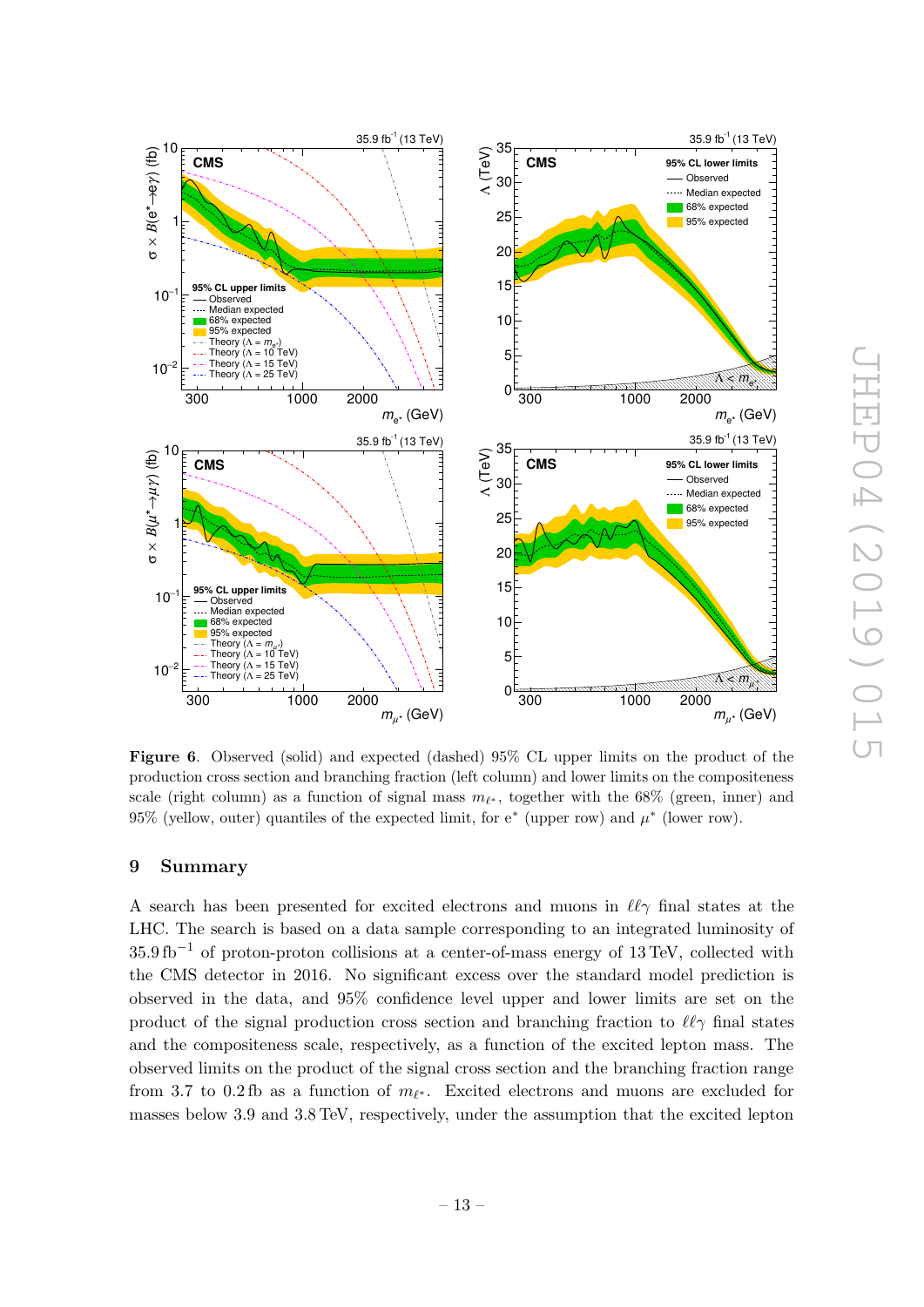**Figure 6**. Observed (solid) and expected (dashed) 95% CL upper limits on the product of the production cross section and branching fraction (left column) and lower limits on the compositeness scale (right column) as a function of signal mass $m_{\ell^*}$, together with the 68% (green, inner) and 95% (yellow, outer) quantiles of the expected limit, for $e^*$ (upper row) and $\mu^*$ (lower row).

## 9 Summary

A search has been presented for excited electrons and muons in $\ell\ell\gamma$ final states at the LHC. The search is based on a data sample corresponding to an integrated luminosity of $35.9\,\mathrm{fb}^{-1}$ of proton-proton collisions at a center-of-mass energy of 13 TeV, collected with the CMS detector in 2016. No significant excess over the standard model prediction is observed in the data, and 95% confidence level upper and lower limits are set on the product of the signal production cross section and branching fraction to $\ell\ell\gamma$ final states and the compositeness scale, respectively, as a function of the excited lepton mass. The observed limits on the product of the signal cross section and the branching fraction range from 3.7 to 0.2 fb as a function of $m_{\ell^*}$. Excited electrons and muons are excluded for masses below 3.9 and 3.8 TeV, respectively, under the assumption that the excited lepton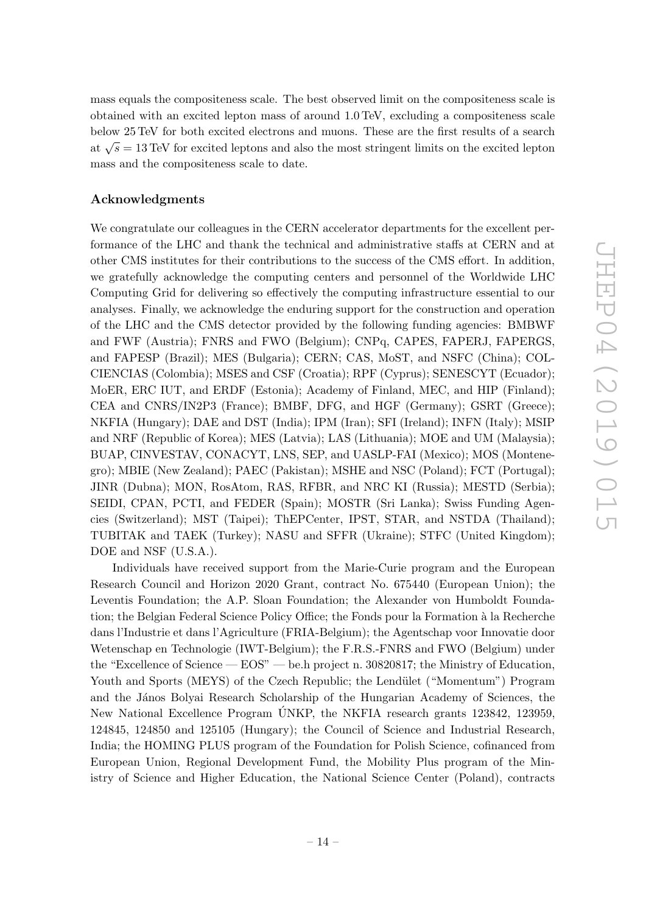mass equals the compositeness scale. The best observed limit on the compositeness scale is obtained with an excited lepton mass of around 1.0 TeV, excluding a compositeness scale below 25 TeV for both excited electrons and muons. These are the first results of a search at $\sqrt{s} = 13$ TeV for excited leptons and also the most stringent limits on the excited lepton mass and the compositeness scale to date.

## Acknowledgments

We congratulate our colleagues in the CERN accelerator departments for the excellent performance of the LHC and thank the technical and administrative staffs at CERN and at other CMS institutes for their contributions to the success of the CMS effort. In addition, we gratefully acknowledge the computing centers and personnel of the Worldwide LHC Computing Grid for delivering so effectively the computing infrastructure essential to our analyses. Finally, we acknowledge the enduring support for the construction and operation of the LHC and the CMS detector provided by the following funding agencies: BMBWF and FWF (Austria); FNRS and FWO (Belgium); CNPq, CAPES, FAPERJ, FAPERGS, and FAPESP (Brazil); MES (Bulgaria); CERN; CAS, MoST, and NSFC (China); COLCIENCIAS (Colombia); MSES and CSF (Croatia); RPF (Cyprus); SENESCYT (Ecuador); MoER, ERC IUT, and ERDF (Estonia); Academy of Finland, MEC, and HIP (Finland); CEA and CNRS/IN2P3 (France); BMBF, DFG, and HGF (Germany); GSRT (Greece); NKFIA (Hungary); DAE and DST (India); IPM (Iran); SFI (Ireland); INFN (Italy); MSIP and NRF (Republic of Korea); MES (Latvia); LAS (Lithuania); MOE and UM (Malaysia); BUAP, CINVESTAV, CONACYT, LNS, SEP, and UASLP-FAI (Mexico); MOS (Montenegro); MBIE (New Zealand); PAEC (Pakistan); MSHE and NSC (Poland); FCT (Portugal); JINR (Dubna); MON, RosAtom, RAS, RFBR, and NRC KI (Russia); MESTD (Serbia); SEIDI, CPAN, PCTI, and FEDER (Spain); MOSTR (Sri Lanka); Swiss Funding Agencies (Switzerland); MST (Taipei); ThEPCenter, IPST, STAR, and NSTDA (Thailand); TUBITAK and TAEK (Turkey); NASU and SFFR (Ukraine); STFC (United Kingdom); DOE and NSF (U.S.A.).

Individuals have received support from the Marie-Curie program and the European Research Council and Horizon 2020 Grant, contract No. 675440 (European Union); the Leventis Foundation; the A.P. Sloan Foundation; the Alexander von Humboldt Foundation; the Belgian Federal Science Policy Office; the Fonds pour la Formation à la Recherche dans l'Industrie et dans l'Agriculture (FRIA-Belgium); the Agentschap voor Innovatie door Wetenschap en Technologie (IWT-Belgium); the F.R.S.-FNRS and FWO (Belgium) under the "Excellence of Science — EOS" — be.h project n. 30820817; the Ministry of Education, Youth and Sports (MEYS) of the Czech Republic; the Lendület ("Momentum") Program and the János Bolyai Research Scholarship of the Hungarian Academy of Sciences, the New National Excellence Program ÚNKP, the NKFIA research grants 123842, 123959, 124845, 124850 and 125105 (Hungary); the Council of Science and Industrial Research, India; the HOMING PLUS program of the Foundation for Polish Science, cofinanced from European Union, Regional Development Fund, the Mobility Plus program of the Ministry of Science and Higher Education, the National Science Center (Poland), contracts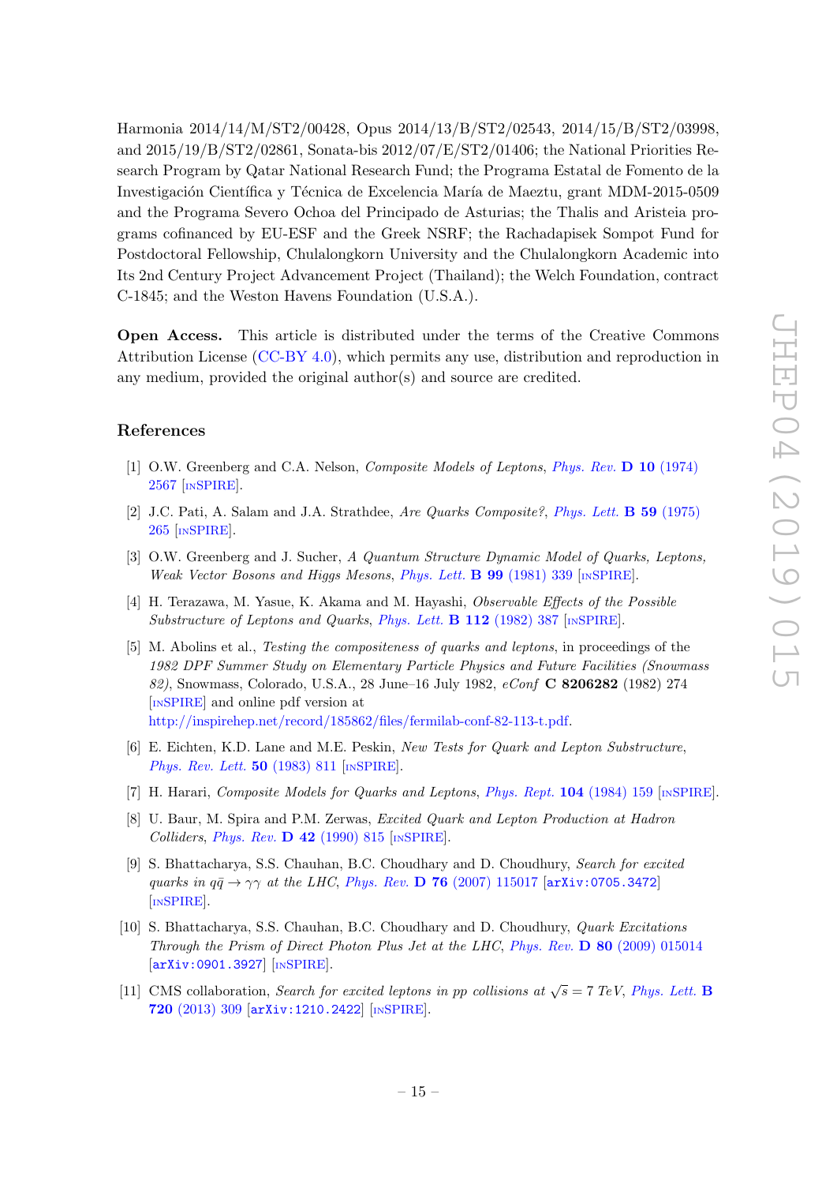Harmonia 2014/14/M/ST2/00428, Opus 2014/13/B/ST2/02543, 2014/15/B/ST2/03998, and 2015/19/B/ST2/02861, Sonata-bis 2012/07/E/ST2/01406; the National Priorities Research Program by Qatar National Research Fund; the Programa Estatal de Fomento de la Investigación Científica y Técnica de Excelencia María de Maeztu, grant MDM-2015-0509 and the Programa Severo Ochoa del Principado de Asturias; the Thalis and Aristeia programs cofinanced by EU-ESF and the Greek NSRF; the Rachadapisek Sompot Fund for Postdoctoral Fellowship, Chulalongkorn University and the Chulalongkorn Academic into Its 2nd Century Project Advancement Project (Thailand); the Welch Foundation, contract C-1845; and the Weston Havens Foundation (U.S.A.).

**Open Access.** This article is distributed under the terms of the Creative Commons Attribution License (CC-BY 4.0), which permits any use, distribution and reproduction in any medium, provided the original author(s) and source are credited.

## References

[1] O.W. Greenberg and C.A. Nelson, *Composite Models of Leptons*, Phys. Rev. **D 10** (1974) 2567 [INSPIRE].

[2] J.C. Pati, A. Salam and J.A. Strathdee, *Are Quarks Composite?*, Phys. Lett. **B 59** (1975) 265 [INSPIRE].

[3] O.W. Greenberg and J. Sucher, *A Quantum Structure Dynamic Model of Quarks, Leptons, Weak Vector Bosons and Higgs Mesons*, Phys. Lett. **B 99** (1981) 339 [INSPIRE].

[4] H. Terazawa, M. Yasue, K. Akama and M. Hayashi, *Observable Effects of the Possible Substructure of Leptons and Quarks*, Phys. Lett. **B 112** (1982) 387 [INSPIRE].

[5] M. Abolins et al., *Testing the compositeness of quarks and leptons*, in proceedings of the *1982 DPF Summer Study on Elementary Particle Physics and Future Facilities (Snowmass 82)*, Snowmass, Colorado, U.S.A., 28 June–16 July 1982, *eConf* **C 8206282** (1982) 274 [INSPIRE] and online pdf version at http://inspirehep.net/record/185862/files/fermilab-conf-82-113-t.pdf.

[6] E. Eichten, K.D. Lane and M.E. Peskin, *New Tests for Quark and Lepton Substructure*, Phys. Rev. Lett. **50** (1983) 811 [INSPIRE].

[7] H. Harari, *Composite Models for Quarks and Leptons*, Phys. Rept. **104** (1984) 159 [INSPIRE].

[8] U. Baur, M. Spira and P.M. Zerwas, *Excited Quark and Lepton Production at Hadron Colliders*, Phys. Rev. **D 42** (1990) 815 [INSPIRE].

[9] S. Bhattacharya, S.S. Chauhan, B.C. Choudhary and D. Choudhury, *Search for excited quarks in $q\bar{q} \to \gamma\gamma$ at the LHC*, Phys. Rev. **D 76** (2007) 115017 [arXiv:0705.3472] [INSPIRE].

[10] S. Bhattacharya, S.S. Chauhan, B.C. Choudhary and D. Choudhury, *Quark Excitations Through the Prism of Direct Photon Plus Jet at the LHC*, Phys. Rev. **D 80** (2009) 015014 [arXiv:0901.3927] [INSPIRE].

[11] CMS collaboration, *Search for excited leptons in pp collisions at $\sqrt{s} = 7$ TeV*, Phys. Lett. **B 720** (2013) 309 [arXiv:1210.2422] [INSPIRE].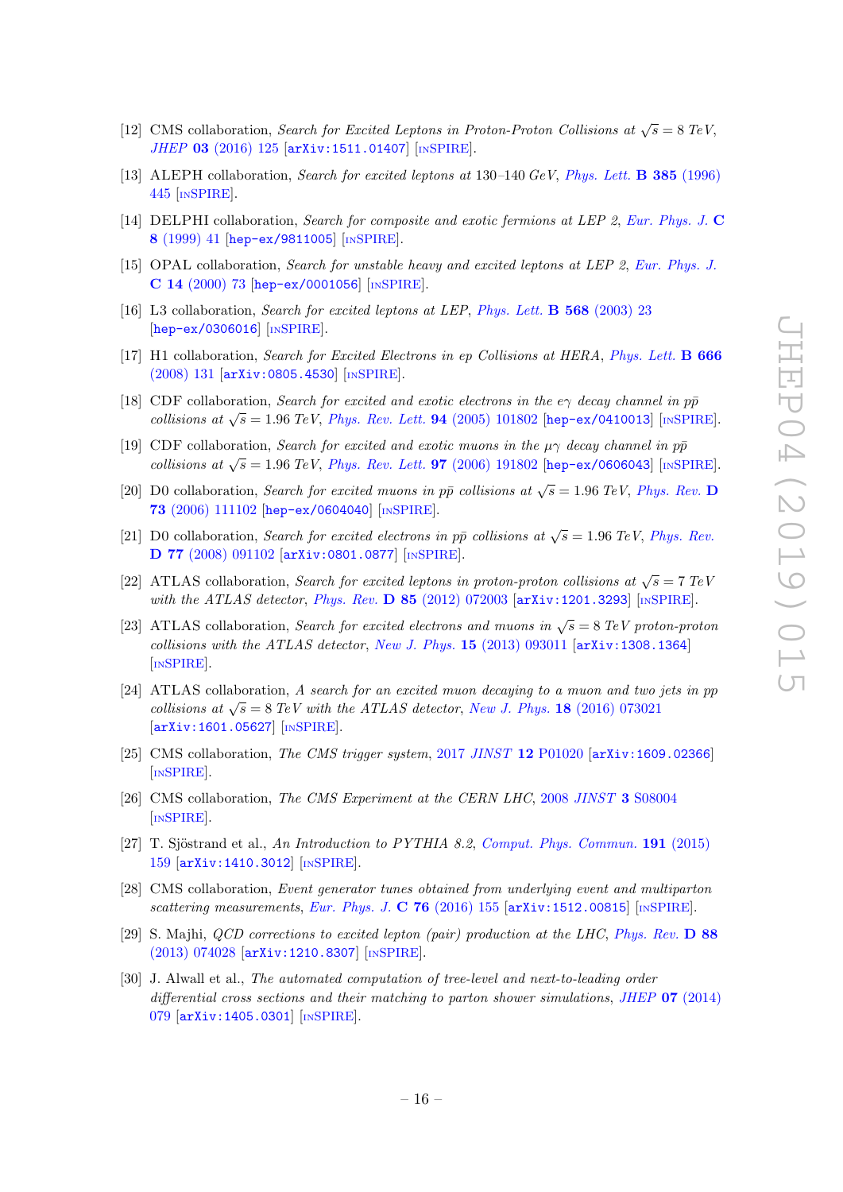[12] CMS collaboration, *Search for Excited Leptons in Proton-Proton Collisions at $\sqrt{s} = 8$ TeV*, *JHEP* **03** (2016) 125 [arXiv:1511.01407] [INSPIRE].

[13] ALEPH collaboration, *Search for excited leptons at 130–140 GeV*, *Phys. Lett.* **B 385** (1996) 445 [INSPIRE].

[14] DELPHI collaboration, *Search for composite and exotic fermions at LEP 2*, *Eur. Phys. J.* **C 8** (1999) 41 [hep-ex/9811005] [INSPIRE].

[15] OPAL collaboration, *Search for unstable heavy and excited leptons at LEP 2*, *Eur. Phys. J.* **C 14** (2000) 73 [hep-ex/0001056] [INSPIRE].

[16] L3 collaboration, *Search for excited leptons at LEP*, *Phys. Lett.* **B 568** (2003) 23 [hep-ex/0306016] [INSPIRE].

[17] H1 collaboration, *Search for Excited Electrons in ep Collisions at HERA*, *Phys. Lett.* **B 666** (2008) 131 [arXiv:0805.4530] [INSPIRE].

[18] CDF collaboration, *Search for excited and exotic electrons in the $e\gamma$ decay channel in $p\bar{p}$ collisions at $\sqrt{s} = 1.96$ TeV*, *Phys. Rev. Lett.* **94** (2005) 101802 [hep-ex/0410013] [INSPIRE].

[19] CDF collaboration, *Search for excited and exotic muons in the $\mu\gamma$ decay channel in $p\bar{p}$ collisions at $\sqrt{s} = 1.96$ TeV*, *Phys. Rev. Lett.* **97** (2006) 191802 [hep-ex/0606043] [INSPIRE].

[20] D0 collaboration, *Search for excited muons in $p\bar{p}$ collisions at $\sqrt{s} = 1.96$ TeV*, *Phys. Rev.* **D 73** (2006) 111102 [hep-ex/0604040] [INSPIRE].

[21] D0 collaboration, *Search for excited electrons in $p\bar{p}$ collisions at $\sqrt{s} = 1.96$ TeV*, *Phys. Rev.* **D 77** (2008) 091102 [arXiv:0801.0877] [INSPIRE].

[22] ATLAS collaboration, *Search for excited leptons in proton-proton collisions at $\sqrt{s} = 7$ TeV with the ATLAS detector*, *Phys. Rev.* **D 85** (2012) 072003 [arXiv:1201.3293] [INSPIRE].

[23] ATLAS collaboration, *Search for excited electrons and muons in $\sqrt{s} = 8$ TeV proton-proton collisions with the ATLAS detector*, *New J. Phys.* **15** (2013) 093011 [arXiv:1308.1364] [INSPIRE].

[24] ATLAS collaboration, *A search for an excited muon decaying to a muon and two jets in pp collisions at $\sqrt{s} = 8$ TeV with the ATLAS detector*, *New J. Phys.* **18** (2016) 073021 [arXiv:1601.05627] [INSPIRE].

[25] CMS collaboration, *The CMS trigger system*, 2017 *JINST* **12** P01020 [arXiv:1609.02366] [INSPIRE].

[26] CMS collaboration, *The CMS Experiment at the CERN LHC*, 2008 *JINST* **3** S08004 [INSPIRE].

[27] T. Sjöstrand et al., *An Introduction to PYTHIA 8.2*, *Comput. Phys. Commun.* **191** (2015) 159 [arXiv:1410.3012] [INSPIRE].

[28] CMS collaboration, *Event generator tunes obtained from underlying event and multiparton scattering measurements*, *Eur. Phys. J.* **C 76** (2016) 155 [arXiv:1512.00815] [INSPIRE].

[29] S. Majhi, *QCD corrections to excited lepton (pair) production at the LHC*, *Phys. Rev.* **D 88** (2013) 074028 [arXiv:1210.8307] [INSPIRE].

[30] J. Alwall et al., *The automated computation of tree-level and next-to-leading order differential cross sections and their matching to parton shower simulations*, *JHEP* **07** (2014) 079 [arXiv:1405.0301] [INSPIRE].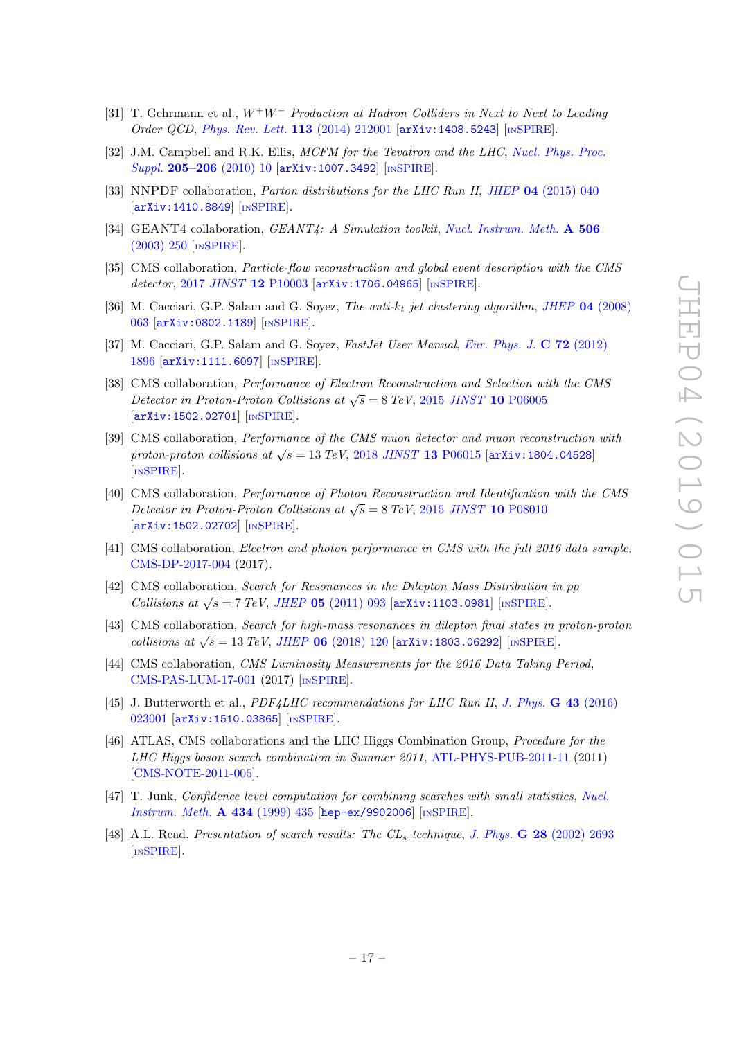[31] T. Gehrmann et al., *$W^+W^-$ Production at Hadron Colliders in Next to Next to Leading Order QCD*, *Phys. Rev. Lett.* **113** (2014) 212001 [arXiv:1408.5243] [INSPIRE].

[32] J.M. Campbell and R.K. Ellis, *MCFM for the Tevatron and the LHC*, *Nucl. Phys. Proc. Suppl.* **205–206** (2010) 10 [arXiv:1007.3492] [INSPIRE].

[33] NNPDF collaboration, *Parton distributions for the LHC Run II*, *JHEP* **04** (2015) 040 [arXiv:1410.8849] [INSPIRE].

[34] GEANT4 collaboration, *GEANT4: A Simulation toolkit*, *Nucl. Instrum. Meth.* **A 506** (2003) 250 [INSPIRE].

[35] CMS collaboration, *Particle-flow reconstruction and global event description with the CMS detector*, 2017 *JINST* **12** P10003 [arXiv:1706.04965] [INSPIRE].

[36] M. Cacciari, G.P. Salam and G. Soyez, *The anti-$k_t$ jet clustering algorithm*, *JHEP* **04** (2008) 063 [arXiv:0802.1189] [INSPIRE].

[37] M. Cacciari, G.P. Salam and G. Soyez, *FastJet User Manual*, *Eur. Phys. J.* **C 72** (2012) 1896 [arXiv:1111.6097] [INSPIRE].

[38] CMS collaboration, *Performance of Electron Reconstruction and Selection with the CMS Detector in Proton-Proton Collisions at $\sqrt{s} = 8$ TeV*, 2015 *JINST* **10** P06005 [arXiv:1502.02701] [INSPIRE].

[39] CMS collaboration, *Performance of the CMS muon detector and muon reconstruction with proton-proton collisions at $\sqrt{s} = 13$ TeV*, 2018 *JINST* **13** P06015 [arXiv:1804.04528] [INSPIRE].

[40] CMS collaboration, *Performance of Photon Reconstruction and Identification with the CMS Detector in Proton-Proton Collisions at $\sqrt{s} = 8$ TeV*, 2015 *JINST* **10** P08010 [arXiv:1502.02702] [INSPIRE].

[41] CMS collaboration, *Electron and photon performance in CMS with the full 2016 data sample*, CMS-DP-2017-004 (2017).

[42] CMS collaboration, *Search for Resonances in the Dilepton Mass Distribution in pp Collisions at $\sqrt{s} = 7$ TeV*, *JHEP* **05** (2011) 093 [arXiv:1103.0981] [INSPIRE].

[43] CMS collaboration, *Search for high-mass resonances in dilepton final states in proton-proton collisions at $\sqrt{s} = 13$ TeV*, *JHEP* **06** (2018) 120 [arXiv:1803.06292] [INSPIRE].

[44] CMS collaboration, *CMS Luminosity Measurements for the 2016 Data Taking Period*, CMS-PAS-LUM-17-001 (2017) [INSPIRE].

[45] J. Butterworth et al., *PDF4LHC recommendations for LHC Run II*, *J. Phys.* **G 43** (2016) 023001 [arXiv:1510.03865] [INSPIRE].

[46] ATLAS, CMS collaborations and the LHC Higgs Combination Group, *Procedure for the LHC Higgs boson search combination in Summer 2011*, ATL-PHYS-PUB-2011-11 (2011) [CMS-NOTE-2011-005].

[47] T. Junk, *Confidence level computation for combining searches with small statistics*, *Nucl. Instrum. Meth.* **A 434** (1999) 435 [hep-ex/9902006] [INSPIRE].

[48] A.L. Read, *Presentation of search results: The $CL_s$ technique*, *J. Phys.* **G 28** (2002) 2693 [INSPIRE].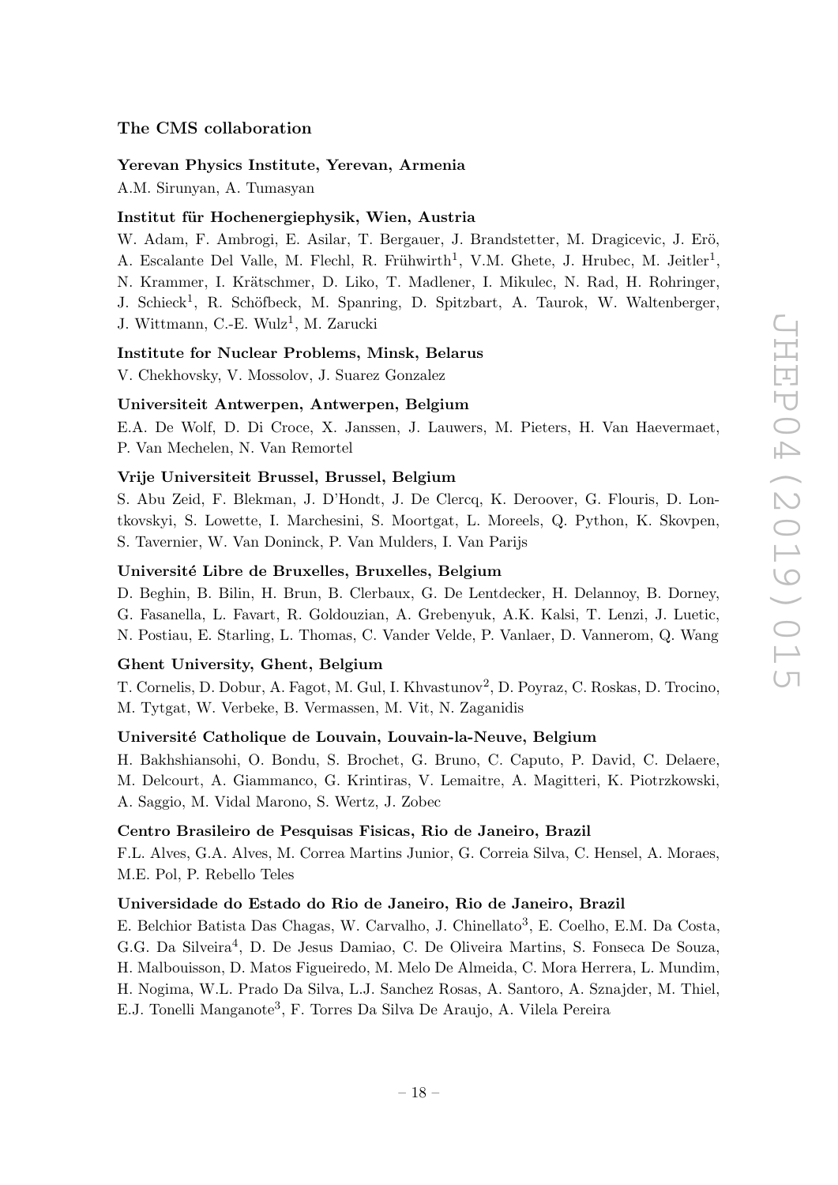### The CMS collaboration

**Yerevan Physics Institute, Yerevan, Armenia**

A.M. Sirunyan, A. Tumasyan

**Institut für Hochenergiephysik, Wien, Austria**

W. Adam, F. Ambrogi, E. Asilar, T. Bergauer, J. Brandstetter, M. Dragicevic, J. Erö, A. Escalante Del Valle, M. Flechl, R. Frühwirth[1], V.M. Ghete, J. Hrubec, M. Jeitler[1], N. Krammer, I. Krätschmer, D. Liko, T. Madlener, I. Mikulec, N. Rad, H. Rohringer, J. Schieck[1], R. Schöfbeck, M. Spanring, D. Spitzbart, A. Taurok, W. Waltenberger, J. Wittmann, C.-E. Wulz[1], M. Zarucki

**Institute for Nuclear Problems, Minsk, Belarus**

V. Chekhovsky, V. Mossolov, J. Suarez Gonzalez

**Universiteit Antwerpen, Antwerpen, Belgium**

E.A. De Wolf, D. Di Croce, X. Janssen, J. Lauwers, M. Pieters, H. Van Haevermaet, P. Van Mechelen, N. Van Remortel

**Vrije Universiteit Brussel, Brussel, Belgium**

S. Abu Zeid, F. Blekman, J. D'Hondt, J. De Clercq, K. Deroover, G. Flouris, D. Lontkovskyi, S. Lowette, I. Marchesini, S. Moortgat, L. Moreels, Q. Python, K. Skovpen, S. Tavernier, W. Van Doninck, P. Van Mulders, I. Van Parijs

**Université Libre de Bruxelles, Bruxelles, Belgium**

D. Beghin, B. Bilin, H. Brun, B. Clerbaux, G. De Lentdecker, H. Delannoy, B. Dorney, G. Fasanella, L. Favart, R. Goldouzian, A. Grebenyuk, A.K. Kalsi, T. Lenzi, J. Luetic, N. Postiau, E. Starling, L. Thomas, C. Vander Velde, P. Vanlaer, D. Vannerom, Q. Wang

**Ghent University, Ghent, Belgium**

T. Cornelis, D. Dobur, A. Fagot, M. Gul, I. Khvastunov[2], D. Poyraz, C. Roskas, D. Trocino, M. Tytgat, W. Verbeke, B. Vermassen, M. Vit, N. Zaganidis

**Université Catholique de Louvain, Louvain-la-Neuve, Belgium**

H. Bakhshiansohi, O. Bondu, S. Brochet, G. Bruno, C. Caputo, P. David, C. Delaere, M. Delcourt, A. Giammanco, G. Krintiras, V. Lemaitre, A. Magitteri, K. Piotrzkowski, A. Saggio, M. Vidal Marono, S. Wertz, J. Zobec

**Centro Brasileiro de Pesquisas Fisicas, Rio de Janeiro, Brazil**

F.L. Alves, G.A. Alves, M. Correa Martins Junior, G. Correia Silva, C. Hensel, A. Moraes, M.E. Pol, P. Rebello Teles

**Universidade do Estado do Rio de Janeiro, Rio de Janeiro, Brazil**

E. Belchior Batista Das Chagas, W. Carvalho, J. Chinellato[3], E. Coelho, E.M. Da Costa, G.G. Da Silveira[4], D. De Jesus Damiao, C. De Oliveira Martins, S. Fonseca De Souza, H. Malbouisson, D. Matos Figueiredo, M. Melo De Almeida, C. Mora Herrera, L. Mundim, H. Nogima, W.L. Prado Da Silva, L.J. Sanchez Rosas, A. Santoro, A. Sznajder, M. Thiel, E.J. Tonelli Manganote[3], F. Torres Da Silva De Araujo, A. Vilela Pereira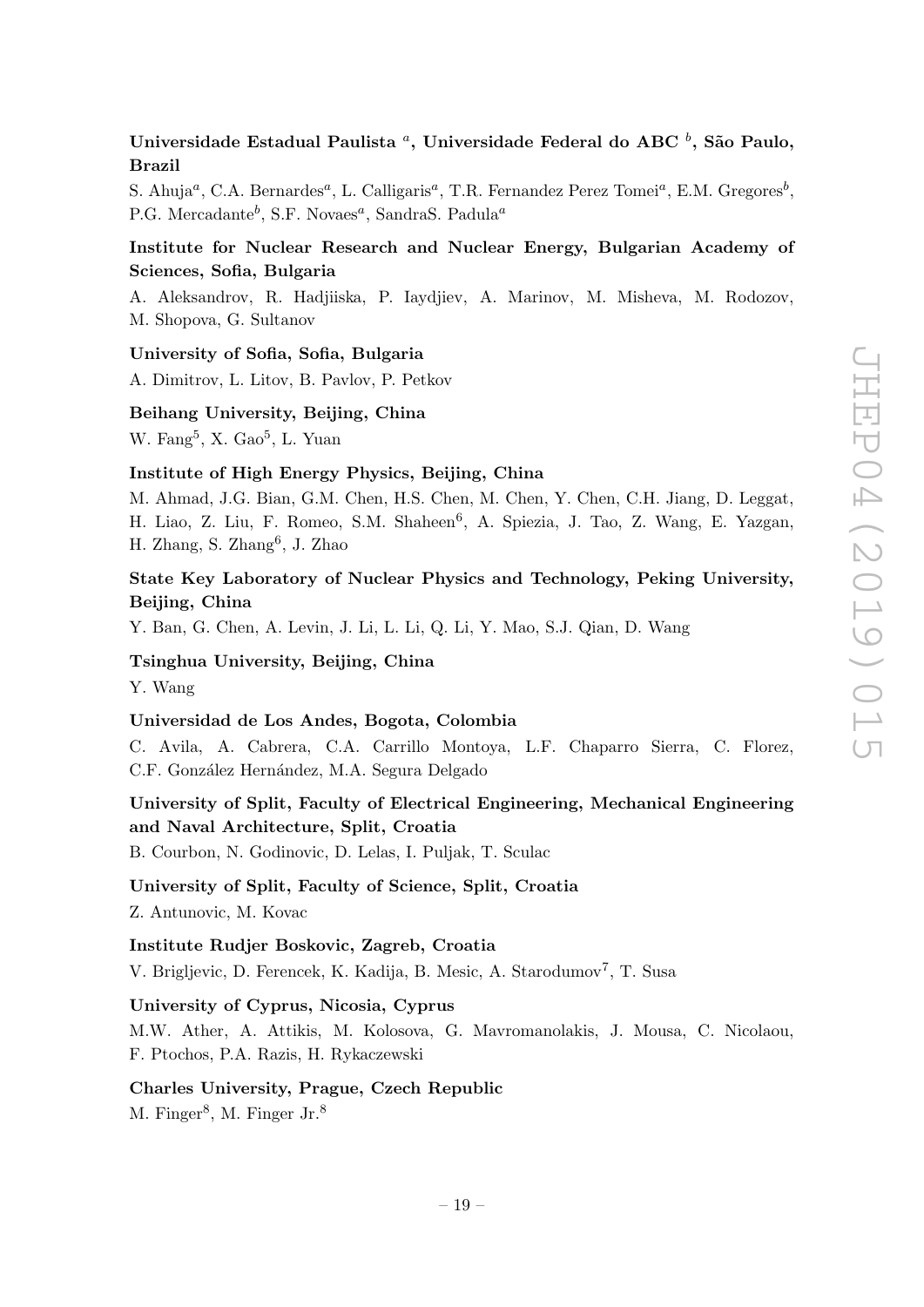**Universidade Estadual Paulista [a], Universidade Federal do ABC [b], São Paulo, Brazil**

S. Ahuja[a], C.A. Bernardes[a], L. Calligaris[a], T.R. Fernandez Perez Tomei[a], E.M. Gregores[b], P.G. Mercadante[b], S.F. Novaes[a], SandraS. Padula[a]

**Institute for Nuclear Research and Nuclear Energy, Bulgarian Academy of Sciences, Sofia, Bulgaria**

A. Aleksandrov, R. Hadjiiska, P. Iaydjiev, A. Marinov, M. Misheva, M. Rodozov, M. Shopova, G. Sultanov

**University of Sofia, Sofia, Bulgaria**

A. Dimitrov, L. Litov, B. Pavlov, P. Petkov

**Beihang University, Beijing, China**

W. Fang[5], X. Gao[5], L. Yuan

**Institute of High Energy Physics, Beijing, China**

M. Ahmad, J.G. Bian, G.M. Chen, H.S. Chen, M. Chen, Y. Chen, C.H. Jiang, D. Leggat, H. Liao, Z. Liu, F. Romeo, S.M. Shaheen[6], A. Spiezia, J. Tao, Z. Wang, E. Yazgan, H. Zhang, S. Zhang[6], J. Zhao

**State Key Laboratory of Nuclear Physics and Technology, Peking University, Beijing, China**

Y. Ban, G. Chen, A. Levin, J. Li, L. Li, Q. Li, Y. Mao, S.J. Qian, D. Wang

**Tsinghua University, Beijing, China**

Y. Wang

**Universidad de Los Andes, Bogota, Colombia**

C. Avila, A. Cabrera, C.A. Carrillo Montoya, L.F. Chaparro Sierra, C. Florez, C.F. González Hernández, M.A. Segura Delgado

**University of Split, Faculty of Electrical Engineering, Mechanical Engineering and Naval Architecture, Split, Croatia**

B. Courbon, N. Godinovic, D. Lelas, I. Puljak, T. Sculac

**University of Split, Faculty of Science, Split, Croatia**

Z. Antunovic, M. Kovac

**Institute Rudjer Boskovic, Zagreb, Croatia**

V. Brigljevic, D. Ferencek, K. Kadija, B. Mesic, A. Starodumov[7], T. Susa

**University of Cyprus, Nicosia, Cyprus**

M.W. Ather, A. Attikis, M. Kolosova, G. Mavromanolakis, J. Mousa, C. Nicolaou, F. Ptochos, P.A. Razis, H. Rykaczewski

**Charles University, Prague, Czech Republic**

M. Finger[8], M. Finger Jr.[8]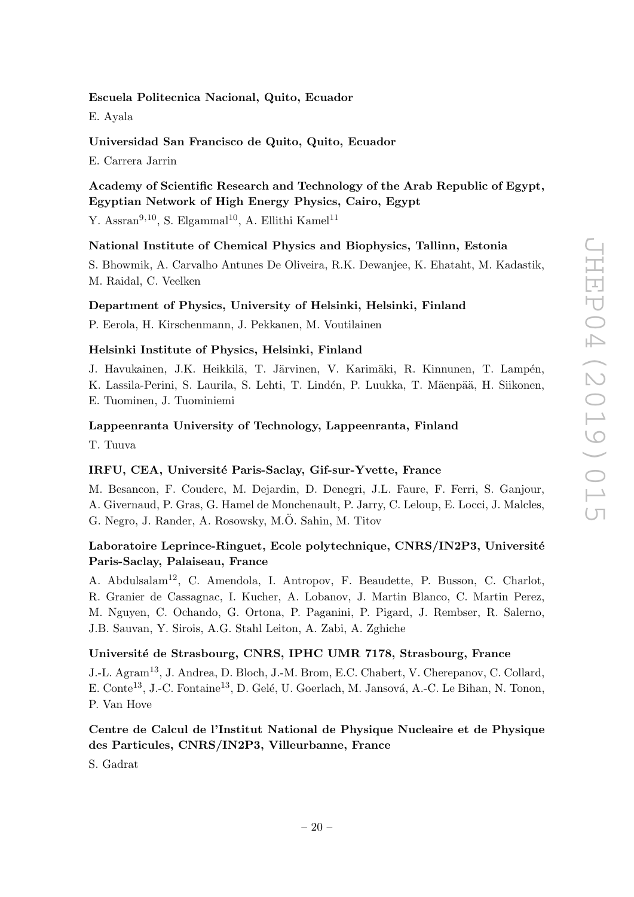**Escuela Politecnica Nacional, Quito, Ecuador**

E. Ayala

**Universidad San Francisco de Quito, Quito, Ecuador**

E. Carrera Jarrin

**Academy of Scientific Research and Technology of the Arab Republic of Egypt, Egyptian Network of High Energy Physics, Cairo, Egypt**

Y. Assran[9,10], S. Elgammal[10], A. Ellithi Kamel[11]

**National Institute of Chemical Physics and Biophysics, Tallinn, Estonia**

S. Bhowmik, A. Carvalho Antunes De Oliveira, R.K. Dewanjee, K. Ehataht, M. Kadastik, M. Raidal, C. Veelken

**Department of Physics, University of Helsinki, Helsinki, Finland**

P. Eerola, H. Kirschenmann, J. Pekkanen, M. Voutilainen

**Helsinki Institute of Physics, Helsinki, Finland**

J. Havukainen, J.K. Heikkilä, T. Järvinen, V. Karimäki, R. Kinnunen, T. Lampén, K. Lassila-Perini, S. Laurila, S. Lehti, T. Lindén, P. Luukka, T. Mäenpää, H. Siikonen, E. Tuominen, J. Tuominiemi

**Lappeenranta University of Technology, Lappeenranta, Finland**

T. Tuuva

**IRFU, CEA, Université Paris-Saclay, Gif-sur-Yvette, France**

M. Besancon, F. Couderc, M. Dejardin, D. Denegri, J.L. Faure, F. Ferri, S. Ganjour, A. Givernaud, P. Gras, G. Hamel de Monchenault, P. Jarry, C. Leloup, E. Locci, J. Malcles, G. Negro, J. Rander, A. Rosowsky, M.Ö. Sahin, M. Titov

**Laboratoire Leprince-Ringuet, Ecole polytechnique, CNRS/IN2P3, Université Paris-Saclay, Palaiseau, France**

A. Abdulsalam[12], C. Amendola, I. Antropov, F. Beaudette, P. Busson, C. Charlot, R. Granier de Cassagnac, I. Kucher, A. Lobanov, J. Martin Blanco, C. Martin Perez, M. Nguyen, C. Ochando, G. Ortona, P. Paganini, P. Pigard, J. Rembser, R. Salerno, J.B. Sauvan, Y. Sirois, A.G. Stahl Leiton, A. Zabi, A. Zghiche

**Université de Strasbourg, CNRS, IPHC UMR 7178, Strasbourg, France**

J.-L. Agram[13], J. Andrea, D. Bloch, J.-M. Brom, E.C. Chabert, V. Cherepanov, C. Collard, E. Conte[13], J.-C. Fontaine[13], D. Gelé, U. Goerlach, M. Jansová, A.-C. Le Bihan, N. Tonon, P. Van Hove

**Centre de Calcul de l'Institut National de Physique Nucleaire et de Physique des Particules, CNRS/IN2P3, Villeurbanne, France**

S. Gadrat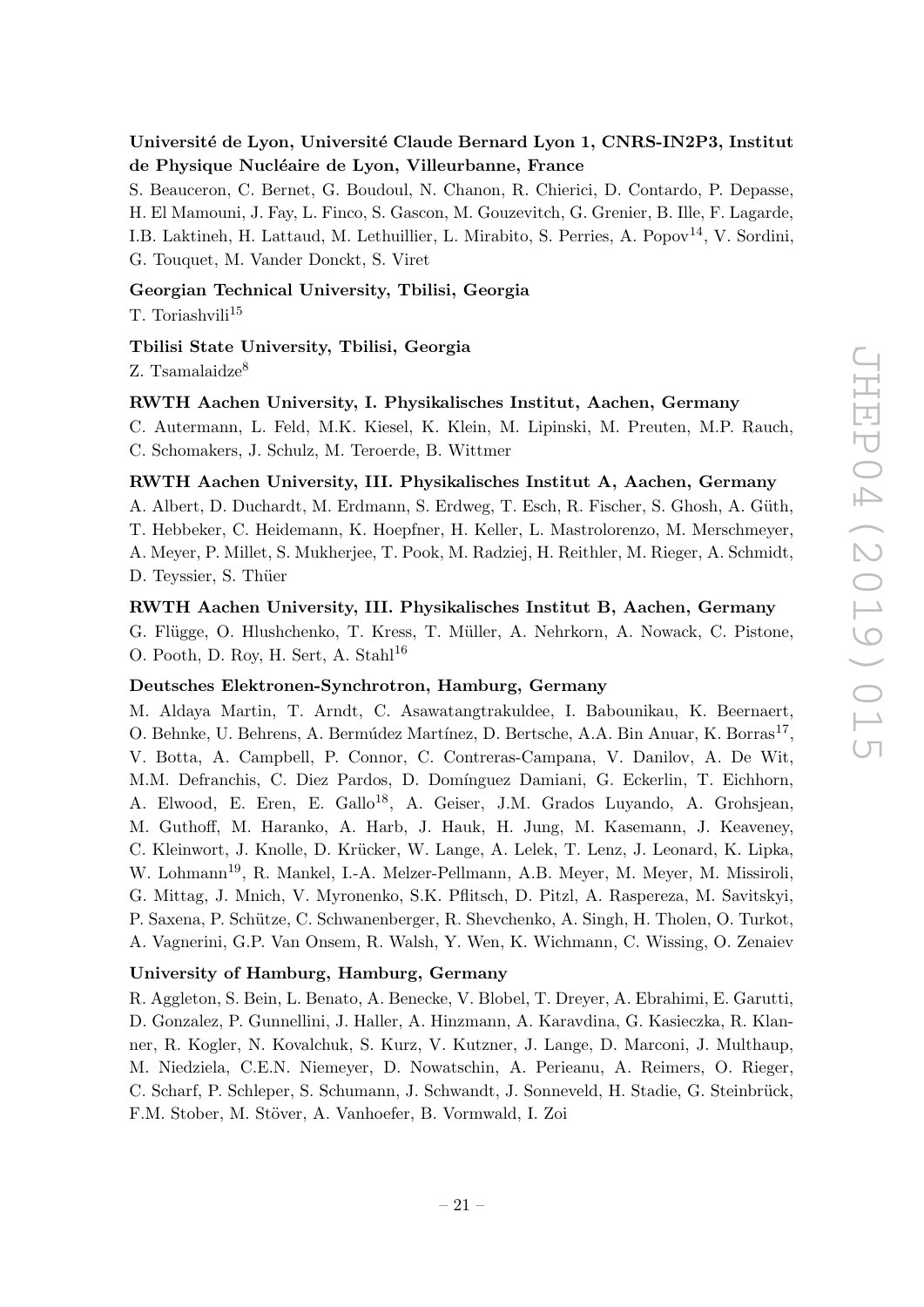**Université de Lyon, Université Claude Bernard Lyon 1, CNRS-IN2P3, Institut de Physique Nucléaire de Lyon, Villeurbanne, France**

S. Beauceron, C. Bernet, G. Boudoul, N. Chanon, R. Chierici, D. Contardo, P. Depasse, H. El Mamouni, J. Fay, L. Finco, S. Gascon, M. Gouzevitch, G. Grenier, B. Ille, F. Lagarde, I.B. Laktineh, H. Lattaud, M. Lethuillier, L. Mirabito, S. Perries, A. Popov[14], V. Sordini, G. Touquet, M. Vander Donckt, S. Viret

**Georgian Technical University, Tbilisi, Georgia**

T. Toriashvili[15]

**Tbilisi State University, Tbilisi, Georgia**

Z. Tsamalaidze[8]

**RWTH Aachen University, I. Physikalisches Institut, Aachen, Germany**

C. Autermann, L. Feld, M.K. Kiesel, K. Klein, M. Lipinski, M. Preuten, M.P. Rauch, C. Schomakers, J. Schulz, M. Teroerde, B. Wittmer

**RWTH Aachen University, III. Physikalisches Institut A, Aachen, Germany**

A. Albert, D. Duchardt, M. Erdmann, S. Erdweg, T. Esch, R. Fischer, S. Ghosh, A. Güth, T. Hebbeker, C. Heidemann, K. Hoepfner, H. Keller, L. Mastrolorenzo, M. Merschmeyer, A. Meyer, P. Millet, S. Mukherjee, T. Pook, M. Radziej, H. Reithler, M. Rieger, A. Schmidt, D. Teyssier, S. Thüer

**RWTH Aachen University, III. Physikalisches Institut B, Aachen, Germany**

G. Flügge, O. Hlushchenko, T. Kress, T. Müller, A. Nehrkorn, A. Nowack, C. Pistone, O. Pooth, D. Roy, H. Sert, A. Stahl[16]

**Deutsches Elektronen-Synchrotron, Hamburg, Germany**

M. Aldaya Martin, T. Arndt, C. Asawatangtrakuldee, I. Babounikau, K. Beernaert, O. Behnke, U. Behrens, A. Bermúdez Martínez, D. Bertsche, A.A. Bin Anuar, K. Borras[17], V. Botta, A. Campbell, P. Connor, C. Contreras-Campana, V. Danilov, A. De Wit, M.M. Defranchis, C. Diez Pardos, D. Domínguez Damiani, G. Eckerlin, T. Eichhorn, A. Elwood, E. Eren, E. Gallo[18], A. Geiser, J.M. Grados Luyando, A. Grohsjean, M. Guthoff, M. Haranko, A. Harb, J. Hauk, H. Jung, M. Kasemann, J. Keaveney, C. Kleinwort, J. Knolle, D. Krücker, W. Lange, A. Lelek, T. Lenz, J. Leonard, K. Lipka, W. Lohmann[19], R. Mankel, I.-A. Melzer-Pellmann, A.B. Meyer, M. Meyer, M. Missiroli, G. Mittag, J. Mnich, V. Myronenko, S.K. Pflitsch, D. Pitzl, A. Raspereza, M. Savitskyi, P. Saxena, P. Schütze, C. Schwanenberger, R. Shevchenko, A. Singh, H. Tholen, O. Turkot, A. Vagnerini, G.P. Van Onsem, R. Walsh, Y. Wen, K. Wichmann, C. Wissing, O. Zenaiev

**University of Hamburg, Hamburg, Germany**

R. Aggleton, S. Bein, L. Benato, A. Benecke, V. Blobel, T. Dreyer, A. Ebrahimi, E. Garutti, D. Gonzalez, P. Gunnellini, J. Haller, A. Hinzmann, A. Karavdina, G. Kasieczka, R. Klanner, R. Kogler, N. Kovalchuk, S. Kurz, V. Kutzner, J. Lange, D. Marconi, J. Multhaup, M. Niedziela, C.E.N. Niemeyer, D. Nowatschin, A. Perieanu, A. Reimers, O. Rieger, C. Scharf, P. Schleper, S. Schumann, J. Schwandt, J. Sonneveld, H. Stadie, G. Steinbrück, F.M. Stober, M. Stöver, A. Vanhoefer, B. Vormwald, I. Zoi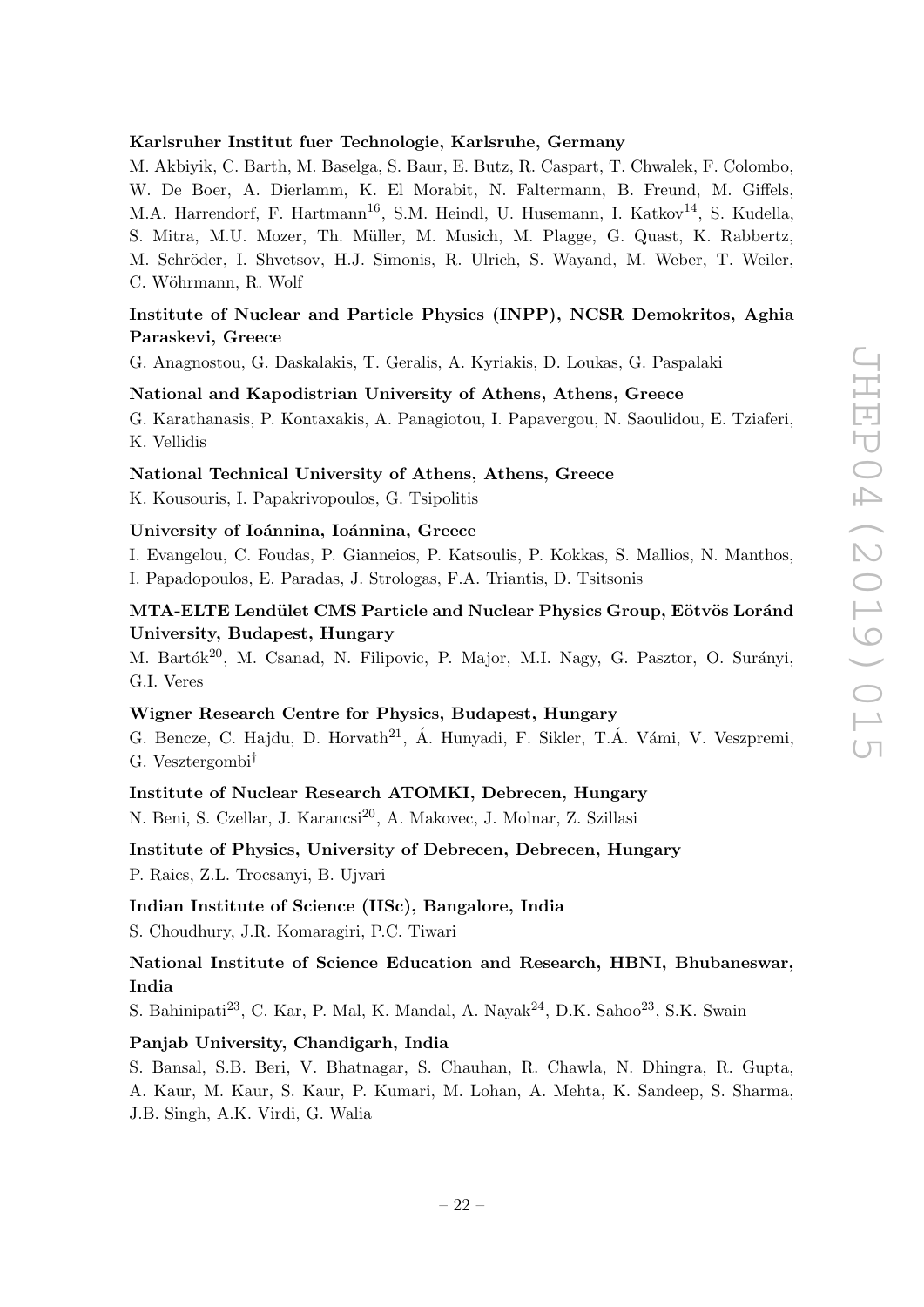**Karlsruher Institut fuer Technologie, Karlsruhe, Germany**

M. Akbiyik, C. Barth, M. Baselga, S. Baur, E. Butz, R. Caspart, T. Chwalek, F. Colombo, W. De Boer, A. Dierlamm, K. El Morabit, N. Faltermann, B. Freund, M. Giffels, M.A. Harrendorf, F. Hartmann[16], S.M. Heindl, U. Husemann, I. Katkov[14], S. Kudella, S. Mitra, M.U. Mozer, Th. Müller, M. Musich, M. Plagge, G. Quast, K. Rabbertz, M. Schröder, I. Shvetsov, H.J. Simonis, R. Ulrich, S. Wayand, M. Weber, T. Weiler, C. Wöhrmann, R. Wolf

**Institute of Nuclear and Particle Physics (INPP), NCSR Demokritos, Aghia Paraskevi, Greece**

G. Anagnostou, G. Daskalakis, T. Geralis, A. Kyriakis, D. Loukas, G. Paspalaki

**National and Kapodistrian University of Athens, Athens, Greece**

G. Karathanasis, P. Kontaxakis, A. Panagiotou, I. Papavergou, N. Saoulidou, E. Tziaferi, K. Vellidis

**National Technical University of Athens, Athens, Greece**

K. Kousouris, I. Papakrivopoulos, G. Tsipolitis

**University of Ioánnina, Ioánnina, Greece**

I. Evangelou, C. Foudas, P. Gianneios, P. Katsoulis, P. Kokkas, S. Mallios, N. Manthos, I. Papadopoulos, E. Paradas, J. Strologas, F.A. Triantis, D. Tsitsonis

**MTA-ELTE Lendület CMS Particle and Nuclear Physics Group, Eötvös Loránd University, Budapest, Hungary**

M. Bartók[20], M. Csanad, N. Filipovic, P. Major, M.I. Nagy, G. Pasztor, O. Surányi, G.I. Veres

**Wigner Research Centre for Physics, Budapest, Hungary**

G. Bencze, C. Hajdu, D. Horvath[21], Á. Hunyadi, F. Sikler, T.Á. Vámi, V. Veszpremi, G. Vesztergombi[†]

**Institute of Nuclear Research ATOMKI, Debrecen, Hungary**

N. Beni, S. Czellar, J. Karancsi[20], A. Makovec, J. Molnar, Z. Szillasi

**Institute of Physics, University of Debrecen, Debrecen, Hungary**

P. Raics, Z.L. Trocsanyi, B. Ujvari

**Indian Institute of Science (IISc), Bangalore, India**

S. Choudhury, J.R. Komaragiri, P.C. Tiwari

**National Institute of Science Education and Research, HBNI, Bhubaneswar, India**

S. Bahinipati[23], C. Kar, P. Mal, K. Mandal, A. Nayak[24], D.K. Sahoo[23], S.K. Swain

**Panjab University, Chandigarh, India**

S. Bansal, S.B. Beri, V. Bhatnagar, S. Chauhan, R. Chawla, N. Dhingra, R. Gupta, A. Kaur, M. Kaur, S. Kaur, P. Kumari, M. Lohan, A. Mehta, K. Sandeep, S. Sharma, J.B. Singh, A.K. Virdi, G. Walia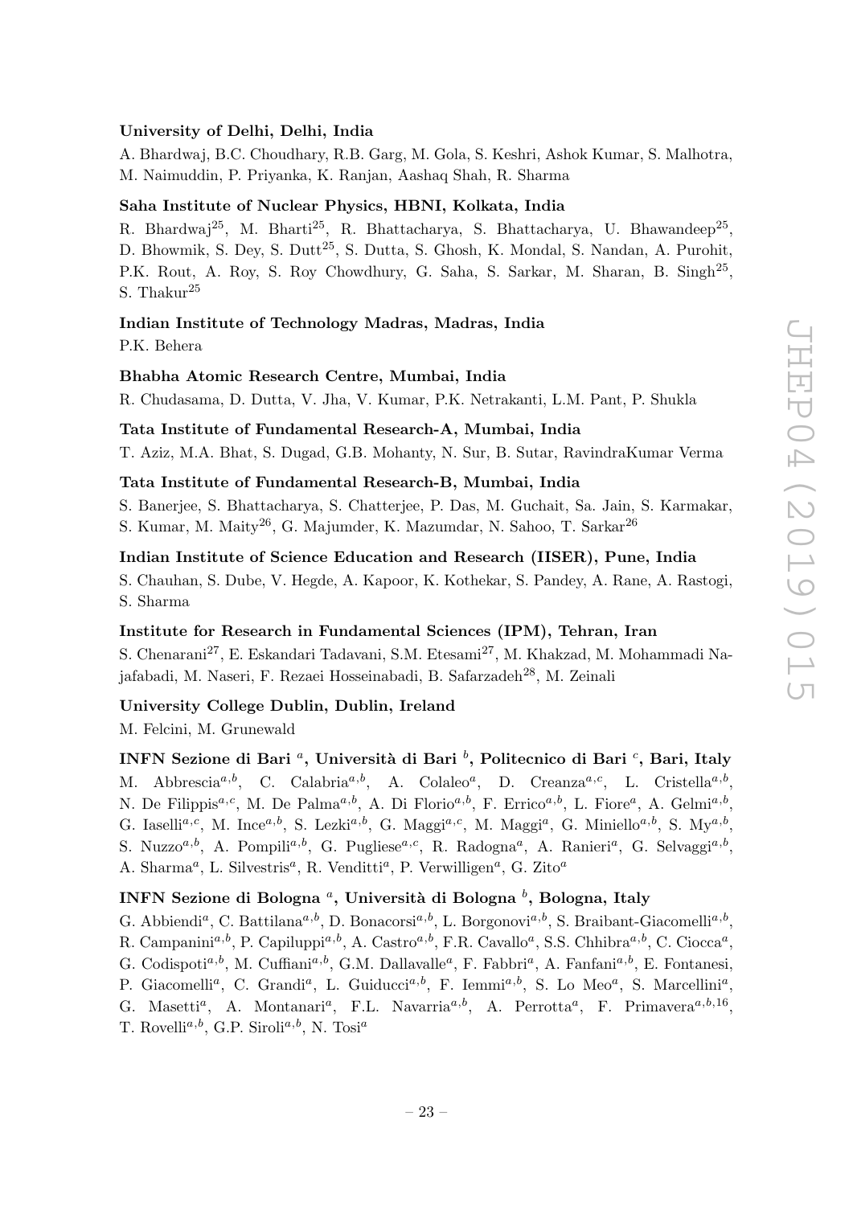**University of Delhi, Delhi, India**

A. Bhardwaj, B.C. Choudhary, R.B. Garg, M. Gola, S. Keshri, Ashok Kumar, S. Malhotra, M. Naimuddin, P. Priyanka, K. Ranjan, Aashaq Shah, R. Sharma

**Saha Institute of Nuclear Physics, HBNI, Kolkata, India**

R. Bhardwaj[25], M. Bharti[25], R. Bhattacharya, S. Bhattacharya, U. Bhawandeep[25], D. Bhowmik, S. Dey, S. Dutt[25], S. Dutta, S. Ghosh, K. Mondal, S. Nandan, A. Purohit, P.K. Rout, A. Roy, S. Roy Chowdhury, G. Saha, S. Sarkar, M. Sharan, B. Singh[25], S. Thakur[25]

**Indian Institute of Technology Madras, Madras, India**

P.K. Behera

**Bhabha Atomic Research Centre, Mumbai, India**

R. Chudasama, D. Dutta, V. Jha, V. Kumar, P.K. Netrakanti, L.M. Pant, P. Shukla

**Tata Institute of Fundamental Research-A, Mumbai, India**

T. Aziz, M.A. Bhat, S. Dugad, G.B. Mohanty, N. Sur, B. Sutar, RavindraKumar Verma

**Tata Institute of Fundamental Research-B, Mumbai, India**

S. Banerjee, S. Bhattacharya, S. Chatterjee, P. Das, M. Guchait, Sa. Jain, S. Karmakar, S. Kumar, M. Maity[26], G. Majumder, K. Mazumdar, N. Sahoo, T. Sarkar[26]

**Indian Institute of Science Education and Research (IISER), Pune, India**

S. Chauhan, S. Dube, V. Hegde, A. Kapoor, K. Kothekar, S. Pandey, A. Rane, A. Rastogi, S. Sharma

**Institute for Research in Fundamental Sciences (IPM), Tehran, Iran**

S. Chenarani[27], E. Eskandari Tadavani, S.M. Etesami[27], M. Khakzad, M. Mohammadi Najafabadi, M. Naseri, F. Rezaei Hosseinabadi, B. Safarzadeh[28], M. Zeinali

**University College Dublin, Dublin, Ireland**

M. Felcini, M. Grunewald

**INFN Sezione di Bari [a], Università di Bari [b], Politecnico di Bari [c], Bari, Italy**

M. Abbrescia[a,b], C. Calabria[a,b], A. Colaleo[a], D. Creanza[a,c], L. Cristella[a,b], N. De Filippis[a,c], M. De Palma[a,b], A. Di Florio[a,b], F. Errico[a,b], L. Fiore[a], A. Gelmi[a,b], G. Iaselli[a,c], M. Ince[a,b], S. Lezki[a,b], G. Maggi[a,c], M. Maggi[a], G. Miniello[a,b], S. My[a,b], S. Nuzzo[a,b], A. Pompili[a,b], G. Pugliese[a,c], R. Radogna[a], A. Ranieri[a], G. Selvaggi[a,b], A. Sharma[a], L. Silvestris[a], R. Venditti[a], P. Verwilligen[a], G. Zito[a]

**INFN Sezione di Bologna [a], Università di Bologna [b], Bologna, Italy**

G. Abbiendi[a], C. Battilana[a,b], D. Bonacorsi[a,b], L. Borgonovi[a,b], S. Braibant-Giacomelli[a,b], R. Campanini[a,b], P. Capiluppi[a,b], A. Castro[a,b], F.R. Cavallo[a], S.S. Chhibra[a,b], C. Ciocca[a], G. Codispoti[a,b], M. Cuffiani[a,b], G.M. Dallavalle[a], F. Fabbri[a], A. Fanfani[a,b], E. Fontanesi, P. Giacomelli[a], C. Grandi[a], L. Guiducci[a,b], F. Iemmi[a,b], S. Lo Meo[a], S. Marcellini[a], G. Masetti[a], A. Montanari[a], F.L. Navarria[a,b], A. Perrotta[a], F. Primavera[a,b,16], T. Rovelli[a,b], G.P. Siroli[a,b], N. Tosi[a]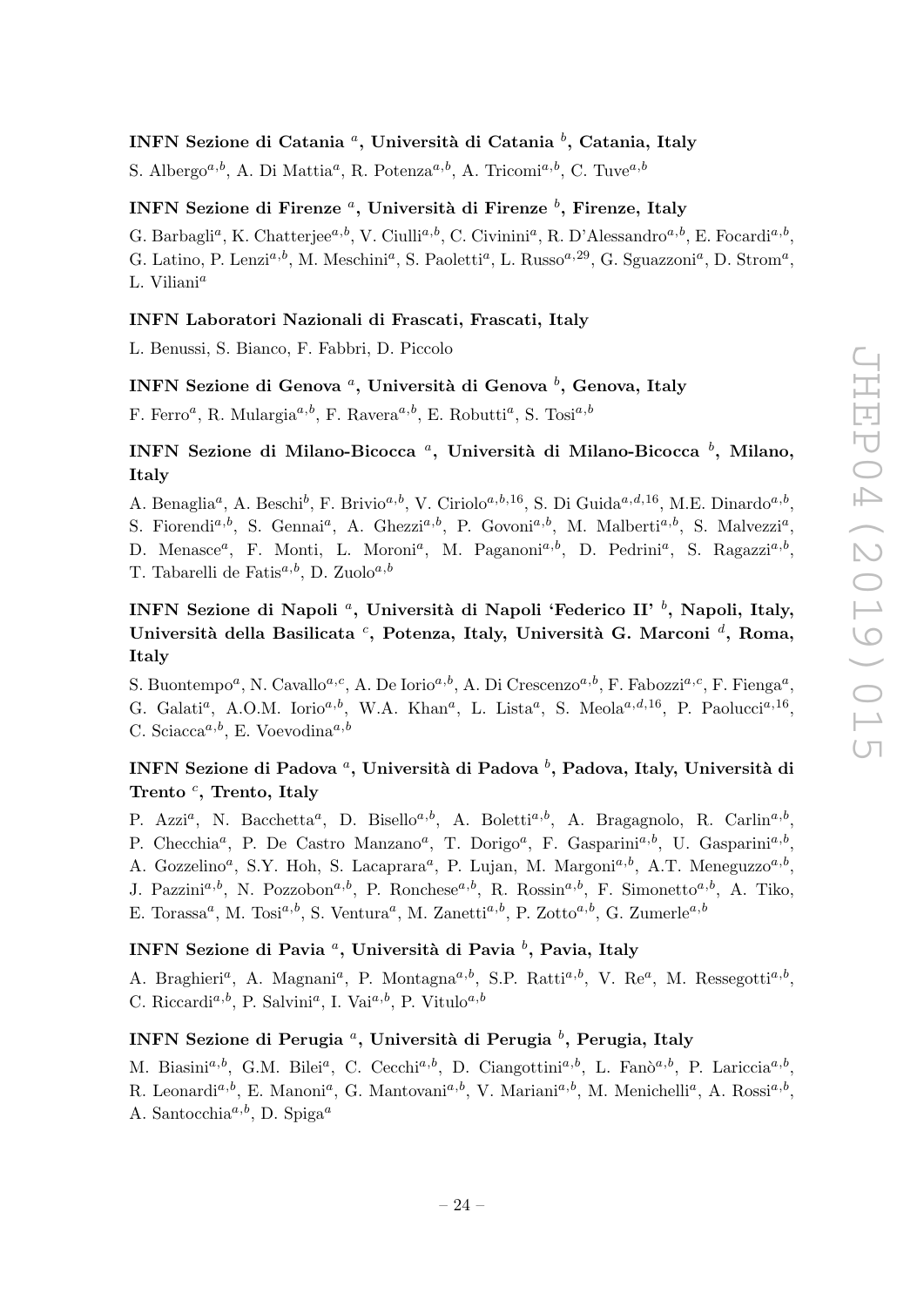### INFN Sezione di Catania [a], Università di Catania [b], Catania, Italy

S. Albergo[a,b], A. Di Mattia[a], R. Potenza[a,b], A. Tricomi[a,b], C. Tuve[a,b]

### INFN Sezione di Firenze [a], Università di Firenze [b], Firenze, Italy

G. Barbagli[a], K. Chatterjee[a,b], V. Ciulli[a,b], C. Civinini[a], R. D'Alessandro[a,b], E. Focardi[a,b], G. Latino, P. Lenzi[a,b], M. Meschini[a], S. Paoletti[a], L. Russo[a,29], G. Sguazzoni[a], D. Strom[a], L. Viliani[a]

### INFN Laboratori Nazionali di Frascati, Frascati, Italy

L. Benussi, S. Bianco, F. Fabbri, D. Piccolo

### INFN Sezione di Genova [a], Università di Genova [b], Genova, Italy

F. Ferro[a], R. Mulargia[a,b], F. Ravera[a,b], E. Robutti[a], S. Tosi[a,b]

### INFN Sezione di Milano-Bicocca [a], Università di Milano-Bicocca [b], Milano, Italy

A. Benaglia[a], A. Beschi[b], F. Brivio[a,b], V. Ciriolo[a,b,16], S. Di Guida[a,d,16], M.E. Dinardo[a,b], S. Fiorendi[a,b], S. Gennai[a], A. Ghezzi[a,b], P. Govoni[a,b], M. Malberti[a,b], S. Malvezzi[a], D. Menasce[a], F. Monti, L. Moroni[a], M. Paganoni[a,b], D. Pedrini[a], S. Ragazzi[a,b], T. Tabarelli de Fatis[a,b], D. Zuolo[a,b]

### INFN Sezione di Napoli [a], Università di Napoli 'Federico II' [b], Napoli, Italy, Università della Basilicata [c], Potenza, Italy, Università G. Marconi [d], Roma, Italy

S. Buontempo[a], N. Cavallo[a,c], A. De Iorio[a,b], A. Di Crescenzo[a,b], F. Fabozzi[a,c], F. Fienga[a], G. Galati[a], A.O.M. Iorio[a,b], W.A. Khan[a], L. Lista[a], S. Meola[a,d,16], P. Paolucci[a,16], C. Sciacca[a,b], E. Voevodina[a,b]

### INFN Sezione di Padova [a], Università di Padova [b], Padova, Italy, Università di Trento [c], Trento, Italy

P. Azzi[a], N. Bacchetta[a], D. Bisello[a,b], A. Boletti[a,b], A. Bragagnolo, R. Carlin[a,b], P. Checchia[a], P. De Castro Manzano[a], T. Dorigo[a], F. Gasparini[a,b], U. Gasparini[a,b], A. Gozzelino[a], S.Y. Hoh, S. Lacaprara[a], P. Lujan, M. Margoni[a,b], A.T. Meneguzzo[a,b], J. Pazzini[a,b], N. Pozzobon[a,b], P. Ronchese[a,b], R. Rossin[a,b], F. Simonetto[a,b], A. Tiko, E. Torassa[a], M. Tosi[a,b], S. Ventura[a], M. Zanetti[a,b], P. Zotto[a,b], G. Zumerle[a,b]

### INFN Sezione di Pavia [a], Università di Pavia [b], Pavia, Italy

A. Braghieri[a], A. Magnani[a], P. Montagna[a,b], S.P. Ratti[a,b], V. Re[a], M. Ressegotti[a,b], C. Riccardi[a,b], P. Salvini[a], I. Vai[a,b], P. Vitulo[a,b]

### INFN Sezione di Perugia [a], Università di Perugia [b], Perugia, Italy

M. Biasini[a,b], G.M. Bilei[a], C. Cecchi[a,b], D. Ciangottini[a,b], L. Fanò[a,b], P. Lariccia[a,b], R. Leonardi[a,b], E. Manoni[a], G. Mantovani[a,b], V. Mariani[a,b], M. Menichelli[a], A. Rossi[a,b], A. Santocchia[a,b], D. Spiga[a]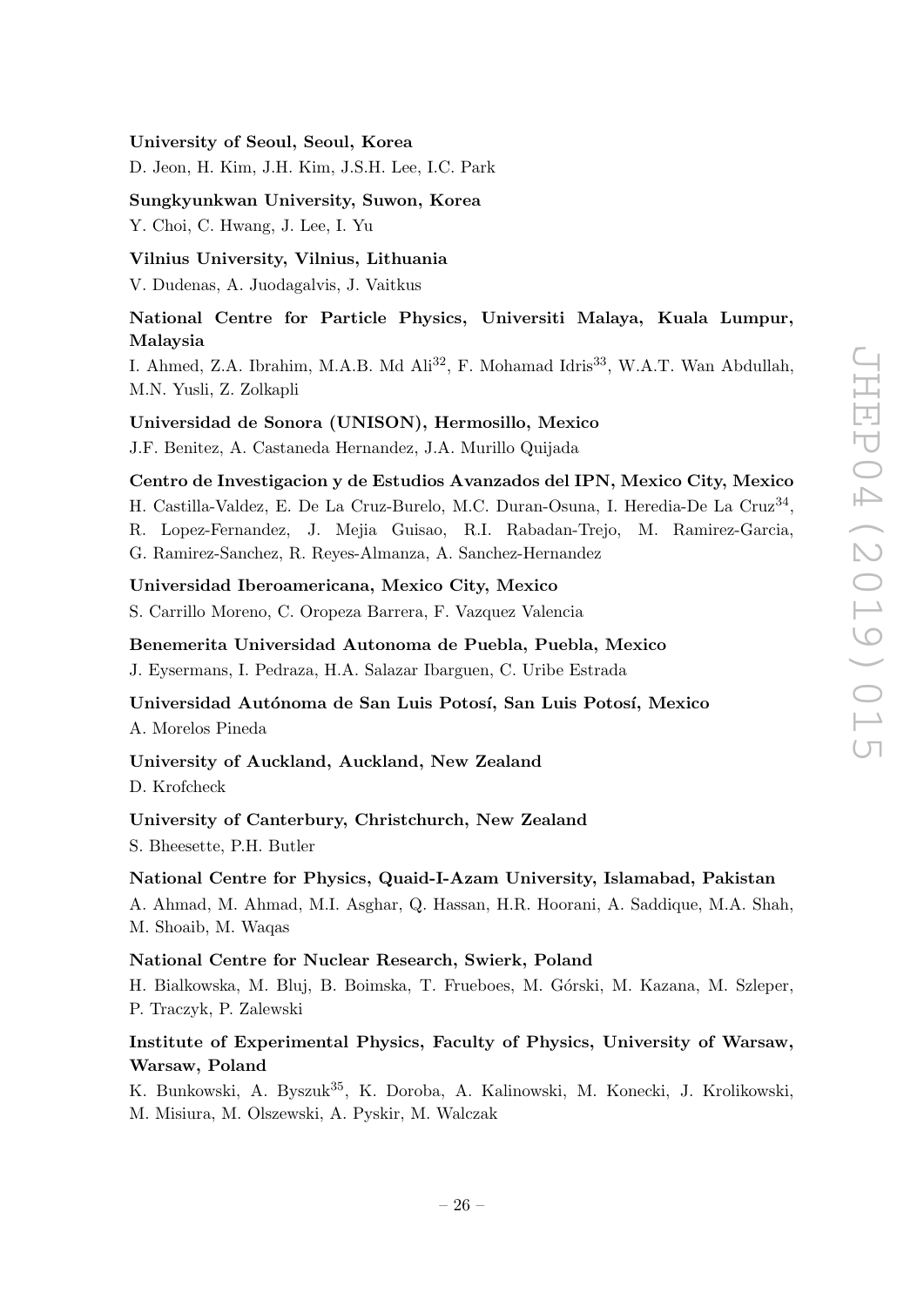**University of Seoul, Seoul, Korea**

D. Jeon, H. Kim, J.H. Kim, J.S.H. Lee, I.C. Park

**Sungkyunkwan University, Suwon, Korea**

Y. Choi, C. Hwang, J. Lee, I. Yu

**Vilnius University, Vilnius, Lithuania**

V. Dudenas, A. Juodagalvis, J. Vaitkus

**National Centre for Particle Physics, Universiti Malaya, Kuala Lumpur, Malaysia**

I. Ahmed, Z.A. Ibrahim, M.A.B. Md Ali[32], F. Mohamad Idris[33], W.A.T. Wan Abdullah, M.N. Yusli, Z. Zolkapli

**Universidad de Sonora (UNISON), Hermosillo, Mexico**

J.F. Benitez, A. Castaneda Hernandez, J.A. Murillo Quijada

**Centro de Investigacion y de Estudios Avanzados del IPN, Mexico City, Mexico**

H. Castilla-Valdez, E. De La Cruz-Burelo, M.C. Duran-Osuna, I. Heredia-De La Cruz[34], R. Lopez-Fernandez, J. Mejia Guisao, R.I. Rabadan-Trejo, M. Ramirez-Garcia, G. Ramirez-Sanchez, R. Reyes-Almanza, A. Sanchez-Hernandez

**Universidad Iberoamericana, Mexico City, Mexico**

S. Carrillo Moreno, C. Oropeza Barrera, F. Vazquez Valencia

**Benemerita Universidad Autonoma de Puebla, Puebla, Mexico**

J. Eysermans, I. Pedraza, H.A. Salazar Ibarguen, C. Uribe Estrada

**Universidad Autónoma de San Luis Potosí, San Luis Potosí, Mexico**

A. Morelos Pineda

**University of Auckland, Auckland, New Zealand**

D. Krofcheck

**University of Canterbury, Christchurch, New Zealand**

S. Bheesette, P.H. Butler

**National Centre for Physics, Quaid-I-Azam University, Islamabad, Pakistan**

A. Ahmad, M. Ahmad, M.I. Asghar, Q. Hassan, H.R. Hoorani, A. Saddique, M.A. Shah, M. Shoaib, M. Waqas

**National Centre for Nuclear Research, Swierk, Poland**

H. Bialkowska, M. Bluj, B. Boimska, T. Frueboes, M. Górski, M. Kazana, M. Szleper, P. Traczyk, P. Zalewski

**Institute of Experimental Physics, Faculty of Physics, University of Warsaw, Warsaw, Poland**

K. Bunkowski, A. Byszuk[35], K. Doroba, A. Kalinowski, M. Konecki, J. Krolikowski, M. Misiura, M. Olszewski, A. Pyskir, M. Walczak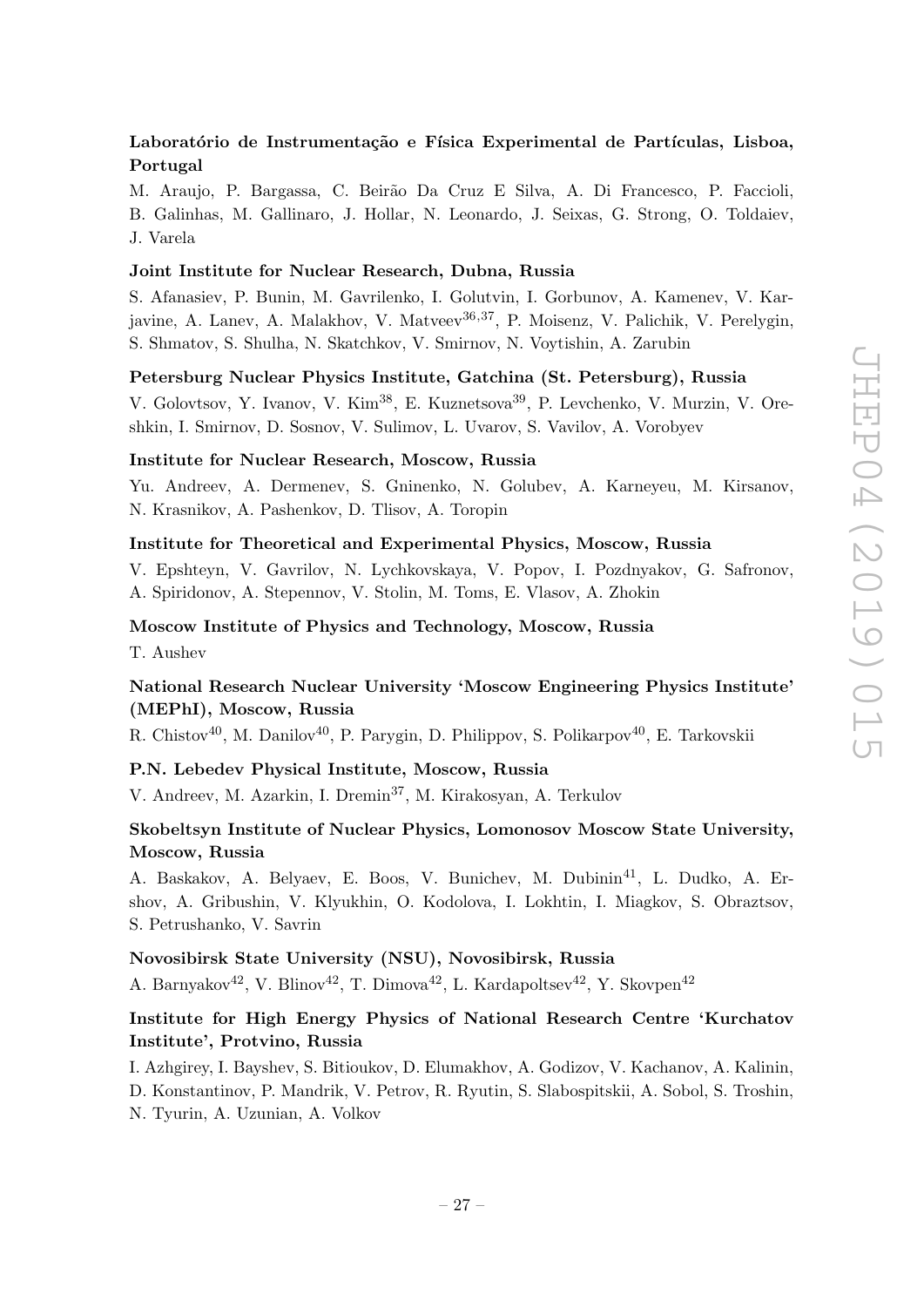**Laboratório de Instrumentação e Física Experimental de Partículas, Lisboa, Portugal**

M. Araujo, P. Bargassa, C. Beirão Da Cruz E Silva, A. Di Francesco, P. Faccioli, B. Galinhas, M. Gallinaro, J. Hollar, N. Leonardo, J. Seixas, G. Strong, O. Toldaiev, J. Varela

**Joint Institute for Nuclear Research, Dubna, Russia**

S. Afanasiev, P. Bunin, M. Gavrilenko, I. Golutvin, I. Gorbunov, A. Kamenev, V. Karjavine, A. Lanev, A. Malakhov, V. Matveev[36,37], P. Moisenz, V. Palichik, V. Perelygin, S. Shmatov, S. Shulha, N. Skatchkov, V. Smirnov, N. Voytishin, A. Zarubin

**Petersburg Nuclear Physics Institute, Gatchina (St. Petersburg), Russia**

V. Golovtsov, Y. Ivanov, V. Kim[38], E. Kuznetsova[39], P. Levchenko, V. Murzin, V. Oreshkin, I. Smirnov, D. Sosnov, V. Sulimov, L. Uvarov, S. Vavilov, A. Vorobyev

**Institute for Nuclear Research, Moscow, Russia**

Yu. Andreev, A. Dermenev, S. Gninenko, N. Golubev, A. Karneyeu, M. Kirsanov, N. Krasnikov, A. Pashenkov, D. Tlisov, A. Toropin

**Institute for Theoretical and Experimental Physics, Moscow, Russia**

V. Epshteyn, V. Gavrilov, N. Lychkovskaya, V. Popov, I. Pozdnyakov, G. Safronov, A. Spiridonov, A. Stepennov, V. Stolin, M. Toms, E. Vlasov, A. Zhokin

**Moscow Institute of Physics and Technology, Moscow, Russia**

T. Aushev

**National Research Nuclear University 'Moscow Engineering Physics Institute' (MEPhI), Moscow, Russia**

R. Chistov[40], M. Danilov[40], P. Parygin, D. Philippov, S. Polikarpov[40], E. Tarkovskii

**P.N. Lebedev Physical Institute, Moscow, Russia**

V. Andreev, M. Azarkin, I. Dremin[37], M. Kirakosyan, A. Terkulov

**Skobeltsyn Institute of Nuclear Physics, Lomonosov Moscow State University, Moscow, Russia**

A. Baskakov, A. Belyaev, E. Boos, V. Bunichev, M. Dubinin[41], L. Dudko, A. Ershov, A. Gribushin, V. Klyukhin, O. Kodolova, I. Lokhtin, I. Miagkov, S. Obraztsov, S. Petrushanko, V. Savrin

**Novosibirsk State University (NSU), Novosibirsk, Russia**

A. Barnyakov[42], V. Blinov[42], T. Dimova[42], L. Kardapoltsev[42], Y. Skovpen[42]

**Institute for High Energy Physics of National Research Centre 'Kurchatov Institute', Protvino, Russia**

I. Azhgirey, I. Bayshev, S. Bitioukov, D. Elumakhov, A. Godizov, V. Kachanov, A. Kalinin, D. Konstantinov, P. Mandrik, V. Petrov, R. Ryutin, S. Slabospitskii, A. Sobol, S. Troshin, N. Tyurin, A. Uzunian, A. Volkov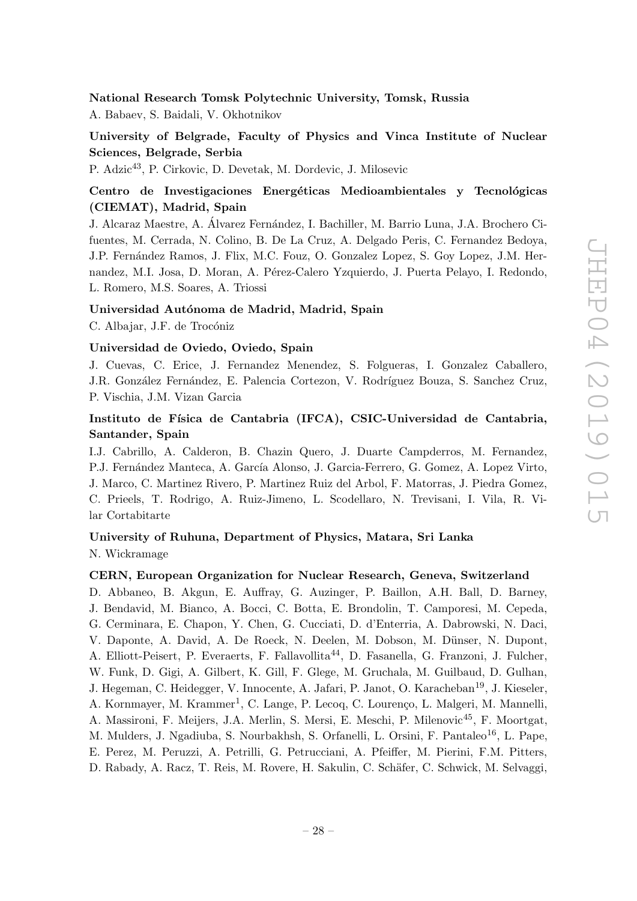**National Research Tomsk Polytechnic University, Tomsk, Russia**

A. Babaev, S. Baidali, V. Okhotnikov

**University of Belgrade, Faculty of Physics and Vinca Institute of Nuclear Sciences, Belgrade, Serbia**

P. Adzic[43], P. Cirkovic, D. Devetak, M. Dordevic, J. Milosevic

**Centro de Investigaciones Energéticas Medioambientales y Tecnológicas (CIEMAT), Madrid, Spain**

J. Alcaraz Maestre, A. Álvarez Fernández, I. Bachiller, M. Barrio Luna, J.A. Brochero Cifuentes, M. Cerrada, N. Colino, B. De La Cruz, A. Delgado Peris, C. Fernandez Bedoya, J.P. Fernández Ramos, J. Flix, M.C. Fouz, O. Gonzalez Lopez, S. Goy Lopez, J.M. Hernandez, M.I. Josa, D. Moran, A. Pérez-Calero Yzquierdo, J. Puerta Pelayo, I. Redondo, L. Romero, M.S. Soares, A. Triossi

**Universidad Autónoma de Madrid, Madrid, Spain**

C. Albajar, J.F. de Trocóniz

**Universidad de Oviedo, Oviedo, Spain**

J. Cuevas, C. Erice, J. Fernandez Menendez, S. Folgueras, I. Gonzalez Caballero, J.R. González Fernández, E. Palencia Cortezon, V. Rodríguez Bouza, S. Sanchez Cruz, P. Vischia, J.M. Vizan Garcia

**Instituto de Física de Cantabria (IFCA), CSIC-Universidad de Cantabria, Santander, Spain**

I.J. Cabrillo, A. Calderon, B. Chazin Quero, J. Duarte Campderros, M. Fernandez, P.J. Fernández Manteca, A. García Alonso, J. Garcia-Ferrero, G. Gomez, A. Lopez Virto, J. Marco, C. Martinez Rivero, P. Martinez Ruiz del Arbol, F. Matorras, J. Piedra Gomez, C. Prieels, T. Rodrigo, A. Ruiz-Jimeno, L. Scodellaro, N. Trevisani, I. Vila, R. Vilar Cortabitarte

**University of Ruhuna, Department of Physics, Matara, Sri Lanka**

N. Wickramage

**CERN, European Organization for Nuclear Research, Geneva, Switzerland**

D. Abbaneo, B. Akgun, E. Auffray, G. Auzinger, P. Baillon, A.H. Ball, D. Barney, J. Bendavid, M. Bianco, A. Bocci, C. Botta, E. Brondolin, T. Camporesi, M. Cepeda, G. Cerminara, E. Chapon, Y. Chen, G. Cucciati, D. d'Enterria, A. Dabrowski, N. Daci, V. Daponte, A. David, A. De Roeck, N. Deelen, M. Dobson, M. Dünser, N. Dupont, A. Elliott-Peisert, P. Everaerts, F. Fallavollita[44], D. Fasanella, G. Franzoni, J. Fulcher, W. Funk, D. Gigi, A. Gilbert, K. Gill, F. Glege, M. Gruchala, M. Guilbaud, D. Gulhan, J. Hegeman, C. Heidegger, V. Innocente, A. Jafari, P. Janot, O. Karacheban[19], J. Kieseler, A. Kornmayer, M. Krammer[1], C. Lange, P. Lecoq, C. Lourenço, L. Malgeri, M. Mannelli, A. Massironi, F. Meijers, J.A. Merlin, S. Mersi, E. Meschi, P. Milenovic[45], F. Moortgat, M. Mulders, J. Ngadiuba, S. Nourbakhsh, S. Orfanelli, L. Orsini, F. Pantaleo[16], L. Pape, E. Perez, M. Peruzzi, A. Petrilli, G. Petrucciani, A. Pfeiffer, M. Pierini, F.M. Pitters, D. Rabady, A. Racz, T. Reis, M. Rovere, H. Sakulin, C. Schäfer, C. Schwick, M. Selvaggi,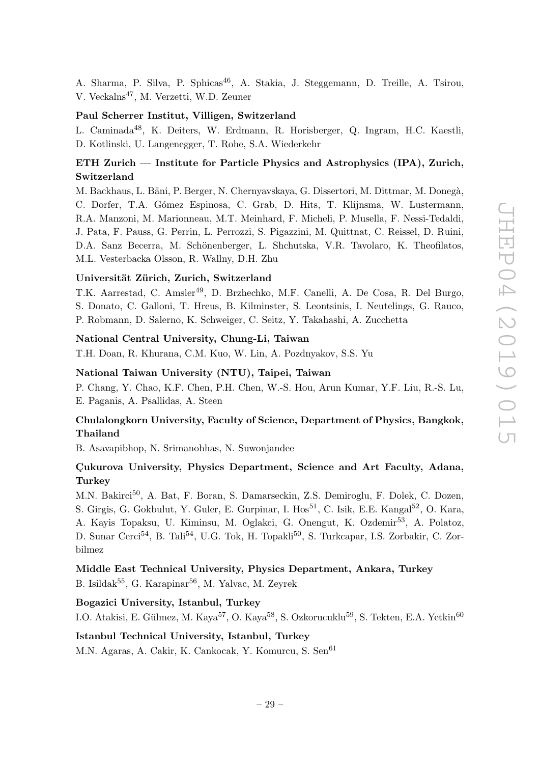A. Sharma, P. Silva, P. Sphicas[46], A. Stakia, J. Steggemann, D. Treille, A. Tsirou, V. Veckalns[47], M. Verzetti, W.D. Zeuner

**Paul Scherrer Institut, Villigen, Switzerland**

L. Caminada[48], K. Deiters, W. Erdmann, R. Horisberger, Q. Ingram, H.C. Kaestli, D. Kotlinski, U. Langenegger, T. Rohe, S.A. Wiederkehr

**ETH Zurich — Institute for Particle Physics and Astrophysics (IPA), Zurich, Switzerland**

M. Backhaus, L. Bäni, P. Berger, N. Chernyavskaya, G. Dissertori, M. Dittmar, M. Donegà, C. Dorfer, T.A. Gómez Espinosa, C. Grab, D. Hits, T. Klijnsma, W. Lustermann, R.A. Manzoni, M. Marionneau, M.T. Meinhard, F. Micheli, P. Musella, F. Nessi-Tedaldi, J. Pata, F. Pauss, G. Perrin, L. Perrozzi, S. Pigazzini, M. Quittnat, C. Reissel, D. Ruini, D.A. Sanz Becerra, M. Schönenberger, L. Shchutska, V.R. Tavolaro, K. Theofilatos, M.L. Vesterbacka Olsson, R. Wallny, D.H. Zhu

**Universität Zürich, Zurich, Switzerland**

T.K. Aarrestad, C. Amsler[49], D. Brzhechko, M.F. Canelli, A. De Cosa, R. Del Burgo, S. Donato, C. Galloni, T. Hreus, B. Kilminster, S. Leontsinis, I. Neutelings, G. Rauco, P. Robmann, D. Salerno, K. Schweiger, C. Seitz, Y. Takahashi, A. Zucchetta

**National Central University, Chung-Li, Taiwan**

T.H. Doan, R. Khurana, C.M. Kuo, W. Lin, A. Pozdnyakov, S.S. Yu

**National Taiwan University (NTU), Taipei, Taiwan**

P. Chang, Y. Chao, K.F. Chen, P.H. Chen, W.-S. Hou, Arun Kumar, Y.F. Liu, R.-S. Lu, E. Paganis, A. Psallidas, A. Steen

**Chulalongkorn University, Faculty of Science, Department of Physics, Bangkok, Thailand**

B. Asavapibhop, N. Srimanobhas, N. Suwonjandee

**Çukurova University, Physics Department, Science and Art Faculty, Adana, Turkey**

M.N. Bakirci[50], A. Bat, F. Boran, S. Damarseckin, Z.S. Demiroglu, F. Dolek, C. Dozen, S. Girgis, G. Gokbulut, Y. Guler, E. Gurpinar, I. Hos[51], C. Isik, E.E. Kangal[52], O. Kara, A. Kayis Topaksu, U. Kiminsu, M. Oglakci, G. Onengut, K. Ozdemir[53], A. Polatoz, D. Sunar Cerci[54], B. Tali[54], U.G. Tok, H. Topakli[50], S. Turkcapar, I.S. Zorbakir, C. Zorbilmez

**Middle East Technical University, Physics Department, Ankara, Turkey**

B. Isildak[55], G. Karapinar[56], M. Yalvac, M. Zeyrek

**Bogazici University, Istanbul, Turkey**

I.O. Atakisi, E. Gülmez, M. Kaya[57], O. Kaya[58], S. Ozkorucuklu[59], S. Tekten, E.A. Yetkin[60]

**Istanbul Technical University, Istanbul, Turkey**

M.N. Agaras, A. Cakir, K. Cankocak, Y. Komurcu, S. Sen[61]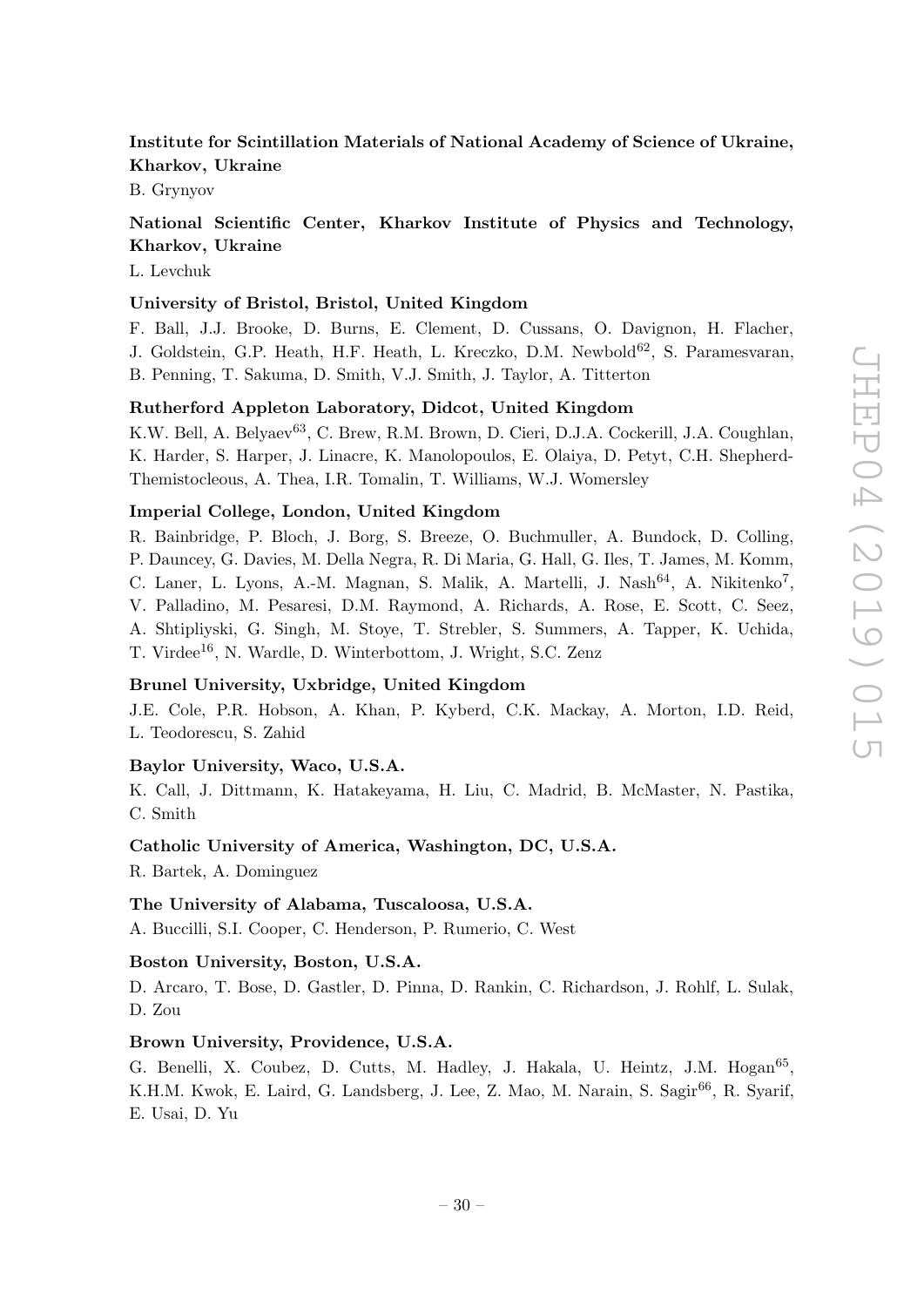**Institute for Scintillation Materials of National Academy of Science of Ukraine, Kharkov, Ukraine**

B. Grynyov

**National Scientific Center, Kharkov Institute of Physics and Technology, Kharkov, Ukraine**

L. Levchuk

**University of Bristol, Bristol, United Kingdom**

F. Ball, J.J. Brooke, D. Burns, E. Clement, D. Cussans, O. Davignon, H. Flacher, J. Goldstein, G.P. Heath, H.F. Heath, L. Kreczko, D.M. Newbold[62], S. Paramesvaran, B. Penning, T. Sakuma, D. Smith, V.J. Smith, J. Taylor, A. Titterton

**Rutherford Appleton Laboratory, Didcot, United Kingdom**

K.W. Bell, A. Belyaev[63], C. Brew, R.M. Brown, D. Cieri, D.J.A. Cockerill, J.A. Coughlan, K. Harder, S. Harper, J. Linacre, K. Manolopoulos, E. Olaiya, D. Petyt, C.H. Shepherd-Themistocleous, A. Thea, I.R. Tomalin, T. Williams, W.J. Womersley

**Imperial College, London, United Kingdom**

R. Bainbridge, P. Bloch, J. Borg, S. Breeze, O. Buchmuller, A. Bundock, D. Colling, P. Dauncey, G. Davies, M. Della Negra, R. Di Maria, G. Hall, G. Iles, T. James, M. Komm, C. Laner, L. Lyons, A.-M. Magnan, S. Malik, A. Martelli, J. Nash[64], A. Nikitenko[7], V. Palladino, M. Pesaresi, D.M. Raymond, A. Richards, A. Rose, E. Scott, C. Seez, A. Shtipliyski, G. Singh, M. Stoye, T. Strebler, S. Summers, A. Tapper, K. Uchida, T. Virdee[16], N. Wardle, D. Winterbottom, J. Wright, S.C. Zenz

**Brunel University, Uxbridge, United Kingdom**

J.E. Cole, P.R. Hobson, A. Khan, P. Kyberd, C.K. Mackay, A. Morton, I.D. Reid, L. Teodorescu, S. Zahid

**Baylor University, Waco, U.S.A.**

K. Call, J. Dittmann, K. Hatakeyama, H. Liu, C. Madrid, B. McMaster, N. Pastika, C. Smith

**Catholic University of America, Washington, DC, U.S.A.**

R. Bartek, A. Dominguez

**The University of Alabama, Tuscaloosa, U.S.A.**

A. Buccilli, S.I. Cooper, C. Henderson, P. Rumerio, C. West

**Boston University, Boston, U.S.A.**

D. Arcaro, T. Bose, D. Gastler, D. Pinna, D. Rankin, C. Richardson, J. Rohlf, L. Sulak, D. Zou

**Brown University, Providence, U.S.A.**

G. Benelli, X. Coubez, D. Cutts, M. Hadley, J. Hakala, U. Heintz, J.M. Hogan[65], K.H.M. Kwok, E. Laird, G. Landsberg, J. Lee, Z. Mao, M. Narain, S. Sagir[66], R. Syarif, E. Usai, D. Yu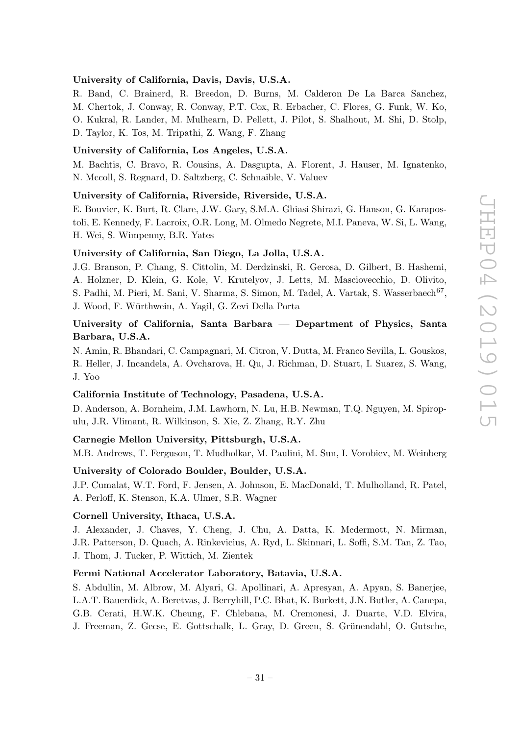**University of California, Davis, Davis, U.S.A.**

R. Band, C. Brainerd, R. Breedon, D. Burns, M. Calderon De La Barca Sanchez, M. Chertok, J. Conway, R. Conway, P.T. Cox, R. Erbacher, C. Flores, G. Funk, W. Ko, O. Kukral, R. Lander, M. Mulhearn, D. Pellett, J. Pilot, S. Shalhout, M. Shi, D. Stolp, D. Taylor, K. Tos, M. Tripathi, Z. Wang, F. Zhang

**University of California, Los Angeles, U.S.A.**

M. Bachtis, C. Bravo, R. Cousins, A. Dasgupta, A. Florent, J. Hauser, M. Ignatenko, N. Mccoll, S. Regnard, D. Saltzberg, C. Schnaible, V. Valuev

**University of California, Riverside, Riverside, U.S.A.**

E. Bouvier, K. Burt, R. Clare, J.W. Gary, S.M.A. Ghiasi Shirazi, G. Hanson, G. Karapostoli, E. Kennedy, F. Lacroix, O.R. Long, M. Olmedo Negrete, M.I. Paneva, W. Si, L. Wang, H. Wei, S. Wimpenny, B.R. Yates

**University of California, San Diego, La Jolla, U.S.A.**

J.G. Branson, P. Chang, S. Cittolin, M. Derdzinski, R. Gerosa, D. Gilbert, B. Hashemi, A. Holzner, D. Klein, G. Kole, V. Krutelyov, J. Letts, M. Masciovecchio, D. Olivito, S. Padhi, M. Pieri, M. Sani, V. Sharma, S. Simon, M. Tadel, A. Vartak, S. Wasserbaech[67], J. Wood, F. Würthwein, A. Yagil, G. Zevi Della Porta

**University of California, Santa Barbara — Department of Physics, Santa Barbara, U.S.A.**

N. Amin, R. Bhandari, C. Campagnari, M. Citron, V. Dutta, M. Franco Sevilla, L. Gouskos, R. Heller, J. Incandela, A. Ovcharova, H. Qu, J. Richman, D. Stuart, I. Suarez, S. Wang, J. Yoo

**California Institute of Technology, Pasadena, U.S.A.**

D. Anderson, A. Bornheim, J.M. Lawhorn, N. Lu, H.B. Newman, T.Q. Nguyen, M. Spiropulu, J.R. Vlimant, R. Wilkinson, S. Xie, Z. Zhang, R.Y. Zhu

**Carnegie Mellon University, Pittsburgh, U.S.A.**

M.B. Andrews, T. Ferguson, T. Mudholkar, M. Paulini, M. Sun, I. Vorobiev, M. Weinberg

**University of Colorado Boulder, Boulder, U.S.A.**

J.P. Cumalat, W.T. Ford, F. Jensen, A. Johnson, E. MacDonald, T. Mulholland, R. Patel, A. Perloff, K. Stenson, K.A. Ulmer, S.R. Wagner

**Cornell University, Ithaca, U.S.A.**

J. Alexander, J. Chaves, Y. Cheng, J. Chu, A. Datta, K. Mcdermott, N. Mirman, J.R. Patterson, D. Quach, A. Rinkevicius, A. Ryd, L. Skinnari, L. Soffi, S.M. Tan, Z. Tao, J. Thom, J. Tucker, P. Wittich, M. Zientek

**Fermi National Accelerator Laboratory, Batavia, U.S.A.**

S. Abdullin, M. Albrow, M. Alyari, G. Apollinari, A. Apresyan, A. Apyan, S. Banerjee, L.A.T. Bauerdick, A. Beretvas, J. Berryhill, P.C. Bhat, K. Burkett, J.N. Butler, A. Canepa, G.B. Cerati, H.W.K. Cheung, F. Chlebana, M. Cremonesi, J. Duarte, V.D. Elvira, J. Freeman, Z. Gecse, E. Gottschalk, L. Gray, D. Green, S. Grünendahl, O. Gutsche,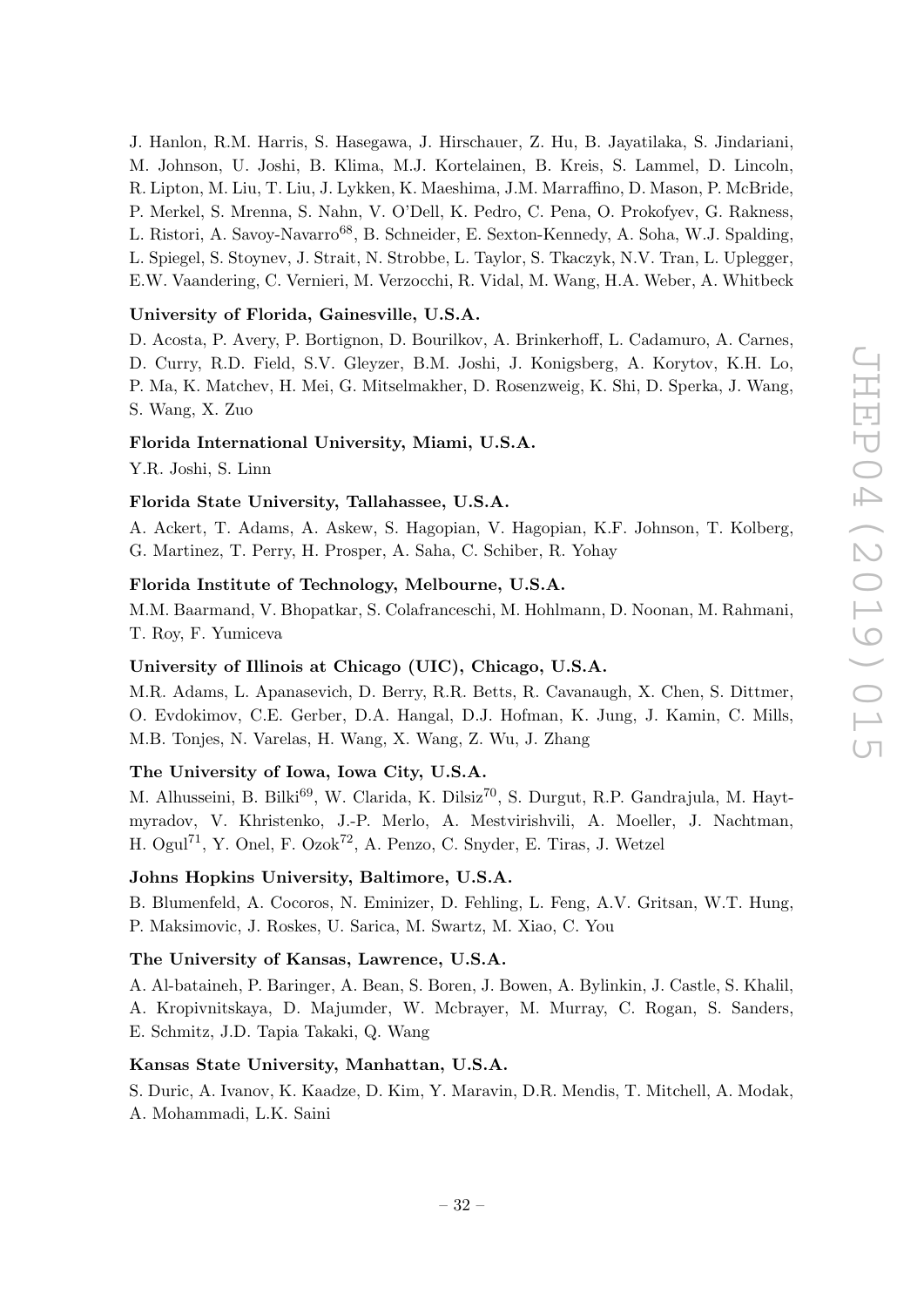J. Hanlon, R.M. Harris, S. Hasegawa, J. Hirschauer, Z. Hu, B. Jayatilaka, S. Jindariani, M. Johnson, U. Joshi, B. Klima, M.J. Kortelainen, B. Kreis, S. Lammel, D. Lincoln, R. Lipton, M. Liu, T. Liu, J. Lykken, K. Maeshima, J.M. Marraffino, D. Mason, P. McBride, P. Merkel, S. Mrenna, S. Nahn, V. O'Dell, K. Pedro, C. Pena, O. Prokofyev, G. Rakness, L. Ristori, A. Savoy-Navarro[68], B. Schneider, E. Sexton-Kennedy, A. Soha, W.J. Spalding, L. Spiegel, S. Stoynev, J. Strait, N. Strobbe, L. Taylor, S. Tkaczyk, N.V. Tran, L. Uplegger, E.W. Vaandering, C. Vernieri, M. Verzocchi, R. Vidal, M. Wang, H.A. Weber, A. Whitbeck

**University of Florida, Gainesville, U.S.A.**

D. Acosta, P. Avery, P. Bortignon, D. Bourilkov, A. Brinkerhoff, L. Cadamuro, A. Carnes, D. Curry, R.D. Field, S.V. Gleyzer, B.M. Joshi, J. Konigsberg, A. Korytov, K.H. Lo, P. Ma, K. Matchev, H. Mei, G. Mitselmakher, D. Rosenzweig, K. Shi, D. Sperka, J. Wang, S. Wang, X. Zuo

**Florida International University, Miami, U.S.A.**

Y.R. Joshi, S. Linn

**Florida State University, Tallahassee, U.S.A.**

A. Ackert, T. Adams, A. Askew, S. Hagopian, V. Hagopian, K.F. Johnson, T. Kolberg, G. Martinez, T. Perry, H. Prosper, A. Saha, C. Schiber, R. Yohay

**Florida Institute of Technology, Melbourne, U.S.A.**

M.M. Baarmand, V. Bhopatkar, S. Colafranceschi, M. Hohlmann, D. Noonan, M. Rahmani, T. Roy, F. Yumiceva

**University of Illinois at Chicago (UIC), Chicago, U.S.A.**

M.R. Adams, L. Apanasevich, D. Berry, R.R. Betts, R. Cavanaugh, X. Chen, S. Dittmer, O. Evdokimov, C.E. Gerber, D.A. Hangal, D.J. Hofman, K. Jung, J. Kamin, C. Mills, M.B. Tonjes, N. Varelas, H. Wang, X. Wang, Z. Wu, J. Zhang

**The University of Iowa, Iowa City, U.S.A.**

M. Alhusseini, B. Bilki[69], W. Clarida, K. Dilsiz[70], S. Durgut, R.P. Gandrajula, M. Haytmyradov, V. Khristenko, J.-P. Merlo, A. Mestvirishvili, A. Moeller, J. Nachtman, H. Ogul[71], Y. Onel, F. Ozok[72], A. Penzo, C. Snyder, E. Tiras, J. Wetzel

**Johns Hopkins University, Baltimore, U.S.A.**

B. Blumenfeld, A. Cocoros, N. Eminizer, D. Fehling, L. Feng, A.V. Gritsan, W.T. Hung, P. Maksimovic, J. Roskes, U. Sarica, M. Swartz, M. Xiao, C. You

**The University of Kansas, Lawrence, U.S.A.**

A. Al-bataineh, P. Baringer, A. Bean, S. Boren, J. Bowen, A. Bylinkin, J. Castle, S. Khalil, A. Kropivnitskaya, D. Majumder, W. Mcbrayer, M. Murray, C. Rogan, S. Sanders, E. Schmitz, J.D. Tapia Takaki, Q. Wang

**Kansas State University, Manhattan, U.S.A.**

S. Duric, A. Ivanov, K. Kaadze, D. Kim, Y. Maravin, D.R. Mendis, T. Mitchell, A. Modak, A. Mohammadi, L.K. Saini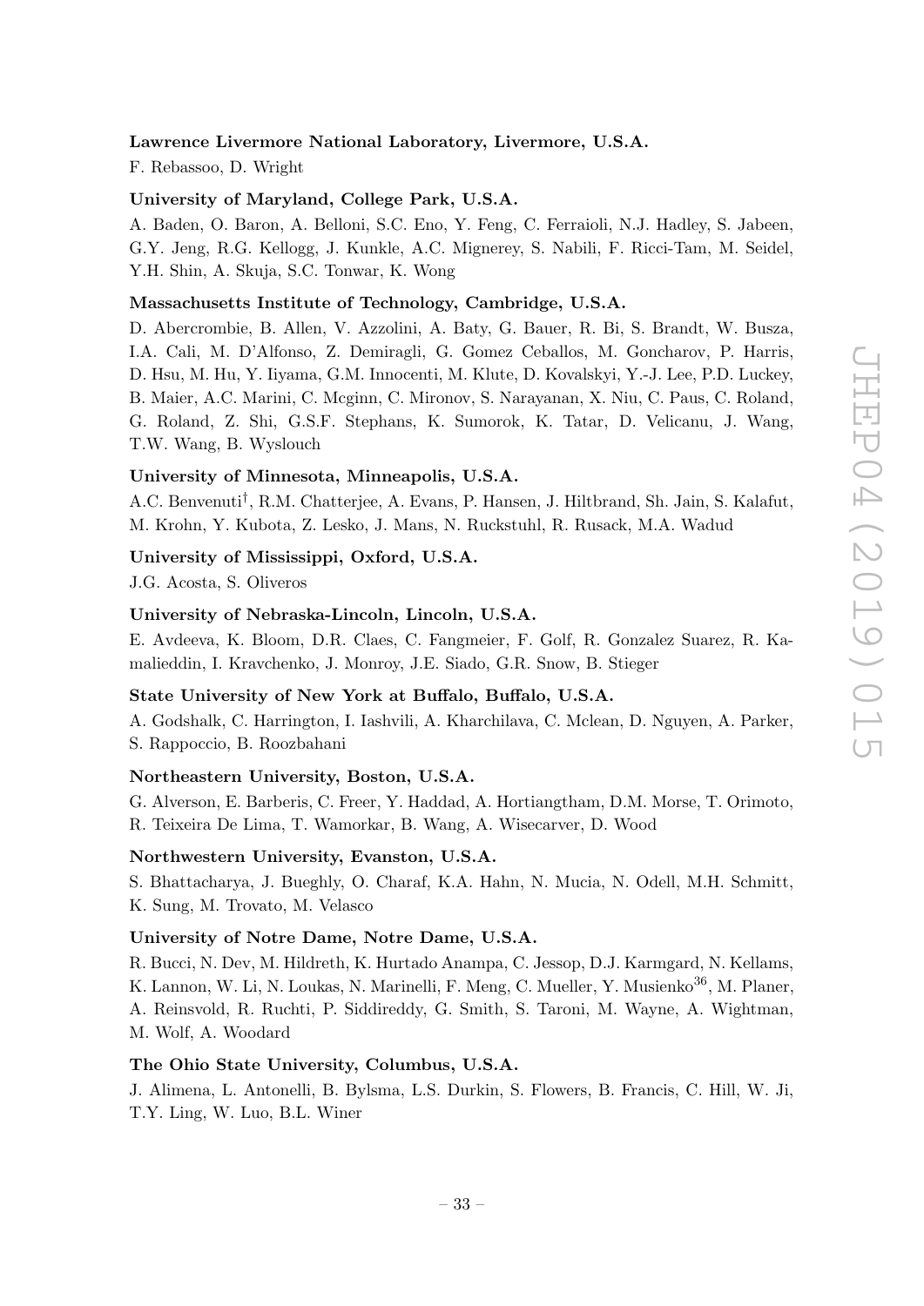**Lawrence Livermore National Laboratory, Livermore, U.S.A.**

F. Rebassoo, D. Wright

**University of Maryland, College Park, U.S.A.**

A. Baden, O. Baron, A. Belloni, S.C. Eno, Y. Feng, C. Ferraioli, N.J. Hadley, S. Jabeen, G.Y. Jeng, R.G. Kellogg, J. Kunkle, A.C. Mignerey, S. Nabili, F. Ricci-Tam, M. Seidel, Y.H. Shin, A. Skuja, S.C. Tonwar, K. Wong

**Massachusetts Institute of Technology, Cambridge, U.S.A.**

D. Abercrombie, B. Allen, V. Azzolini, A. Baty, G. Bauer, R. Bi, S. Brandt, W. Busza, I.A. Cali, M. D'Alfonso, Z. Demiragli, G. Gomez Ceballos, M. Goncharov, P. Harris, D. Hsu, M. Hu, Y. Iiyama, G.M. Innocenti, M. Klute, D. Kovalskyi, Y.-J. Lee, P.D. Luckey, B. Maier, A.C. Marini, C. Mcginn, C. Mironov, S. Narayanan, X. Niu, C. Paus, C. Roland, G. Roland, Z. Shi, G.S.F. Stephans, K. Sumorok, K. Tatar, D. Velicanu, J. Wang, T.W. Wang, B. Wyslouch

**University of Minnesota, Minneapolis, U.S.A.**

A.C. Benvenuti[†], R.M. Chatterjee, A. Evans, P. Hansen, J. Hiltbrand, Sh. Jain, S. Kalafut, M. Krohn, Y. Kubota, Z. Lesko, J. Mans, N. Ruckstuhl, R. Rusack, M.A. Wadud

**University of Mississippi, Oxford, U.S.A.**

J.G. Acosta, S. Oliveros

**University of Nebraska-Lincoln, Lincoln, U.S.A.**

E. Avdeeva, K. Bloom, D.R. Claes, C. Fangmeier, F. Golf, R. Gonzalez Suarez, R. Kamalieddin, I. Kravchenko, J. Monroy, J.E. Siado, G.R. Snow, B. Stieger

**State University of New York at Buffalo, Buffalo, U.S.A.**

A. Godshalk, C. Harrington, I. Iashvili, A. Kharchilava, C. Mclean, D. Nguyen, A. Parker, S. Rappoccio, B. Roozbahani

**Northeastern University, Boston, U.S.A.**

G. Alverson, E. Barberis, C. Freer, Y. Haddad, A. Hortiangtham, D.M. Morse, T. Orimoto, R. Teixeira De Lima, T. Wamorkar, B. Wang, A. Wisecarver, D. Wood

**Northwestern University, Evanston, U.S.A.**

S. Bhattacharya, J. Bueghly, O. Charaf, K.A. Hahn, N. Mucia, N. Odell, M.H. Schmitt, K. Sung, M. Trovato, M. Velasco

**University of Notre Dame, Notre Dame, U.S.A.**

R. Bucci, N. Dev, M. Hildreth, K. Hurtado Anampa, C. Jessop, D.J. Karmgard, N. Kellams, K. Lannon, W. Li, N. Loukas, N. Marinelli, F. Meng, C. Mueller, Y. Musienko[36], M. Planer, A. Reinsvold, R. Ruchti, P. Siddireddy, G. Smith, S. Taroni, M. Wayne, A. Wightman, M. Wolf, A. Woodard

**The Ohio State University, Columbus, U.S.A.**

J. Alimena, L. Antonelli, B. Bylsma, L.S. Durkin, S. Flowers, B. Francis, C. Hill, W. Ji, T.Y. Ling, W. Luo, B.L. Winer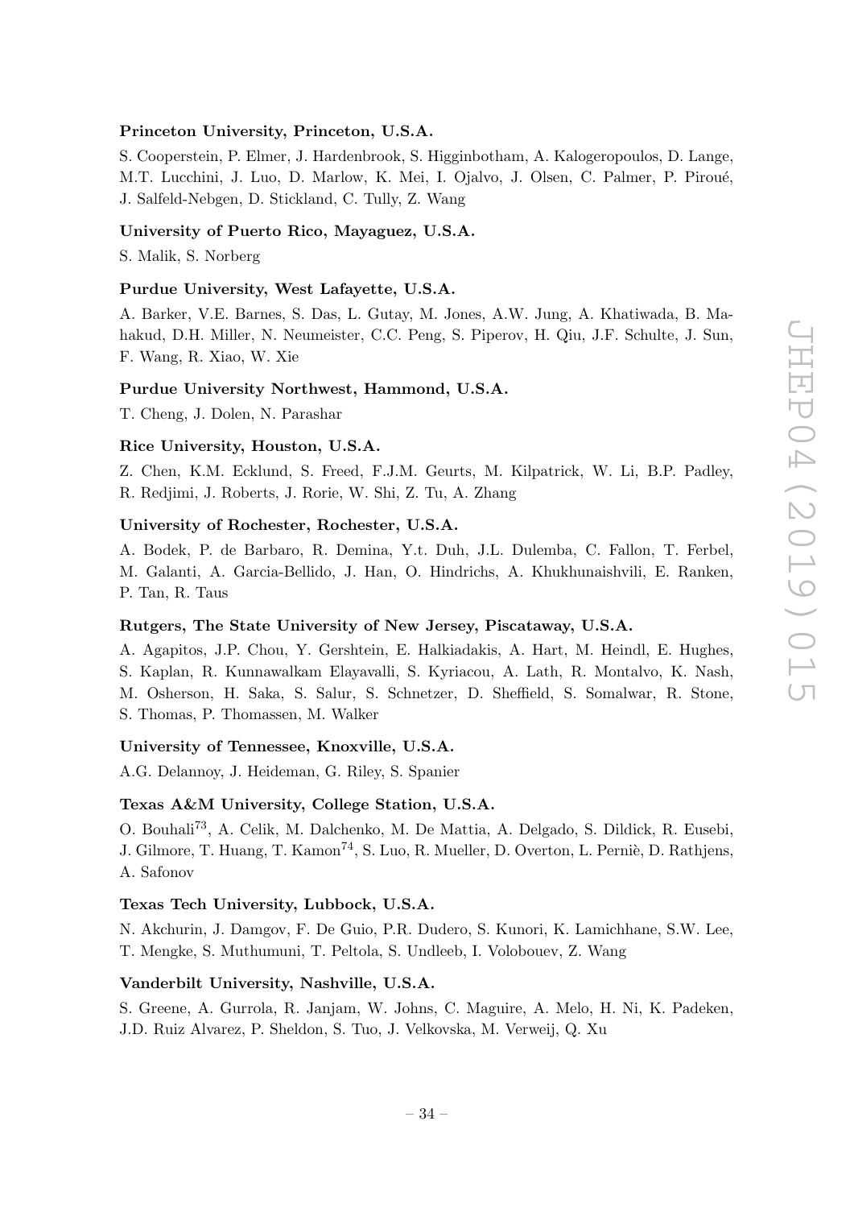**Princeton University, Princeton, U.S.A.**

S. Cooperstein, P. Elmer, J. Hardenbrook, S. Higginbotham, A. Kalogeropoulos, D. Lange, M.T. Lucchini, J. Luo, D. Marlow, K. Mei, I. Ojalvo, J. Olsen, C. Palmer, P. Piroué, J. Salfeld-Nebgen, D. Stickland, C. Tully, Z. Wang

**University of Puerto Rico, Mayaguez, U.S.A.**

S. Malik, S. Norberg

**Purdue University, West Lafayette, U.S.A.**

A. Barker, V.E. Barnes, S. Das, L. Gutay, M. Jones, A.W. Jung, A. Khatiwada, B. Mahakud, D.H. Miller, N. Neumeister, C.C. Peng, S. Piperov, H. Qiu, J.F. Schulte, J. Sun, F. Wang, R. Xiao, W. Xie

**Purdue University Northwest, Hammond, U.S.A.**

T. Cheng, J. Dolen, N. Parashar

**Rice University, Houston, U.S.A.**

Z. Chen, K.M. Ecklund, S. Freed, F.J.M. Geurts, M. Kilpatrick, W. Li, B.P. Padley, R. Redjimi, J. Roberts, J. Rorie, W. Shi, Z. Tu, A. Zhang

**University of Rochester, Rochester, U.S.A.**

A. Bodek, P. de Barbaro, R. Demina, Y.t. Duh, J.L. Dulemba, C. Fallon, T. Ferbel, M. Galanti, A. Garcia-Bellido, J. Han, O. Hindrichs, A. Khukhunaishvili, E. Ranken, P. Tan, R. Taus

**Rutgers, The State University of New Jersey, Piscataway, U.S.A.**

A. Agapitos, J.P. Chou, Y. Gershtein, E. Halkiadakis, A. Hart, M. Heindl, E. Hughes, S. Kaplan, R. Kunnawalkam Elayavalli, S. Kyriacou, A. Lath, R. Montalvo, K. Nash, M. Osherson, H. Saka, S. Salur, S. Schnetzer, D. Sheffield, S. Somalwar, R. Stone, S. Thomas, P. Thomassen, M. Walker

**University of Tennessee, Knoxville, U.S.A.**

A.G. Delannoy, J. Heideman, G. Riley, S. Spanier

**Texas A&M University, College Station, U.S.A.**

O. Bouhali[73], A. Celik, M. Dalchenko, M. De Mattia, A. Delgado, S. Dildick, R. Eusebi, J. Gilmore, T. Huang, T. Kamon[74], S. Luo, R. Mueller, D. Overton, L. Perniè, D. Rathjens, A. Safonov

**Texas Tech University, Lubbock, U.S.A.**

N. Akchurin, J. Damgov, F. De Guio, P.R. Dudero, S. Kunori, K. Lamichhane, S.W. Lee, T. Mengke, S. Muthumuni, T. Peltola, S. Undleeb, I. Volobouev, Z. Wang

**Vanderbilt University, Nashville, U.S.A.**

S. Greene, A. Gurrola, R. Janjam, W. Johns, C. Maguire, A. Melo, H. Ni, K. Padeken, J.D. Ruiz Alvarez, P. Sheldon, S. Tuo, J. Velkovska, M. Verweij, Q. Xu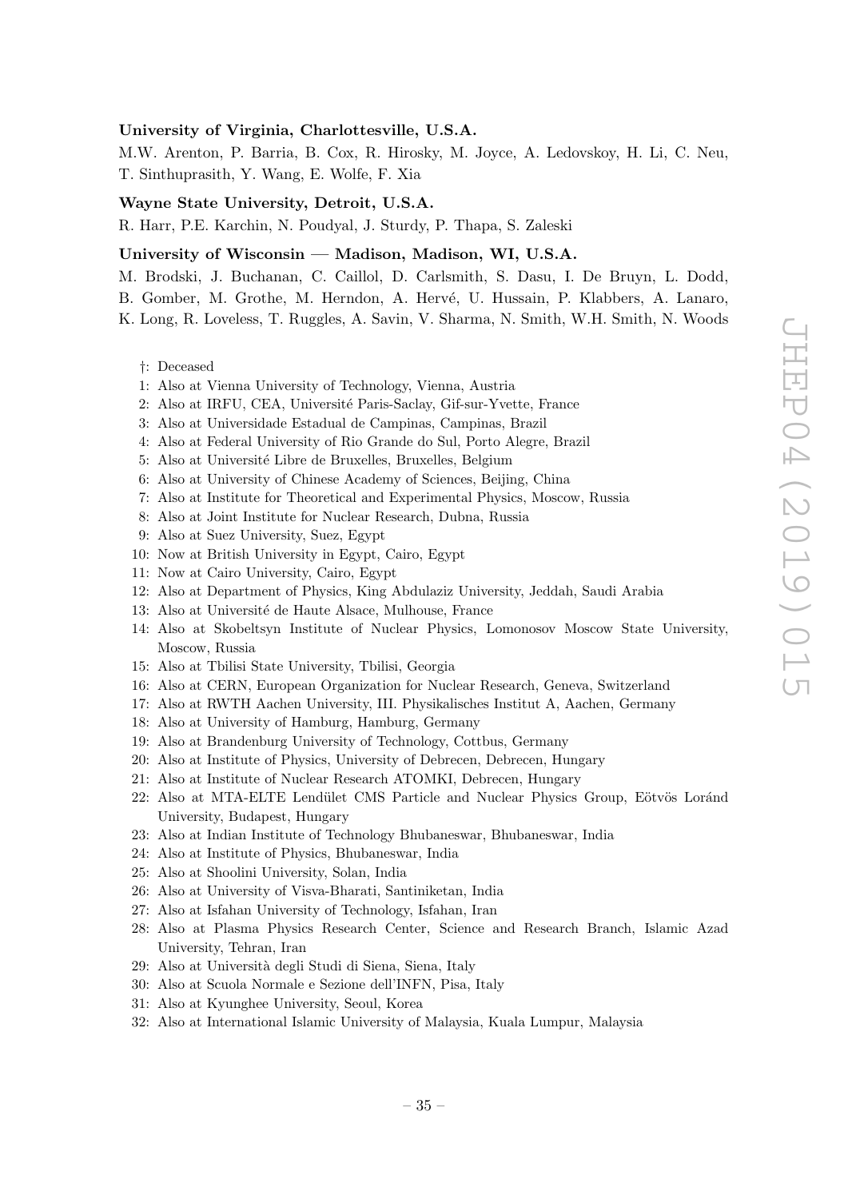**University of Virginia, Charlottesville, U.S.A.**

M.W. Arenton, P. Barria, B. Cox, R. Hirosky, M. Joyce, A. Ledovskoy, H. Li, C. Neu, T. Sinthuprasith, Y. Wang, E. Wolfe, F. Xia

**Wayne State University, Detroit, U.S.A.**

R. Harr, P.E. Karchin, N. Poudyal, J. Sturdy, P. Thapa, S. Zaleski

**University of Wisconsin — Madison, Madison, WI, U.S.A.**

M. Brodski, J. Buchanan, C. Caillol, D. Carlsmith, S. Dasu, I. De Bruyn, L. Dodd, B. Gomber, M. Grothe, M. Herndon, A. Hervé, U. Hussain, P. Klabbers, A. Lanaro, K. Long, R. Loveless, T. Ruggles, A. Savin, V. Sharma, N. Smith, W.H. Smith, N. Woods

†: Deceased
1: Also at Vienna University of Technology, Vienna, Austria
2: Also at IRFU, CEA, Université Paris-Saclay, Gif-sur-Yvette, France
3: Also at Universidade Estadual de Campinas, Campinas, Brazil
4: Also at Federal University of Rio Grande do Sul, Porto Alegre, Brazil
5: Also at Université Libre de Bruxelles, Bruxelles, Belgium
6: Also at University of Chinese Academy of Sciences, Beijing, China
7: Also at Institute for Theoretical and Experimental Physics, Moscow, Russia
8: Also at Joint Institute for Nuclear Research, Dubna, Russia
9: Also at Suez University, Suez, Egypt
10: Now at British University in Egypt, Cairo, Egypt
11: Now at Cairo University, Cairo, Egypt
12: Also at Department of Physics, King Abdulaziz University, Jeddah, Saudi Arabia
13: Also at Université de Haute Alsace, Mulhouse, France
14: Also at Skobeltsyn Institute of Nuclear Physics, Lomonosov Moscow State University, Moscow, Russia
15: Also at Tbilisi State University, Tbilisi, Georgia
16: Also at CERN, European Organization for Nuclear Research, Geneva, Switzerland
17: Also at RWTH Aachen University, III. Physikalisches Institut A, Aachen, Germany
18: Also at University of Hamburg, Hamburg, Germany
19: Also at Brandenburg University of Technology, Cottbus, Germany
20: Also at Institute of Physics, University of Debrecen, Debrecen, Hungary
21: Also at Institute of Nuclear Research ATOMKI, Debrecen, Hungary
22: Also at MTA-ELTE Lendület CMS Particle and Nuclear Physics Group, Eötvös Loránd University, Budapest, Hungary
23: Also at Indian Institute of Technology Bhubaneswar, Bhubaneswar, India
24: Also at Institute of Physics, Bhubaneswar, India
25: Also at Shoolini University, Solan, India
26: Also at University of Visva-Bharati, Santiniketan, India
27: Also at Isfahan University of Technology, Isfahan, Iran
28: Also at Plasma Physics Research Center, Science and Research Branch, Islamic Azad University, Tehran, Iran
29: Also at Università degli Studi di Siena, Siena, Italy
30: Also at Scuola Normale e Sezione dell'INFN, Pisa, Italy
31: Also at Kyunghee University, Seoul, Korea
32: Also at International Islamic University of Malaysia, Kuala Lumpur, Malaysia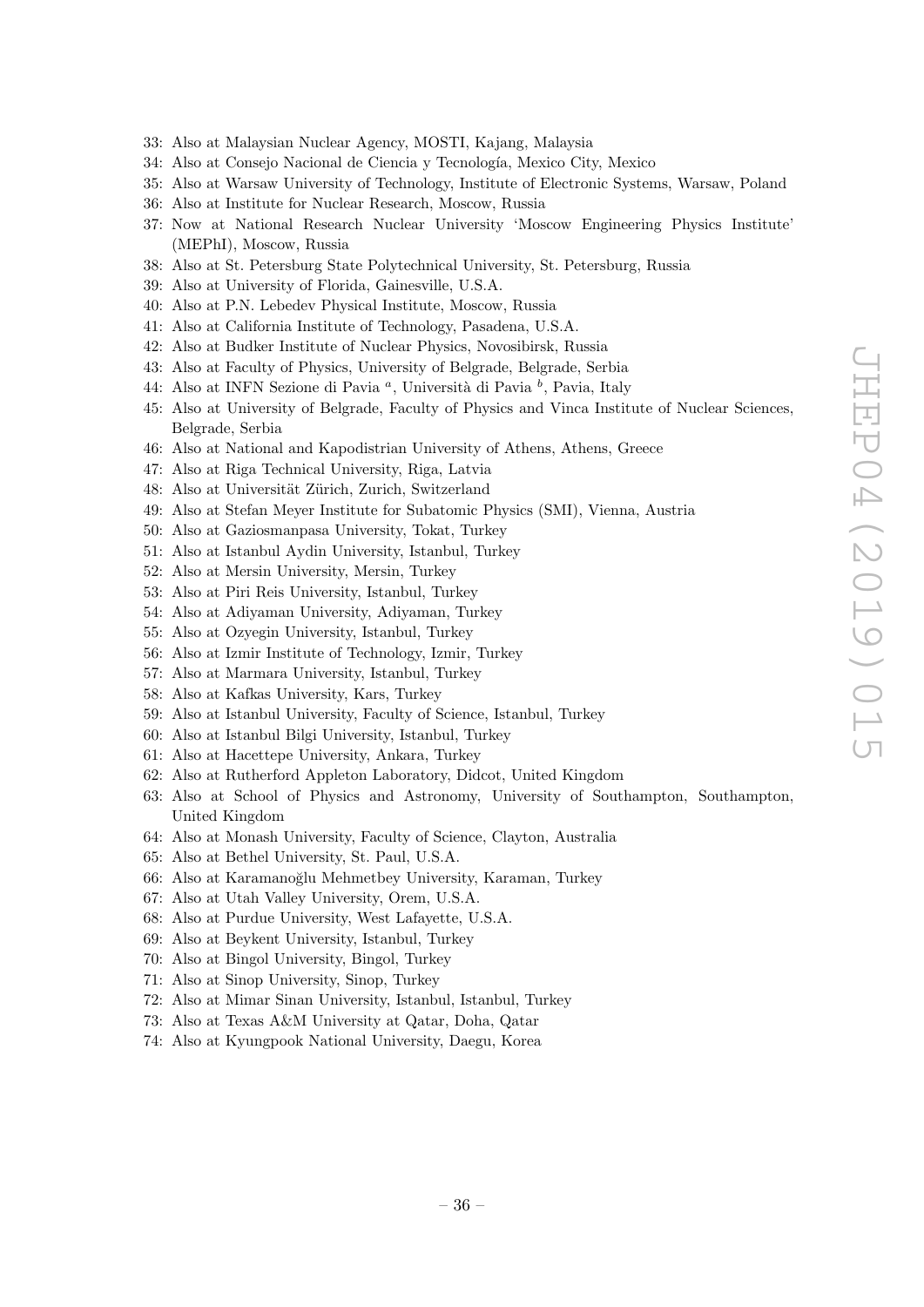33: Also at Malaysian Nuclear Agency, MOSTI, Kajang, Malaysia
34: Also at Consejo Nacional de Ciencia y Tecnología, Mexico City, Mexico
35: Also at Warsaw University of Technology, Institute of Electronic Systems, Warsaw, Poland
36: Also at Institute for Nuclear Research, Moscow, Russia
37: Now at National Research Nuclear University 'Moscow Engineering Physics Institute' (MEPhI), Moscow, Russia
38: Also at St. Petersburg State Polytechnical University, St. Petersburg, Russia
39: Also at University of Florida, Gainesville, U.S.A.
40: Also at P.N. Lebedev Physical Institute, Moscow, Russia
41: Also at California Institute of Technology, Pasadena, U.S.A.
42: Also at Budker Institute of Nuclear Physics, Novosibirsk, Russia
43: Also at Faculty of Physics, University of Belgrade, Belgrade, Serbia
44: Also at INFN Sezione di Pavia [a], Università di Pavia [b], Pavia, Italy
45: Also at University of Belgrade, Faculty of Physics and Vinca Institute of Nuclear Sciences, Belgrade, Serbia
46: Also at National and Kapodistrian University of Athens, Athens, Greece
47: Also at Riga Technical University, Riga, Latvia
48: Also at Universität Zürich, Zurich, Switzerland
49: Also at Stefan Meyer Institute for Subatomic Physics (SMI), Vienna, Austria
50: Also at Gaziosmanpasa University, Tokat, Turkey
51: Also at Istanbul Aydin University, Istanbul, Turkey
52: Also at Mersin University, Mersin, Turkey
53: Also at Piri Reis University, Istanbul, Turkey
54: Also at Adiyaman University, Adiyaman, Turkey
55: Also at Ozyegin University, Istanbul, Turkey
56: Also at Izmir Institute of Technology, Izmir, Turkey
57: Also at Marmara University, Istanbul, Turkey
58: Also at Kafkas University, Kars, Turkey
59: Also at Istanbul University, Faculty of Science, Istanbul, Turkey
60: Also at Istanbul Bilgi University, Istanbul, Turkey
61: Also at Hacettepe University, Ankara, Turkey
62: Also at Rutherford Appleton Laboratory, Didcot, United Kingdom
63: Also at School of Physics and Astronomy, University of Southampton, Southampton, United Kingdom
64: Also at Monash University, Faculty of Science, Clayton, Australia
65: Also at Bethel University, St. Paul, U.S.A.
66: Also at Karamanoğlu Mehmetbey University, Karaman, Turkey
67: Also at Utah Valley University, Orem, U.S.A.
68: Also at Purdue University, West Lafayette, U.S.A.
69: Also at Beykent University, Istanbul, Turkey
70: Also at Bingol University, Bingol, Turkey
71: Also at Sinop University, Sinop, Turkey
72: Also at Mimar Sinan University, Istanbul, Istanbul, Turkey
73: Also at Texas A&M University at Qatar, Doha, Qatar
74: Also at Kyungpook National University, Daegu, Korea